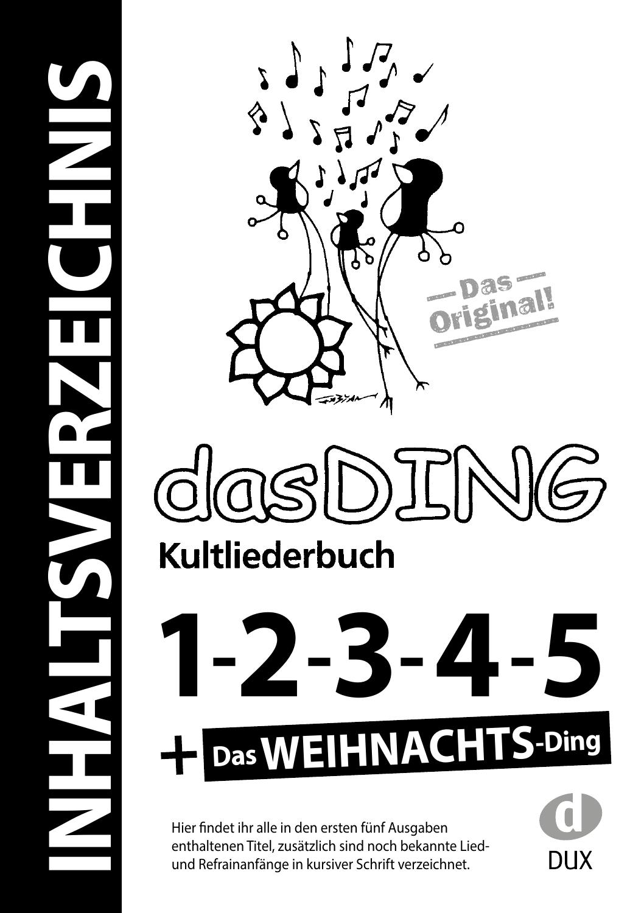# INHALTSVERZEICHNIS

Das Original!

# dasDING

## Kultliederbuch

# 1-2-3-4-5

## + Das WEIHNACHTS-Ding

Hier findet ihr alle in den ersten fünf Ausgaben enthaltenen Titel, zusätzlich sind noch bekannte Lied- und Refrainanfänge in kursiver Schrift verzeichnet.

DUX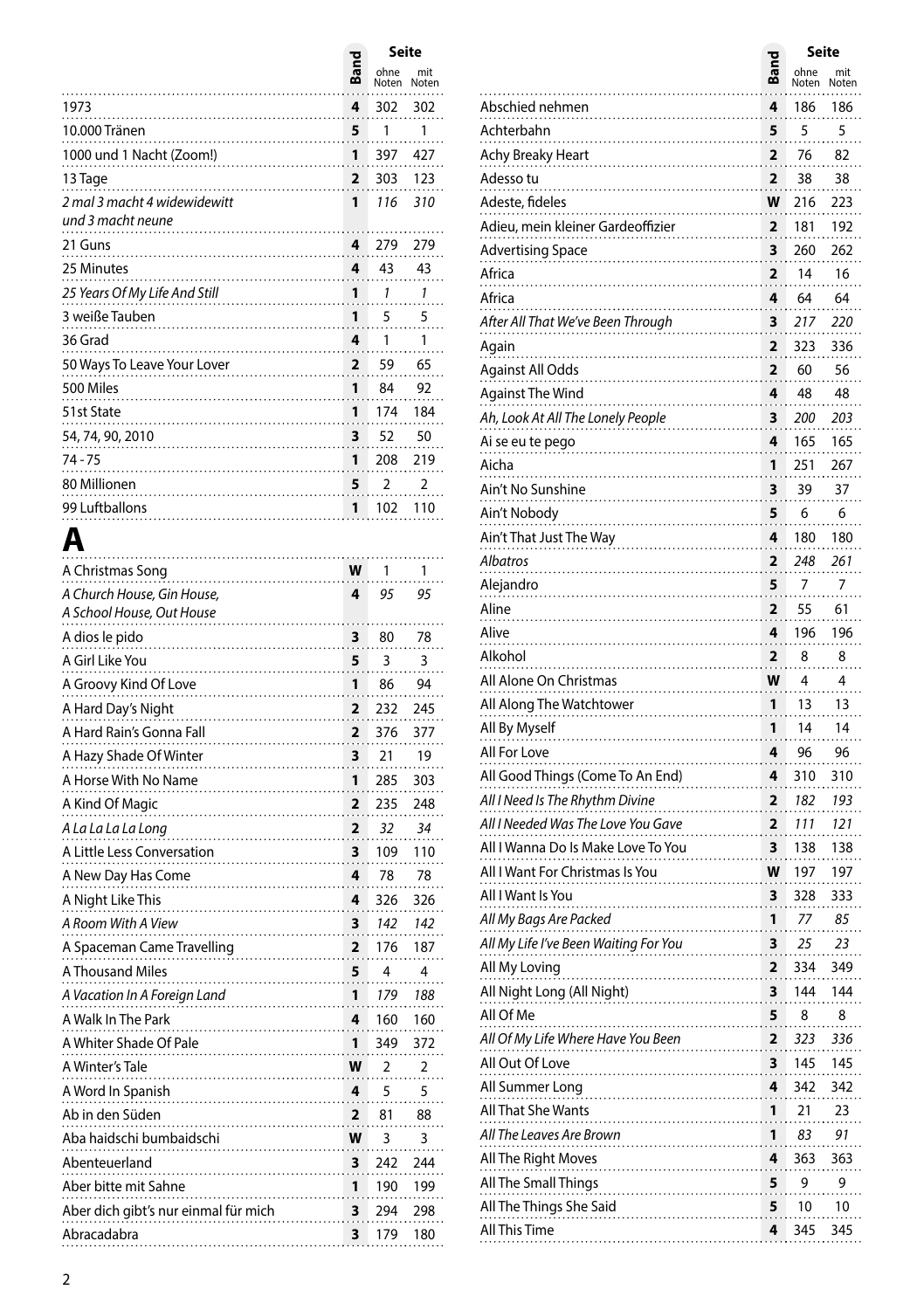| | Band | Seite ohne Noten | Seite mit Noten |
|---|---|---|---|
| 1973 | 4 | 302 | 302 |
| 10.000 Tränen | 5 | 1 | 1 |
| 1000 und 1 Nacht (Zoom!) | 1 | 397 | 427 |
| 13 Tage | 2 | 303 | 123 |
| *2 mal 3 macht 4 widewidewitt und 3 macht neune* | 1 | *116* | *310* |
| 21 Guns | 4 | 279 | 279 |
| 25 Minutes | 4 | 43 | 43 |
| *25 Years Of My Life And Still* | 1 | *1* | *1* |
| 3 weiße Tauben | 1 | 5 | 5 |
| 36 Grad | 4 | 1 | 1 |
| 50 Ways To Leave Your Lover | 2 | 59 | 65 |
| 500 Miles | 1 | 84 | 92 |
| 51st State | 1 | 174 | 184 |
| 54, 74, 90, 2010 | 3 | 52 | 50 |
| 74 - 75 | 1 | 208 | 219 |
| 80 Millionen | 5 | 2 | 2 |
| 99 Luftballons | 1 | 102 | 110 |

# A

| | Band | Seite ohne Noten | Seite mit Noten |
|---|---|---|---|
| A Christmas Song | W | 1 | 1 |
| *A Church House, Gin House, A School House, Out House* | 4 | *95* | *95* |
| A dios le pido | 3 | 80 | 78 |
| A Girl Like You | 5 | 3 | 3 |
| A Groovy Kind Of Love | 1 | 86 | 94 |
| A Hard Day's Night | 2 | 232 | 245 |
| A Hard Rain's Gonna Fall | 2 | 376 | 377 |
| A Hazy Shade Of Winter | 3 | 21 | 19 |
| A Horse With No Name | 1 | 285 | 303 |
| A Kind Of Magic | 2 | 235 | 248 |
| *A La La La La Long* | 2 | *32* | *34* |
| A Little Less Conversation | 3 | 109 | 110 |
| A New Day Has Come | 4 | 78 | 78 |
| A Night Like This | 4 | 326 | 326 |
| *A Room With A View* | 3 | *142* | *142* |
| A Spaceman Came Travelling | 2 | 176 | 187 |
| A Thousand Miles | 5 | 4 | 4 |
| *A Vacation In A Foreign Land* | 1 | *179* | *188* |
| A Walk In The Park | 4 | 160 | 160 |
| A Whiter Shade Of Pale | 1 | 349 | 372 |
| A Winter's Tale | W | 2 | 2 |
| A Word In Spanish | 4 | 5 | 5 |
| Ab in den Süden | 2 | 81 | 88 |
| Aba haidschi bumbaidschi | W | 3 | 3 |
| Abenteuerland | 3 | 242 | 244 |
| Aber bitte mit Sahne | 1 | 190 | 199 |
| Aber dich gibt's nur einmal für mich | 3 | 294 | 298 |
| Abracadabra | 3 | 179 | 180 |
| Abschied nehmen | 4 | 186 | 186 |
| Achterbahn | 5 | 5 | 5 |
| Achy Breaky Heart | 2 | 76 | 82 |
| Adesso tu | 2 | 38 | 38 |
| Adeste, fideles | W | 216 | 223 |
| Adieu, mein kleiner Gardeoffizier | 2 | 181 | 192 |
| Advertising Space | 3 | 260 | 262 |
| Africa | 2 | 14 | 16 |
| Africa | 4 | 64 | 64 |
| *After All That We've Been Through* | 3 | *217* | *220* |
| Again | 2 | 323 | 336 |
| Against All Odds | 2 | 60 | 56 |
| Against The Wind | 4 | 48 | 48 |
| *Ah, Look At All The Lonely People* | 3 | *200* | *203* |
| Ai se eu te pego | 4 | 165 | 165 |
| Aicha | 1 | 251 | 267 |
| Ain't No Sunshine | 3 | 39 | 37 |
| Ain't Nobody | 5 | 6 | 6 |
| Ain't That Just The Way | 4 | 180 | 180 |
| *Albatros* | 2 | *248* | *261* |
| Alejandro | 5 | 7 | 7 |
| Aline | 2 | 55 | 61 |
| Alive | 4 | 196 | 196 |
| Alkohol | 2 | 8 | 8 |
| All Alone On Christmas | W | 4 | 4 |
| All Along The Watchtower | 1 | 13 | 13 |
| All By Myself | 1 | 14 | 14 |
| All For Love | 4 | 96 | 96 |
| All Good Things (Come To An End) | 4 | 310 | 310 |
| *All I Need Is The Rhythm Divine* | 2 | *182* | *193* |
| *All I Needed Was The Love You Gave* | 2 | *111* | *121* |
| All I Wanna Do Is Make Love To You | 3 | 138 | 138 |
| All I Want For Christmas Is You | W | 197 | 197 |
| All I Want Is You | 3 | 328 | 333 |
| *All My Bags Are Packed* | 1 | *77* | *85* |
| *All My Life I've Been Waiting For You* | 3 | *25* | *23* |
| All My Loving | 2 | 334 | 349 |
| All Night Long (All Night) | 3 | 144 | 144 |
| All Of Me | 5 | 8 | 8 |
| *All Of My Life Where Have You Been* | 2 | *323* | *336* |
| All Out Of Love | 3 | 145 | 145 |
| All Summer Long | 4 | 342 | 342 |
| All That She Wants | 1 | 21 | 23 |
| *All The Leaves Are Brown* | 1 | *83* | *91* |
| All The Right Moves | 4 | 363 | 363 |
| All The Small Things | 5 | 9 | 9 |
| All The Things She Said | 5 | 10 | 10 |
| All This Time | 4 | 345 | 345 |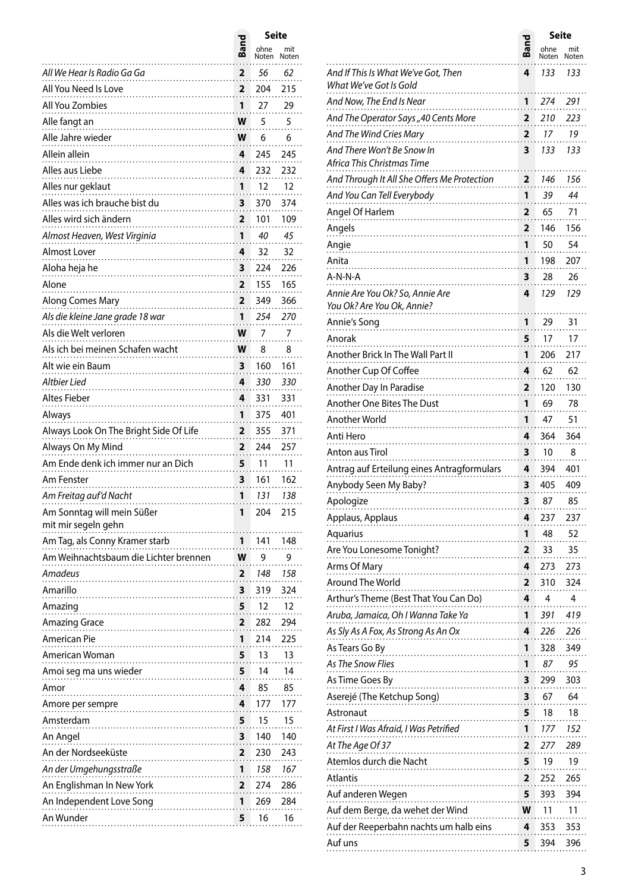| | Band | Seite ohne Noten | Seite mit Noten |
|---|---|---|---|
| *All We Hear Is Radio Ga Ga* | 2 | *56* | *62* |
| All You Need Is Love | 2 | 204 | 215 |
| All You Zombies | 1 | 27 | 29 |
| Alle fangt an | W | 5 | 5 |
| Alle Jahre wieder | W | 6 | 6 |
| Allein allein | 4 | 245 | 245 |
| Alles aus Liebe | 4 | 232 | 232 |
| Alles nur geklaut | 1 | 12 | 12 |
| Alles was ich brauche bist du | 3 | 370 | 374 |
| Alles wird sich ändern | 2 | 101 | 109 |
| *Almost Heaven, West Virginia* | 1 | *40* | *45* |
| Almost Lover | 4 | 32 | 32 |
| Aloha heja he | 3 | 224 | 226 |
| Alone | 2 | 155 | 165 |
| Along Comes Mary | 2 | 349 | 366 |
| *Als die kleine Jane grade 18 war* | 1 | *254* | *270* |
| Als die Welt verloren | W | 7 | 7 |
| Als ich bei meinen Schafen wacht | W | 8 | 8 |
| Alt wie ein Baum | 3 | 160 | 161 |
| *Altbier Lied* | 4 | *330* | *330* |
| Altes Fieber | 4 | 331 | 331 |
| Always | 1 | 375 | 401 |
| Always Look On The Bright Side Of Life | 2 | 355 | 371 |
| Always On My Mind | 2 | 244 | 257 |
| Am Ende denk ich immer nur an Dich | 5 | 11 | 11 |
| Am Fenster | 3 | 161 | 162 |
| *Am Freitag auf'd Nacht* | 1 | *131* | *138* |
| Am Sonntag will mein Süßer mit mir segeln gehn | 1 | 204 | 215 |
| Am Tag, als Conny Kramer starb | 1 | 141 | 148 |
| Am Weihnachtsbaum die Lichter brennen | W | 9 | 9 |
| *Amadeus* | 2 | *148* | *158* |
| Amarillo | 3 | 319 | 324 |
| Amazing | 5 | 12 | 12 |
| Amazing Grace | 2 | 282 | 294 |
| American Pie | 1 | 214 | 225 |
| American Woman | 5 | 13 | 13 |
| Amoi seg ma uns wieder | 5 | 14 | 14 |
| Amor | 4 | 85 | 85 |
| Amore per sempre | 4 | 177 | 177 |
| Amsterdam | 5 | 15 | 15 |
| An Angel | 3 | 140 | 140 |
| An der Nordseeküste | 2 | 230 | 243 |
| *An der Umgehungsstraße* | 1 | *158* | *167* |
| An Englishman In New York | 2 | 274 | 286 |
| An Independent Love Song | 1 | 269 | 284 |
| An Wunder | 5 | 16 | 16 |
| *And If This Is What We've Got, Then What We've Got Is Gold* | 4 | *133* | *133* |
| *And Now, The End Is Near* | 1 | *274* | *291* |
| *And The Operator Says „40 Cents More* | 2 | *210* | *223* |
| *And The Wind Cries Mary* | 2 | *17* | *19* |
| *And There Won't Be Snow In Africa This Christmas Time* | 3 | *133* | *133* |
| *And Through It All She Offers Me Protection* | 2 | *146* | *156* |
| *And You Can Tell Everybody* | 1 | *39* | *44* |
| Angel Of Harlem | 2 | 65 | 71 |
| Angels | 2 | 146 | 156 |
| Angie | 1 | 50 | 54 |
| Anita | 1 | 198 | 207 |
| A-N-N-A | 3 | 28 | 26 |
| *Annie Are You Ok? So, Annie Are You Ok? Are You Ok, Annie?* | 4 | *129* | *129* |
| Annie's Song | 1 | 29 | 31 |
| Anorak | 5 | 17 | 17 |
| Another Brick In The Wall Part II | 1 | 206 | 217 |
| Another Cup Of Coffee | 4 | 62 | 62 |
| Another Day In Paradise | 2 | 120 | 130 |
| Another One Bites The Dust | 1 | 69 | 78 |
| Another World | 1 | 47 | 51 |
| Anti Hero | 4 | 364 | 364 |
| Anton aus Tirol | 3 | 10 | 8 |
| Antrag auf Erteilung eines Antragformulars | 4 | 394 | 401 |
| Anybody Seen My Baby? | 3 | 405 | 409 |
| Apologize | 3 | 87 | 85 |
| Applaus, Applaus | 4 | 237 | 237 |
| Aquarius | 1 | 48 | 52 |
| Are You Lonesome Tonight? | 2 | 33 | 35 |
| Arms Of Mary | 4 | 273 | 273 |
| Around The World | 2 | 310 | 324 |
| Arthur's Theme (Best That You Can Do) | 4 | 4 | 4 |
| *Aruba, Jamaica, Oh I Wanna Take Ya* | 1 | *391* | *419* |
| *As Sly As A Fox, As Strong As An Ox* | 4 | *226* | *226* |
| As Tears Go By | 1 | 328 | 349 |
| *As The Snow Flies* | 1 | *87* | *95* |
| As Time Goes By | 3 | 299 | 303 |
| Aserejé (The Ketchup Song) | 3 | 67 | 64 |
| Astronaut | 5 | 18 | 18 |
| *At First I Was Afraid, I Was Petrified* | 1 | *177* | *152* |
| *At The Age Of 37* | 2 | *277* | *289* |
| Atemlos durch die Nacht | 5 | 19 | 19 |
| Atlantis | 2 | 252 | 265 |
| Auf anderen Wegen | 5 | 393 | 394 |
| Auf dem Berge, da wehet der Wind | W | 11 | 11 |
| Auf der Reeperbahn nachts um halb eins | 4 | 353 | 353 |
| Auf uns | 5 | 394 | 396 |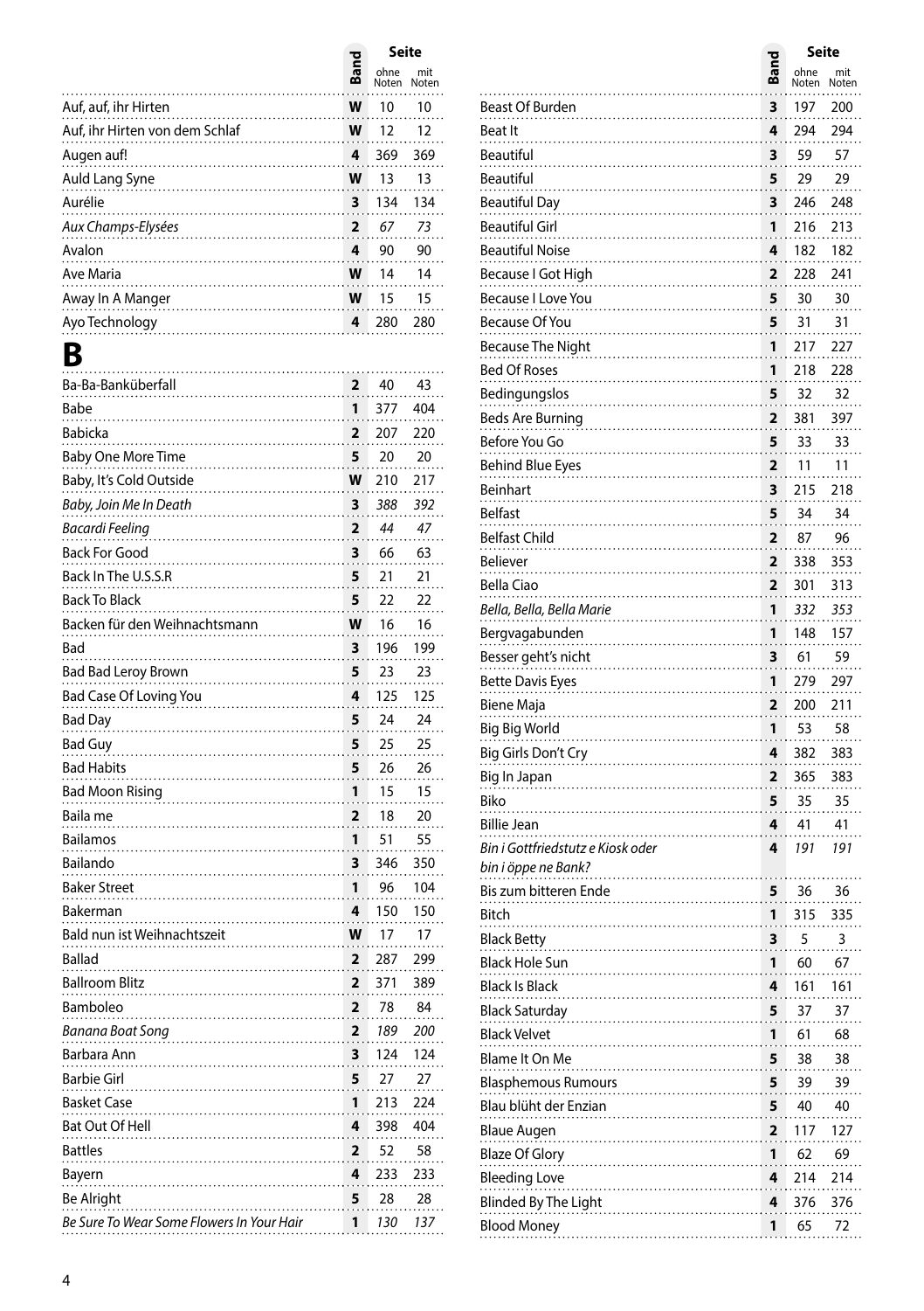| | Band | Seite ohne Noten | Seite mit Noten |
|---|---|---|---|
| Auf, auf, ihr Hirten | W | 10 | 10 |
| Auf, ihr Hirten von dem Schlaf | W | 12 | 12 |
| Augen auf! | 4 | 369 | 369 |
| Auld Lang Syne | W | 13 | 13 |
| Aurélie | 3 | 134 | 134 |
| *Aux Champs-Elysées* | 2 | *67* | *73* |
| Avalon | 4 | 90 | 90 |
| Ave Maria | W | 14 | 14 |
| Away In A Manger | W | 15 | 15 |
| Ayo Technology | 4 | 280 | 280 |

# B

| | Band | Seite ohne Noten | Seite mit Noten |
|---|---|---|---|
| Ba-Ba-Banküberfall | 2 | 40 | 43 |
| Babe | 1 | 377 | 404 |
| Babicka | 2 | 207 | 220 |
| Baby One More Time | 5 | 20 | 20 |
| Baby, It's Cold Outside | W | 210 | 217 |
| *Baby, Join Me In Death* | 3 | *388* | *392* |
| *Bacardi Feeling* | 2 | *44* | *47* |
| Back For Good | 3 | 66 | 63 |
| Back In The U.S.S.R | 5 | 21 | 21 |
| Back To Black | 5 | 22 | 22 |
| Backen für den Weihnachtsmann | W | 16 | 16 |
| Bad | 3 | 196 | 199 |
| Bad Bad Leroy Brown | 5 | 23 | 23 |
| Bad Case Of Loving You | 4 | 125 | 125 |
| Bad Day | 5 | 24 | 24 |
| Bad Guy | 5 | 25 | 25 |
| Bad Habits | 5 | 26 | 26 |
| Bad Moon Rising | 1 | 15 | 15 |
| Baila me | 2 | 18 | 20 |
| Bailamos | 1 | 51 | 55 |
| Bailando | 3 | 346 | 350 |
| Baker Street | 1 | 96 | 104 |
| Bakerman | 4 | 150 | 150 |
| Bald nun ist Weihnachtszeit | W | 17 | 17 |
| Ballad | 2 | 287 | 299 |
| Ballroom Blitz | 2 | 371 | 389 |
| Bamboleo | 2 | 78 | 84 |
| *Banana Boat Song* | 2 | *189* | *200* |
| Barbara Ann | 3 | 124 | 124 |
| Barbie Girl | 5 | 27 | 27 |
| Basket Case | 1 | 213 | 224 |
| Bat Out Of Hell | 4 | 398 | 404 |
| Battles | 2 | 52 | 58 |
| Bayern | 4 | 233 | 233 |
| Be Alright | 5 | 28 | 28 |
| *Be Sure To Wear Some Flowers In Your Hair* | 1 | *130* | *137* |
| Beast Of Burden | 3 | 197 | 200 |
| Beat It | 4 | 294 | 294 |
| Beautiful | 3 | 59 | 57 |
| Beautiful | 5 | 29 | 29 |
| Beautiful Day | 3 | 246 | 248 |
| Beautiful Girl | 1 | 216 | 213 |
| Beautiful Noise | 4 | 182 | 182 |
| Because I Got High | 2 | 228 | 241 |
| Because I Love You | 5 | 30 | 30 |
| Because Of You | 5 | 31 | 31 |
| Because The Night | 1 | 217 | 227 |
| Bed Of Roses | 1 | 218 | 228 |
| Bedingungslos | 5 | 32 | 32 |
| Beds Are Burning | 2 | 381 | 397 |
| Before You Go | 5 | 33 | 33 |
| Behind Blue Eyes | 2 | 11 | 11 |
| Beinhart | 3 | 215 | 218 |
| Belfast | 5 | 34 | 34 |
| Belfast Child | 2 | 87 | 96 |
| Believer | 2 | 338 | 353 |
| Bella Ciao | 2 | 301 | 313 |
| *Bella, Bella, Bella Marie* | 1 | *332* | *353* |
| Bergvagabunden | 1 | 148 | 157 |
| Besser geht's nicht | 3 | 61 | 59 |
| Bette Davis Eyes | 1 | 279 | 297 |
| Biene Maja | 2 | 200 | 211 |
| Big Big World | 1 | 53 | 58 |
| Big Girls Don't Cry | 4 | 382 | 383 |
| Big In Japan | 2 | 365 | 383 |
| Biko | 5 | 35 | 35 |
| Billie Jean | 4 | 41 | 41 |
| *Bin i Gottfriedstutz e Kiosk oder bin i öppe ne Bank?* | 4 | *191* | *191* |
| Bis zum bitteren Ende | 5 | 36 | 36 |
| Bitch | 1 | 315 | 335 |
| Black Betty | 3 | 5 | 3 |
| Black Hole Sun | 1 | 60 | 67 |
| Black Is Black | 4 | 161 | 161 |
| Black Saturday | 5 | 37 | 37 |
| Black Velvet | 1 | 61 | 68 |
| Blame It On Me | 5 | 38 | 38 |
| Blasphemous Rumours | 5 | 39 | 39 |
| Blau blüht der Enzian | 5 | 40 | 40 |
| Blaue Augen | 2 | 117 | 127 |
| Blaze Of Glory | 1 | 62 | 69 |
| Bleeding Love | 4 | 214 | 214 |
| Blinded By The Light | 4 | 376 | 376 |
| Blood Money | 1 | 65 | 72 |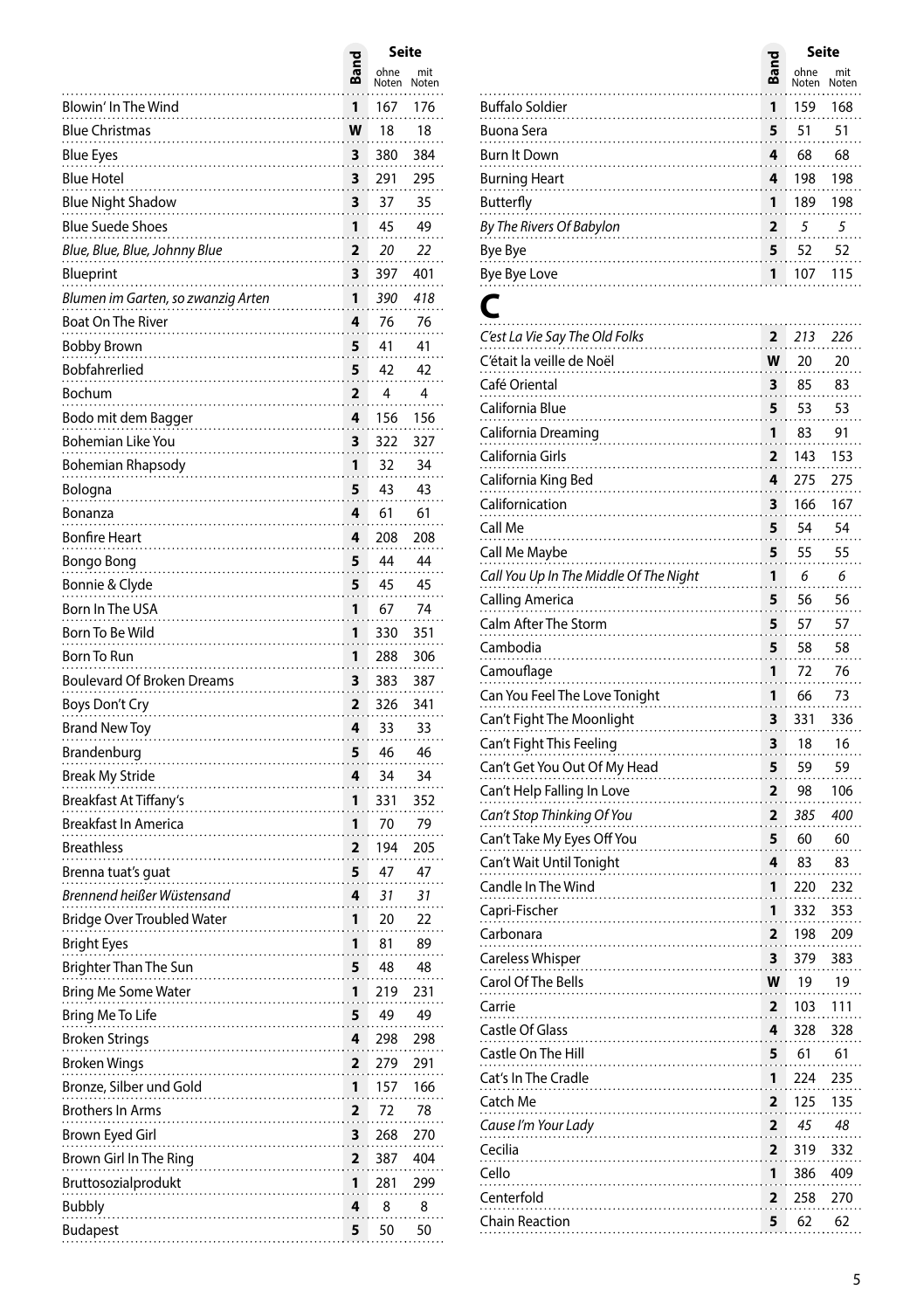| Titel | Band | Seite ohne Noten | Seite mit Noten |
|---|---|---|---|
| Blowin' In The Wind | 1 | 167 | 176 |
| Blue Christmas | W | 18 | 18 |
| Blue Eyes | 3 | 380 | 384 |
| Blue Hotel | 3 | 291 | 295 |
| Blue Night Shadow | 3 | 37 | 35 |
| Blue Suede Shoes | 1 | 45 | 49 |
| *Blue, Blue, Blue, Johnny Blue* | 2 | *20* | *22* |
| Blueprint | 3 | 397 | 401 |
| *Blumen im Garten, so zwanzig Arten* | 1 | *390* | *418* |
| Boat On The River | 4 | 76 | 76 |
| Bobby Brown | 5 | 41 | 41 |
| Bobfahrerlied | 5 | 42 | 42 |
| Bochum | 2 | 4 | 4 |
| Bodo mit dem Bagger | 4 | 156 | 156 |
| Bohemian Like You | 3 | 322 | 327 |
| Bohemian Rhapsody | 1 | 32 | 34 |
| Bologna | 5 | 43 | 43 |
| Bonanza | 4 | 61 | 61 |
| Bonfire Heart | 4 | 208 | 208 |
| Bongo Bong | 5 | 44 | 44 |
| Bonnie & Clyde | 5 | 45 | 45 |
| Born In The USA | 1 | 67 | 74 |
| Born To Be Wild | 1 | 330 | 351 |
| Born To Run | 1 | 288 | 306 |
| Boulevard Of Broken Dreams | 3 | 383 | 387 |
| Boys Don't Cry | 2 | 326 | 341 |
| Brand New Toy | 4 | 33 | 33 |
| Brandenburg | 5 | 46 | 46 |
| Break My Stride | 4 | 34 | 34 |
| Breakfast At Tiffany's | 1 | 331 | 352 |
| Breakfast In America | 1 | 70 | 79 |
| Breathless | 2 | 194 | 205 |
| Brenna tuat's guat | 5 | 47 | 47 |
| *Brennend heißer Wüstensand* | 4 | *31* | *31* |
| Bridge Over Troubled Water | 1 | 20 | 22 |
| Bright Eyes | 1 | 81 | 89 |
| Brighter Than The Sun | 5 | 48 | 48 |
| Bring Me Some Water | 1 | 219 | 231 |
| Bring Me To Life | 5 | 49 | 49 |
| Broken Strings | 4 | 298 | 298 |
| Broken Wings | 2 | 279 | 291 |
| Bronze, Silber und Gold | 1 | 157 | 166 |
| Brothers In Arms | 2 | 72 | 78 |
| Brown Eyed Girl | 3 | 268 | 270 |
| Brown Girl In The Ring | 2 | 387 | 404 |
| Bruttosozialprodukt | 1 | 281 | 299 |
| Bubbly | 4 | 8 | 8 |
| Budapest | 5 | 50 | 50 |
| Buffalo Soldier | 1 | 159 | 168 |
| Buona Sera | 5 | 51 | 51 |
| Burn It Down | 4 | 68 | 68 |
| Burning Heart | 4 | 198 | 198 |
| Butterfly | 1 | 189 | 198 |
| *By The Rivers Of Babylon* | 2 | *5* | *5* |
| Bye Bye | 5 | 52 | 52 |
| Bye Bye Love | 1 | 107 | 115 |

# C

| Titel | Band | Seite ohne Noten | Seite mit Noten |
|---|---|---|---|
| *C'est La Vie Say The Old Folks* | 2 | *213* | *226* |
| C'était la veille de Noël | W | 20 | 20 |
| Café Oriental | 3 | 85 | 83 |
| California Blue | 5 | 53 | 53 |
| California Dreaming | 1 | 83 | 91 |
| California Girls | 2 | 143 | 153 |
| California King Bed | 4 | 275 | 275 |
| Californication | 3 | 166 | 167 |
| Call Me | 5 | 54 | 54 |
| Call Me Maybe | 5 | 55 | 55 |
| *Call You Up In The Middle Of The Night* | 1 | *6* | *6* |
| Calling America | 5 | 56 | 56 |
| Calm After The Storm | 5 | 57 | 57 |
| Cambodia | 5 | 58 | 58 |
| Camouflage | 1 | 72 | 76 |
| Can You Feel The Love Tonight | 1 | 66 | 73 |
| Can't Fight The Moonlight | 3 | 331 | 336 |
| Can't Fight This Feeling | 3 | 18 | 16 |
| Can't Get You Out Of My Head | 5 | 59 | 59 |
| Can't Help Falling In Love | 2 | 98 | 106 |
| *Can't Stop Thinking Of You* | 2 | *385* | *400* |
| Can't Take My Eyes Off You | 5 | 60 | 60 |
| Can't Wait Until Tonight | 4 | 83 | 83 |
| Candle In The Wind | 1 | 220 | 232 |
| Capri-Fischer | 1 | 332 | 353 |
| Carbonara | 2 | 198 | 209 |
| Careless Whisper | 3 | 379 | 383 |
| Carol Of The Bells | W | 19 | 19 |
| Carrie | 2 | 103 | 111 |
| Castle Of Glass | 4 | 328 | 328 |
| Castle On The Hill | 5 | 61 | 61 |
| Cat's In The Cradle | 1 | 224 | 235 |
| Catch Me | 2 | 125 | 135 |
| *Cause I'm Your Lady* | 2 | *45* | *48* |
| Cecilia | 2 | 319 | 332 |
| Cello | 1 | 386 | 409 |
| Centerfold | 2 | 258 | 270 |
| Chain Reaction | 5 | 62 | 62 |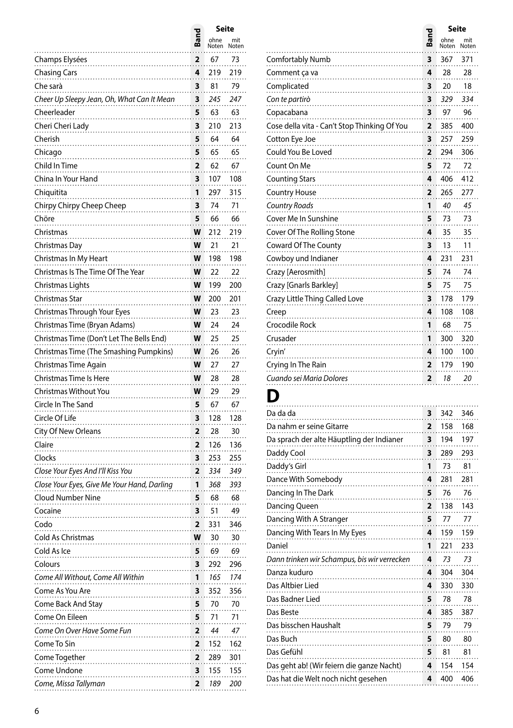| | Band | Seite ohne Noten | Seite mit Noten |
|---|---|---|---|
| Champs Elysées | 2 | 67 | 73 |
| Chasing Cars | 4 | 219 | 219 |
| Che sarà | 3 | 81 | 79 |
| *Cheer Up Sleepy Jean, Oh, What Can It Mean* | 3 | *245* | *247* |
| Cheerleader | 5 | 63 | 63 |
| Cheri Cheri Lady | 3 | 210 | 213 |
| Cherish | 5 | 64 | 64 |
| Chicago | 5 | 65 | 65 |
| Child In Time | 2 | 62 | 67 |
| China In Your Hand | 3 | 107 | 108 |
| Chiquitita | 1 | 297 | 315 |
| Chirpy Chirpy Cheep Cheep | 3 | 74 | 71 |
| Chöre | 5 | 66 | 66 |
| Christmas | W | 212 | 219 |
| Christmas Day | W | 21 | 21 |
| Christmas In My Heart | W | 198 | 198 |
| Christmas Is The Time Of The Year | W | 22 | 22 |
| Christmas Lights | W | 199 | 200 |
| Christmas Star | W | 200 | 201 |
| Christmas Through Your Eyes | W | 23 | 23 |
| Christmas Time (Bryan Adams) | W | 24 | 24 |
| Christmas Time (Don't Let The Bells End) | W | 25 | 25 |
| Christmas Time (The Smashing Pumpkins) | W | 26 | 26 |
| Christmas Time Again | W | 27 | 27 |
| Christmas Time Is Here | W | 28 | 28 |
| Christmas Without You | W | 29 | 29 |
| Circle In The Sand | 5 | 67 | 67 |
| Circle Of Life | 3 | 128 | 128 |
| City Of New Orleans | 2 | 28 | 30 |
| Claire | 2 | 126 | 136 |
| Clocks | 3 | 253 | 255 |
| *Close Your Eyes And I'll Kiss You* | 2 | *334* | *349* |
| *Close Your Eyes, Give Me Your Hand, Darling* | 1 | *368* | *393* |
| Cloud Number Nine | 5 | 68 | 68 |
| Cocaine | 3 | 51 | 49 |
| Codo | 2 | 331 | 346 |
| Cold As Christmas | W | 30 | 30 |
| Cold As Ice | 5 | 69 | 69 |
| Colours | 3 | 292 | 296 |
| *Come All Without, Come All Within* | 1 | *165* | *174* |
| Come As You Are | 3 | 352 | 356 |
| Come Back And Stay | 5 | 70 | 70 |
| Come On Eileen | 5 | 71 | 71 |
| *Come On Over Have Some Fun* | 2 | *44* | *47* |
| Come To Sin | 2 | 152 | 162 |
| Come Together | 2 | 289 | 301 |
| Come Undone | 3 | 155 | 155 |
| *Come, Missa Tallyman* | 2 | *189* | *200* |
| Comfortably Numb | 3 | 367 | 371 |
| Comment ça va | 4 | 28 | 28 |
| Complicated | 3 | 20 | 18 |
| *Con te partirò* | 3 | *329* | *334* |
| Copacabana | 3 | 97 | 96 |
| Cose della vita - Can't Stop Thinking Of You | 2 | 385 | 400 |
| Cotton Eye Joe | 3 | 257 | 259 |
| Could You Be Loved | 2 | 294 | 306 |
| Count On Me | 5 | 72 | 72 |
| Counting Stars | 4 | 406 | 412 |
| Country House | 2 | 265 | 277 |
| *Country Roads* | 1 | *40* | *45* |
| Cover Me In Sunshine | 5 | 73 | 73 |
| Cover Of The Rolling Stone | 4 | 35 | 35 |
| Coward Of The County | 3 | 13 | 11 |
| Cowboy und Indianer | 4 | 231 | 231 |
| Crazy [Aerosmith] | 5 | 74 | 74 |
| Crazy [Gnarls Barkley] | 5 | 75 | 75 |
| Crazy Little Thing Called Love | 3 | 178 | 179 |
| Creep | 4 | 108 | 108 |
| Crocodile Rock | 1 | 68 | 75 |
| Crusader | 1 | 300 | 320 |
| Cryin' | 4 | 100 | 100 |
| Crying In The Rain | 2 | 179 | 190 |
| *Cuando sei Maria Dolores* | 2 | *18* | *20* |

# D

| | Band | Seite ohne Noten | Seite mit Noten |
|---|---|---|---|
| Da da da | 3 | 342 | 346 |
| Da nahm er seine Gitarre | 2 | 158 | 168 |
| Da sprach der alte Häuptling der Indianer | 3 | 194 | 197 |
| Daddy Cool | 3 | 289 | 293 |
| Daddy's Girl | 1 | 73 | 81 |
| Dance With Somebody | 4 | 281 | 281 |
| Dancing In The Dark | 5 | 76 | 76 |
| Dancing Queen | 2 | 138 | 143 |
| Dancing With A Stranger | 5 | 77 | 77 |
| Dancing With Tears In My Eyes | 4 | 159 | 159 |
| Daniel | 1 | 221 | 233 |
| *Dann trinken wir Schampus, bis wir verrecken* | 4 | *73* | *73* |
| Danza kuduro | 4 | 304 | 304 |
| Das Altbier Lied | 4 | 330 | 330 |
| Das Badner Lied | 5 | 78 | 78 |
| Das Beste | 4 | 385 | 387 |
| Das bisschen Haushalt | 5 | 79 | 79 |
| Das Buch | 5 | 80 | 80 |
| Das Gefühl | 5 | 81 | 81 |
| Das geht ab! (Wir feiern die ganze Nacht) | 4 | 154 | 154 |
| Das hat die Welt noch nicht gesehen | 4 | 400 | 406 |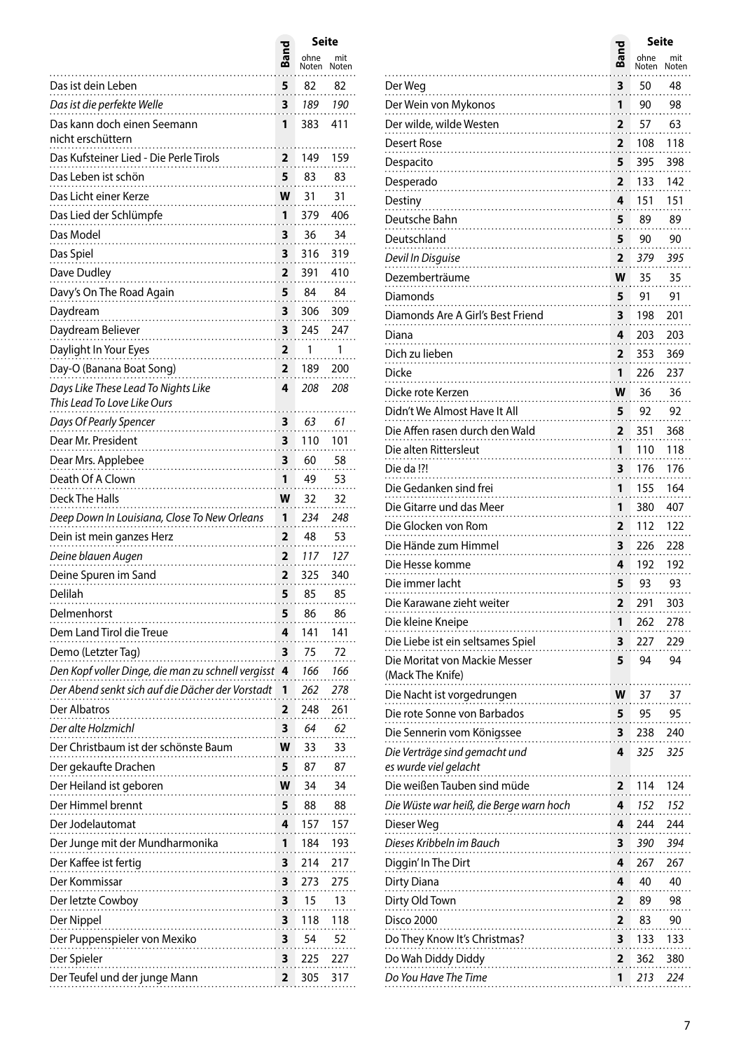| | Band | Seite ohne Noten | Seite mit Noten |
|---|---|---|---|
| Das ist dein Leben | 5 | 82 | 82 |
| *Das ist die perfekte Welle* | 3 | *189* | *190* |
| Das kann doch einen Seemann nicht erschüttern | 1 | 383 | 411 |
| Das Kufsteiner Lied - Die Perle Tirols | 2 | 149 | 159 |
| Das Leben ist schön | 5 | 83 | 83 |
| Das Licht einer Kerze | W | 31 | 31 |
| Das Lied der Schlümpfe | 1 | 379 | 406 |
| Das Model | 3 | 36 | 34 |
| Das Spiel | 3 | 316 | 319 |
| Dave Dudley | 2 | 391 | 410 |
| Davy's On The Road Again | 5 | 84 | 84 |
| Daydream | 3 | 306 | 309 |
| Daydream Believer | 3 | 245 | 247 |
| Daylight In Your Eyes | 2 | 1 | 1 |
| Day-O (Banana Boat Song) | 2 | 189 | 200 |
| *Days Like These Lead To Nights Like This Lead To Love Like Ours* | 4 | *208* | *208* |
| *Days Of Pearly Spencer* | 3 | *63* | *61* |
| Dear Mr. President | 3 | 110 | 101 |
| Dear Mrs. Applebee | 3 | 60 | 58 |
| Death Of A Clown | 1 | 49 | 53 |
| Deck The Halls | W | 32 | 32 |
| *Deep Down In Louisiana, Close To New Orleans* | 1 | *234* | *248* |
| Dein ist mein ganzes Herz | 2 | 48 | 53 |
| *Deine blauen Augen* | 2 | *117* | *127* |
| Deine Spuren im Sand | 2 | 325 | 340 |
| Delilah | 5 | 85 | 85 |
| Delmenhorst | 5 | 86 | 86 |
| Dem Land Tirol die Treue | 4 | 141 | 141 |
| Demo (Letzter Tag) | 3 | 75 | 72 |
| *Den Kopf voller Dinge, die man zu schnell vergisst* | 4 | *166* | *166* |
| *Der Abend senkt sich auf die Dächer der Vorstadt* | 1 | *262* | *278* |
| Der Albatros | 2 | 248 | 261 |
| *Der alte Holzmichl* | 3 | *64* | *62* |
| Der Christbaum ist der schönste Baum | W | 33 | 33 |
| Der gekaufte Drachen | 5 | 87 | 87 |
| Der Heiland ist geboren | W | 34 | 34 |
| Der Himmel brennt | 5 | 88 | 88 |
| Der Jodelautomat | 4 | 157 | 157 |
| Der Junge mit der Mundharmonika | 1 | 184 | 193 |
| Der Kaffee ist fertig | 3 | 214 | 217 |
| Der Kommissar | 3 | 273 | 275 |
| Der letzte Cowboy | 3 | 15 | 13 |
| Der Nippel | 3 | 118 | 118 |
| Der Puppenspieler von Mexiko | 3 | 54 | 52 |
| Der Spieler | 3 | 225 | 227 |
| Der Teufel und der junge Mann | 2 | 305 | 317 |
| Der Weg | 3 | 50 | 48 |
| Der Wein von Mykonos | 1 | 90 | 98 |
| Der wilde, wilde Westen | 2 | 57 | 63 |
| Desert Rose | 2 | 108 | 118 |
| Despacito | 5 | 395 | 398 |
| Desperado | 2 | 133 | 142 |
| Destiny | 4 | 151 | 151 |
| Deutsche Bahn | 5 | 89 | 89 |
| Deutschland | 5 | 90 | 90 |
| *Devil In Disguise* | 2 | *379* | *395* |
| Dezemberträume | W | 35 | 35 |
| Diamonds | 5 | 91 | 91 |
| Diamonds Are A Girl's Best Friend | 3 | 198 | 201 |
| Diana | 4 | 203 | 203 |
| Dich zu lieben | 2 | 353 | 369 |
| Dicke | 1 | 226 | 237 |
| Dicke rote Kerzen | W | 36 | 36 |
| Didn't We Almost Have It All | 5 | 92 | 92 |
| Die Affen rasen durch den Wald | 2 | 351 | 368 |
| Die alten Rittersleut | 1 | 110 | 118 |
| Die da !?! | 3 | 176 | 176 |
| Die Gedanken sind frei | 1 | 155 | 164 |
| Die Gitarre und das Meer | 1 | 380 | 407 |
| Die Glocken von Rom | 2 | 112 | 122 |
| Die Hände zum Himmel | 3 | 226 | 228 |
| Die Hesse komme | 4 | 192 | 192 |
| Die immer lacht | 5 | 93 | 93 |
| Die Karawane zieht weiter | 2 | 291 | 303 |
| Die kleine Kneipe | 1 | 262 | 278 |
| Die Liebe ist ein seltsames Spiel | 3 | 227 | 229 |
| Die Moritat von Mackie Messer (Mack The Knife) | 5 | 94 | 94 |
| Die Nacht ist vorgedrungen | W | 37 | 37 |
| Die rote Sonne von Barbados | 5 | 95 | 95 |
| Die Sennerin vom Königssee | 3 | 238 | 240 |
| *Die Verträge sind gemacht und es wurde viel gelacht* | 4 | *325* | *325* |
| Die weißen Tauben sind müde | 2 | 114 | 124 |
| *Die Wüste war heiß, die Berge warn hoch* | 4 | *152* | *152* |
| Dieser Weg | 4 | 244 | 244 |
| *Dieses Kribbeln im Bauch* | 3 | *390* | *394* |
| Diggin' In The Dirt | 4 | 267 | 267 |
| Dirty Diana | 4 | 40 | 40 |
| Dirty Old Town | 2 | 89 | 98 |
| Disco 2000 | 2 | 83 | 90 |
| Do They Know It's Christmas? | 3 | 133 | 133 |
| Do Wah Diddy Diddy | 2 | 362 | 380 |
| *Do You Have The Time* | 1 | *213* | *224* |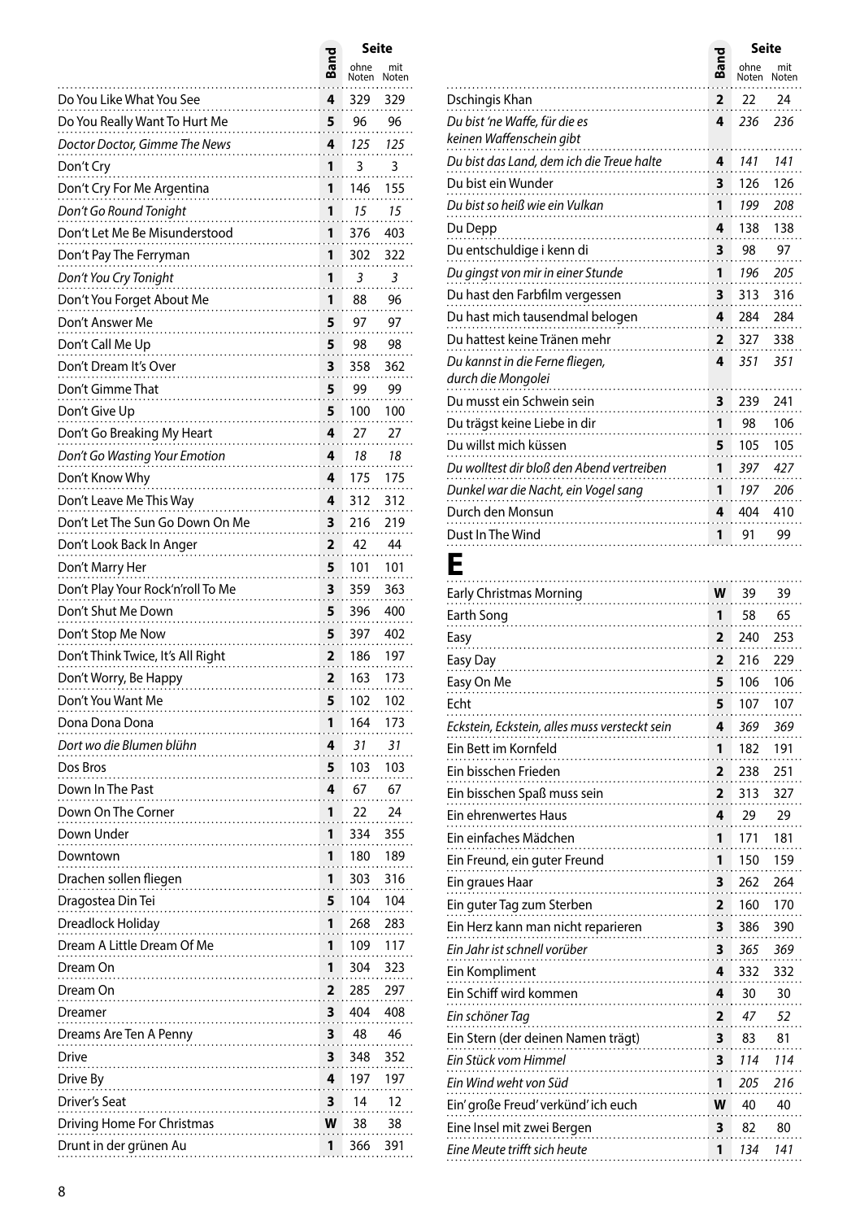| | Band | Seite ohne Noten | Seite mit Noten |
|---|---|---|---|
| Do You Like What You See | 4 | 329 | 329 |
| Do You Really Want To Hurt Me | 5 | 96 | 96 |
| *Doctor Doctor, Gimme The News* | 4 | *125* | *125* |
| Don't Cry | 1 | 3 | 3 |
| Don't Cry For Me Argentina | 1 | 146 | 155 |
| *Don't Go Round Tonight* | 1 | *15* | *15* |
| Don't Let Me Be Misunderstood | 1 | 376 | 403 |
| Don't Pay The Ferryman | 1 | 302 | 322 |
| *Don't You Cry Tonight* | 1 | *3* | *3* |
| Don't You Forget About Me | 1 | 88 | 96 |
| Don't Answer Me | 5 | 97 | 97 |
| Don't Call Me Up | 5 | 98 | 98 |
| Don't Dream It's Over | 3 | 358 | 362 |
| Don't Gimme That | 5 | 99 | 99 |
| Don't Give Up | 5 | 100 | 100 |
| Don't Go Breaking My Heart | 4 | 27 | 27 |
| *Don't Go Wasting Your Emotion* | 4 | *18* | *18* |
| Don't Know Why | 4 | 175 | 175 |
| Don't Leave Me This Way | 4 | 312 | 312 |
| Don't Let The Sun Go Down On Me | 3 | 216 | 219 |
| Don't Look Back In Anger | 2 | 42 | 44 |
| Don't Marry Her | 5 | 101 | 101 |
| Don't Play Your Rock'n'roll To Me | 3 | 359 | 363 |
| Don't Shut Me Down | 5 | 396 | 400 |
| Don't Stop Me Now | 5 | 397 | 402 |
| Don't Think Twice, It's All Right | 2 | 186 | 197 |
| Don't Worry, Be Happy | 2 | 163 | 173 |
| Don't You Want Me | 5 | 102 | 102 |
| Dona Dona Dona | 1 | 164 | 173 |
| *Dort wo die Blumen blühn* | 4 | *31* | *31* |
| Dos Bros | 5 | 103 | 103 |
| Down In The Past | 4 | 67 | 67 |
| Down On The Corner | 1 | 22 | 24 |
| Down Under | 1 | 334 | 355 |
| Downtown | 1 | 180 | 189 |
| Drachen sollen fliegen | 1 | 303 | 316 |
| Dragostea Din Tei | 5 | 104 | 104 |
| Dreadlock Holiday | 1 | 268 | 283 |
| Dream A Little Dream Of Me | 1 | 109 | 117 |
| Dream On | 1 | 304 | 323 |
| Dream On | 2 | 285 | 297 |
| Dreamer | 3 | 404 | 408 |
| Dreams Are Ten A Penny | 3 | 48 | 46 |
| Drive | 3 | 348 | 352 |
| Drive By | 4 | 197 | 197 |
| Driver's Seat | 3 | 14 | 12 |
| Driving Home For Christmas | W | 38 | 38 |
| Drunt in der grünen Au | 1 | 366 | 391 |
| Dschingis Khan | 2 | 22 | 24 |
| *Du bist 'ne Waffe, für die es keinen Waffenschein gibt* | 4 | *236* | *236* |
| *Du bist das Land, dem ich die Treue halte* | 4 | *141* | *141* |
| Du bist ein Wunder | 3 | 126 | 126 |
| *Du bist so heiß wie ein Vulkan* | 1 | *199* | *208* |
| Du Depp | 4 | 138 | 138 |
| Du entschuldige i kenn di | 3 | 98 | 97 |
| *Du gingst von mir in einer Stunde* | 1 | *196* | *205* |
| Du hast den Farbfilm vergessen | 3 | 313 | 316 |
| Du hast mich tausendmal belogen | 4 | 284 | 284 |
| Du hattest keine Tränen mehr | 2 | 327 | 338 |
| *Du kannst in die Ferne fliegen, durch die Mongolei* | 4 | *351* | *351* |
| Du musst ein Schwein sein | 3 | 239 | 241 |
| Du trägst keine Liebe in dir | 1 | 98 | 106 |
| Du willst mich küssen | 5 | 105 | 105 |
| *Du wolltest dir bloß den Abend vertreiben* | 1 | *397* | *427* |
| *Dunkel war die Nacht, ein Vogel sang* | 1 | *197* | *206* |
| Durch den Monsun | 4 | 404 | 410 |
| Dust In The Wind | 1 | 91 | 99 |

# E

| | Band | Seite ohne Noten | Seite mit Noten |
|---|---|---|---|
| Early Christmas Morning | W | 39 | 39 |
| Earth Song | 1 | 58 | 65 |
| Easy | 2 | 240 | 253 |
| Easy Day | 2 | 216 | 229 |
| Easy On Me | 5 | 106 | 106 |
| Echt | 5 | 107 | 107 |
| *Eckstein, Eckstein, alles muss versteckt sein* | 4 | *369* | *369* |
| Ein Bett im Kornfeld | 1 | 182 | 191 |
| Ein bisschen Frieden | 2 | 238 | 251 |
| Ein bisschen Spaß muss sein | 2 | 313 | 327 |
| Ein ehrenwertes Haus | 4 | 29 | 29 |
| Ein einfaches Mädchen | 1 | 171 | 181 |
| Ein Freund, ein guter Freund | 1 | 150 | 159 |
| Ein graues Haar | 3 | 262 | 264 |
| Ein guter Tag zum Sterben | 2 | 160 | 170 |
| Ein Herz kann man nicht reparieren | 3 | 386 | 390 |
| *Ein Jahr ist schnell vorüber* | 3 | *365* | *369* |
| Ein Kompliment | 4 | 332 | 332 |
| Ein Schiff wird kommen | 4 | 30 | 30 |
| *Ein schöner Tag* | 2 | *47* | *52* |
| Ein Stern (der deinen Namen trägt) | 3 | 83 | 81 |
| *Ein Stück vom Himmel* | 3 | *114* | *114* |
| *Ein Wind weht von Süd* | 1 | *205* | *216* |
| Ein' große Freud' verkünd' ich euch | W | 40 | 40 |
| Eine Insel mit zwei Bergen | 3 | 82 | 80 |
| *Eine Meute trifft sich heute* | 1 | *134* | *141* |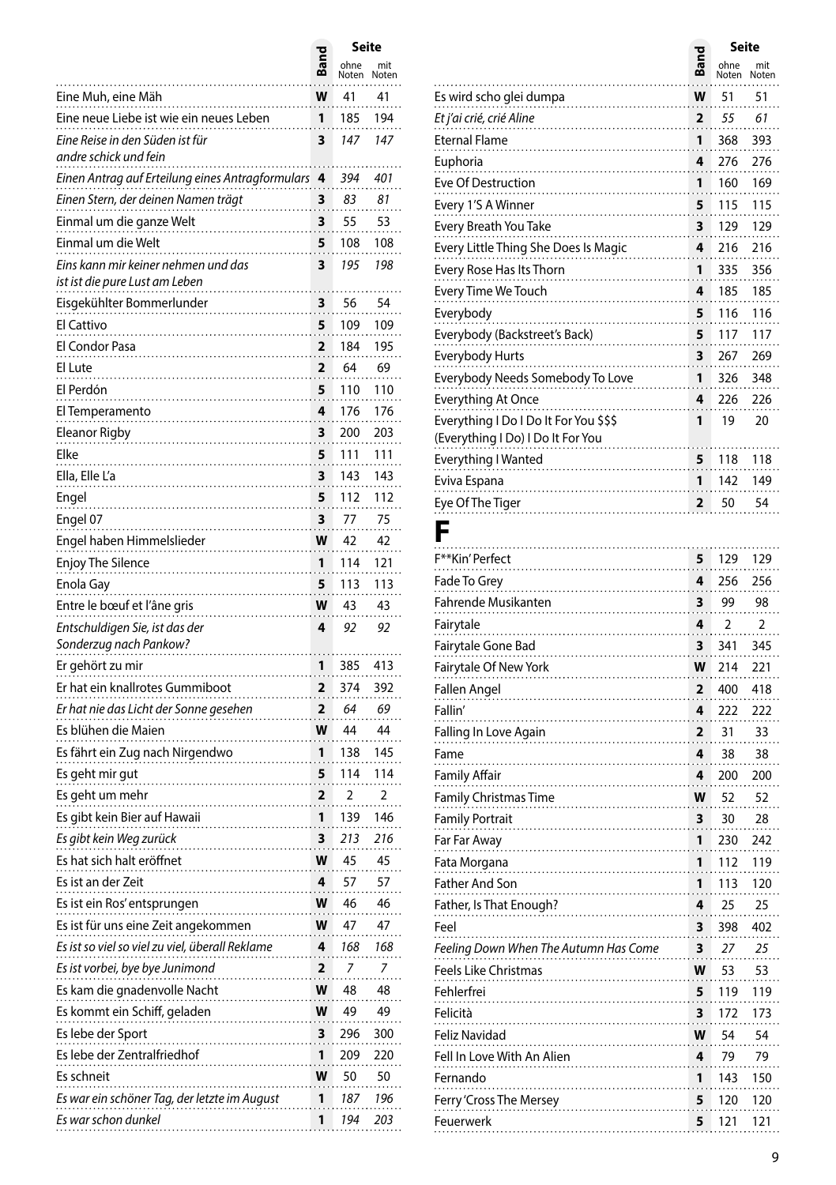| | Band | Seite ohne Noten | Seite mit Noten |
|---|---|---|---|
| Eine Muh, eine Mäh | W | 41 | 41 |
| Eine neue Liebe ist wie ein neues Leben | 1 | 185 | 194 |
| *Eine Reise in den Süden ist für andre schick und fein* | 3 | *147* | *147* |
| *Einen Antrag auf Erteilung eines Antragformulars* | 4 | *394* | *401* |
| *Einen Stern, der deinen Namen trägt* | 3 | *83* | *81* |
| Einmal um die ganze Welt | 3 | 55 | 53 |
| Einmal um die Welt | 5 | 108 | 108 |
| *Eins kann mir keiner nehmen und das ist ist die pure Lust am Leben* | 3 | *195* | *198* |
| Eisgekühlter Bommerlunder | 3 | 56 | 54 |
| El Cattivo | 5 | 109 | 109 |
| El Condor Pasa | 2 | 184 | 195 |
| El Lute | 2 | 64 | 69 |
| El Perdón | 5 | 110 | 110 |
| El Temperamento | 4 | 176 | 176 |
| Eleanor Rigby | 3 | 200 | 203 |
| Elke | 5 | 111 | 111 |
| Ella, Elle L'a | 3 | 143 | 143 |
| Engel | 5 | 112 | 112 |
| Engel 07 | 3 | 77 | 75 |
| Engel haben Himmelslieder | W | 42 | 42 |
| Enjoy The Silence | 1 | 114 | 121 |
| Enola Gay | 5 | 113 | 113 |
| Entre le bœuf et l'âne gris | W | 43 | 43 |
| *Entschuldigen Sie, ist das der Sonderzug nach Pankow?* | 4 | *92* | *92* |
| Er gehört zu mir | 1 | 385 | 413 |
| Er hat ein knallrotes Gummiboot | 2 | 374 | 392 |
| *Er hat nie das Licht der Sonne gesehen* | 2 | *64* | *69* |
| Es blühen die Maien | W | 44 | 44 |
| Es fährt ein Zug nach Nirgendwo | 1 | 138 | 145 |
| Es geht mir gut | 5 | 114 | 114 |
| Es geht um mehr | 2 | 2 | 2 |
| Es gibt kein Bier auf Hawaii | 1 | 139 | 146 |
| *Es gibt kein Weg zurück* | 3 | *213* | *216* |
| Es hat sich halt eröffnet | W | 45 | 45 |
| Es ist an der Zeit | 4 | 57 | 57 |
| Es ist ein Ros' entsprungen | W | 46 | 46 |
| Es ist für uns eine Zeit angekommen | W | 47 | 47 |
| *Es ist so viel so viel zu viel, überall Reklame* | 4 | *168* | *168* |
| *Es ist vorbei, bye bye Junimond* | 2 | *7* | *7* |
| Es kam die gnadenvolle Nacht | W | 48 | 48 |
| Es kommt ein Schiff, geladen | W | 49 | 49 |
| Es lebe der Sport | 3 | 296 | 300 |
| Es lebe der Zentralfriedhof | 1 | 209 | 220 |
| Es schneit | W | 50 | 50 |
| *Es war ein schöner Tag, der letzte im August* | 1 | *187* | *196* |
| *Es war schon dunkel* | 1 | *194* | *203* |
| Es wird scho glei dumpa | W | 51 | 51 |
| *Et j'ai crié, crié Aline* | 2 | *55* | *61* |
| Eternal Flame | 1 | 368 | 393 |
| Euphoria | 4 | 276 | 276 |
| Eve Of Destruction | 1 | 160 | 169 |
| Every 1'S A Winner | 5 | 115 | 115 |
| Every Breath You Take | 3 | 129 | 129 |
| Every Little Thing She Does Is Magic | 4 | 216 | 216 |
| Every Rose Has Its Thorn | 1 | 335 | 356 |
| Every Time We Touch | 4 | 185 | 185 |
| Everybody | 5 | 116 | 116 |
| Everybody (Backstreet's Back) | 5 | 117 | 117 |
| Everybody Hurts | 3 | 267 | 269 |
| Everybody Needs Somebody To Love | 1 | 326 | 348 |
| Everything At Once | 4 | 226 | 226 |
| Everything I Do I Do It For You $$$ (Everything I Do) I Do It For You | 1 | 19 | 20 |
| Everything I Wanted | 5 | 118 | 118 |
| Eviva Espana | 1 | 142 | 149 |
| Eye Of The Tiger | 2 | 50 | 54 |

# F

| | Band | Seite ohne Noten | Seite mit Noten |
|---|---|---|---|
| F**Kin' Perfect | 5 | 129 | 129 |
| Fade To Grey | 4 | 256 | 256 |
| Fahrende Musikanten | 3 | 99 | 98 |
| Fairytale | 4 | 2 | 2 |
| Fairytale Gone Bad | 3 | 341 | 345 |
| Fairytale Of New York | W | 214 | 221 |
| Fallen Angel | 2 | 400 | 418 |
| Fallin' | 4 | 222 | 222 |
| Falling In Love Again | 2 | 31 | 33 |
| Fame | 4 | 38 | 38 |
| Family Affair | 4 | 200 | 200 |
| Family Christmas Time | W | 52 | 52 |
| Family Portrait | 3 | 30 | 28 |
| Far Far Away | 1 | 230 | 242 |
| Fata Morgana | 1 | 112 | 119 |
| Father And Son | 1 | 113 | 120 |
| Father, Is That Enough? | 4 | 25 | 25 |
| Feel | 3 | 398 | 402 |
| *Feeling Down When The Autumn Has Come* | 3 | *27* | *25* |
| Feels Like Christmas | W | 53 | 53 |
| Fehlerfrei | 5 | 119 | 119 |
| Felicità | 3 | 172 | 173 |
| Feliz Navidad | W | 54 | 54 |
| Fell In Love With An Alien | 4 | 79 | 79 |
| Fernando | 1 | 143 | 150 |
| Ferry 'Cross The Mersey | 5 | 120 | 120 |
| Feuerwerk | 5 | 121 | 121 |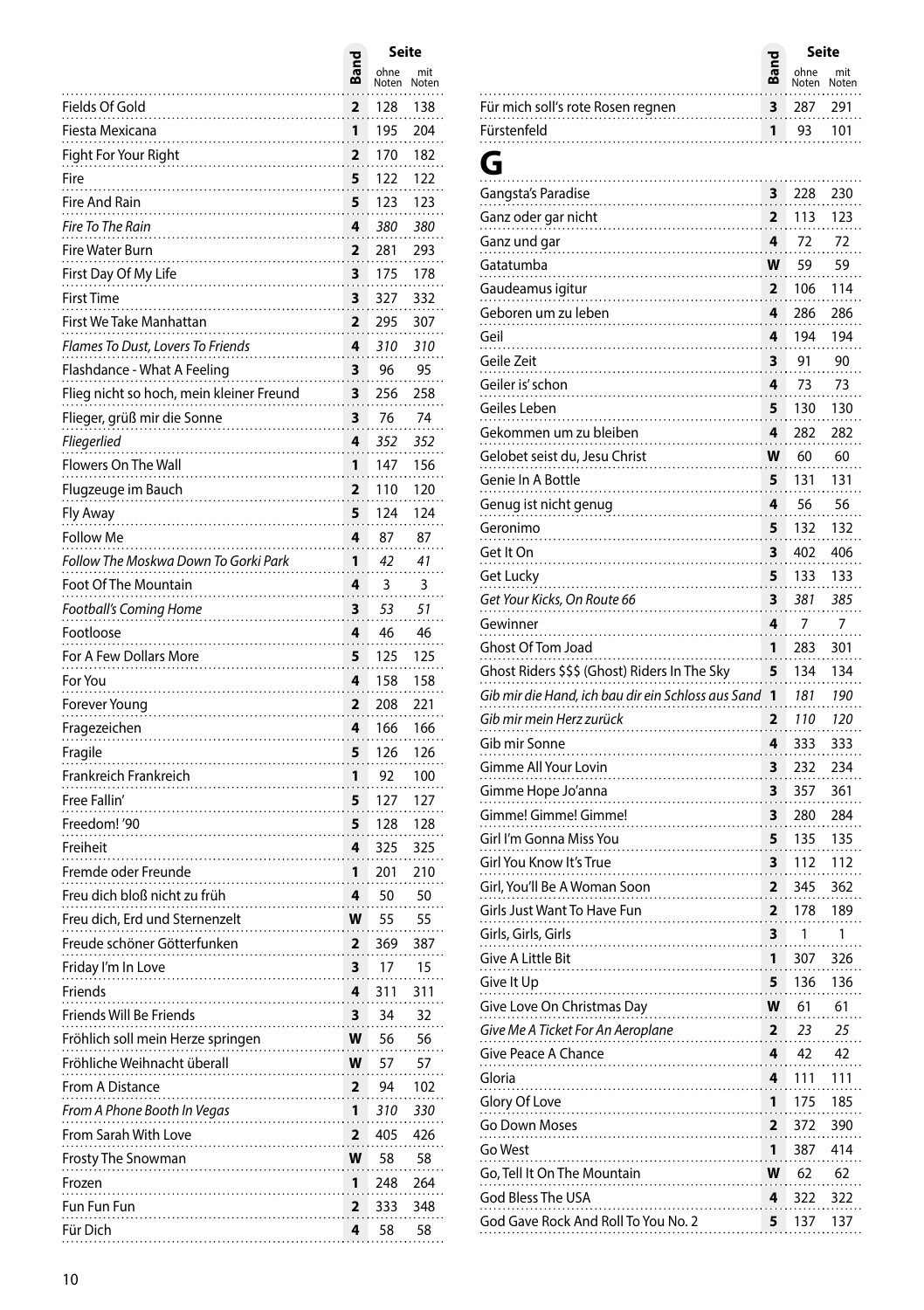| Titel | Band | Seite ohne Noten | Seite mit Noten |
|---|---|---|---|
| Fields Of Gold | 2 | 128 | 138 |
| Fiesta Mexicana | 1 | 195 | 204 |
| Fight For Your Right | 2 | 170 | 182 |
| Fire | 5 | 122 | 122 |
| Fire And Rain | 5 | 123 | 123 |
| *Fire To The Rain* | 4 | *380* | *380* |
| Fire Water Burn | 2 | 281 | 293 |
| First Day Of My Life | 3 | 175 | 178 |
| First Time | 3 | 327 | 332 |
| First We Take Manhattan | 2 | 295 | 307 |
| *Flames To Dust, Lovers To Friends* | 4 | *310* | *310* |
| Flashdance - What A Feeling | 3 | 96 | 95 |
| Flieg nicht so hoch, mein kleiner Freund | 3 | 256 | 258 |
| Flieger, grüß mir die Sonne | 3 | 76 | 74 |
| *Fliegerlied* | 4 | *352* | *352* |
| Flowers On The Wall | 1 | 147 | 156 |
| Flugzeuge im Bauch | 2 | 110 | 120 |
| Fly Away | 5 | 124 | 124 |
| Follow Me | 4 | 87 | 87 |
| *Follow The Moskwa Down To Gorki Park* | 1 | *42* | *41* |
| Foot Of The Mountain | 4 | 3 | 3 |
| *Football's Coming Home* | 3 | *53* | *51* |
| Footloose | 4 | 46 | 46 |
| For A Few Dollars More | 5 | 125 | 125 |
| For You | 4 | 158 | 158 |
| Forever Young | 2 | 208 | 221 |
| Fragezeichen | 4 | 166 | 166 |
| Fragile | 5 | 126 | 126 |
| Frankreich Frankreich | 1 | 92 | 100 |
| Free Fallin' | 5 | 127 | 127 |
| Freedom! '90 | 5 | 128 | 128 |
| Freiheit | 4 | 325 | 325 |
| Fremde oder Freunde | 1 | 201 | 210 |
| Freu dich bloß nicht zu früh | 4 | 50 | 50 |
| Freu dich, Erd und Sternenzelt | W | 55 | 55 |
| Freude schöner Götterfunken | 2 | 369 | 387 |
| Friday I'm In Love | 3 | 17 | 15 |
| Friends | 4 | 311 | 311 |
| Friends Will Be Friends | 3 | 34 | 32 |
| Fröhlich soll mein Herze springen | W | 56 | 56 |
| Fröhliche Weihnacht überall | W | 57 | 57 |
| From A Distance | 2 | 94 | 102 |
| *From A Phone Booth In Vegas* | 1 | *310* | *330* |
| From Sarah With Love | 2 | 405 | 426 |
| Frosty The Snowman | W | 58 | 58 |
| Frozen | 1 | 248 | 264 |
| Fun Fun Fun | 2 | 333 | 348 |
| Für Dich | 4 | 58 | 58 |
| Für mich soll's rote Rosen regnen | 3 | 287 | 291 |
| Fürstenfeld | 1 | 93 | 101 |

# G

| Titel | Band | Seite ohne Noten | Seite mit Noten |
|---|---|---|---|
| Gangsta's Paradise | 3 | 228 | 230 |
| Ganz oder gar nicht | 2 | 113 | 123 |
| Ganz und gar | 4 | 72 | 72 |
| Gatatumba | W | 59 | 59 |
| Gaudeamus igitur | 2 | 106 | 114 |
| Geboren um zu leben | 4 | 286 | 286 |
| Geil | 4 | 194 | 194 |
| Geile Zeit | 3 | 91 | 90 |
| Geiler is' schon | 4 | 73 | 73 |
| Geiles Leben | 5 | 130 | 130 |
| Gekommen um zu bleiben | 4 | 282 | 282 |
| Gelobet seist du, Jesu Christ | W | 60 | 60 |
| Genie In A Bottle | 5 | 131 | 131 |
| Genug ist nicht genug | 4 | 56 | 56 |
| Geronimo | 5 | 132 | 132 |
| Get It On | 3 | 402 | 406 |
| Get Lucky | 5 | 133 | 133 |
| *Get Your Kicks, On Route 66* | 3 | *381* | *385* |
| Gewinner | 4 | 7 | 7 |
| Ghost Of Tom Joad | 1 | 283 | 301 |
| Ghost Riders $$$ (Ghost) Riders In The Sky | 5 | 134 | 134 |
| *Gib mir die Hand, ich bau dir ein Schloss aus Sand* | 1 | *181* | *190* |
| *Gib mir mein Herz zurück* | 2 | *110* | *120* |
| Gib mir Sonne | 4 | 333 | 333 |
| Gimme All Your Lovin | 3 | 232 | 234 |
| Gimme Hope Jo'anna | 3 | 357 | 361 |
| Gimme! Gimme! Gimme! | 3 | 280 | 284 |
| Girl I'm Gonna Miss You | 5 | 135 | 135 |
| Girl You Know It's True | 3 | 112 | 112 |
| Girl, You'll Be A Woman Soon | 2 | 345 | 362 |
| Girls Just Want To Have Fun | 2 | 178 | 189 |
| Girls, Girls, Girls | 3 | 1 | 1 |
| Give A Little Bit | 1 | 307 | 326 |
| Give It Up | 5 | 136 | 136 |
| Give Love On Christmas Day | W | 61 | 61 |
| *Give Me A Ticket For An Aeroplane* | 2 | *23* | *25* |
| Give Peace A Chance | 4 | 42 | 42 |
| Gloria | 4 | 111 | 111 |
| Glory Of Love | 1 | 175 | 185 |
| Go Down Moses | 2 | 372 | 390 |
| Go West | 1 | 387 | 414 |
| Go, Tell It On The Mountain | W | 62 | 62 |
| God Bless The USA | 4 | 322 | 322 |
| God Gave Rock And Roll To You No. 2 | 5 | 137 | 137 |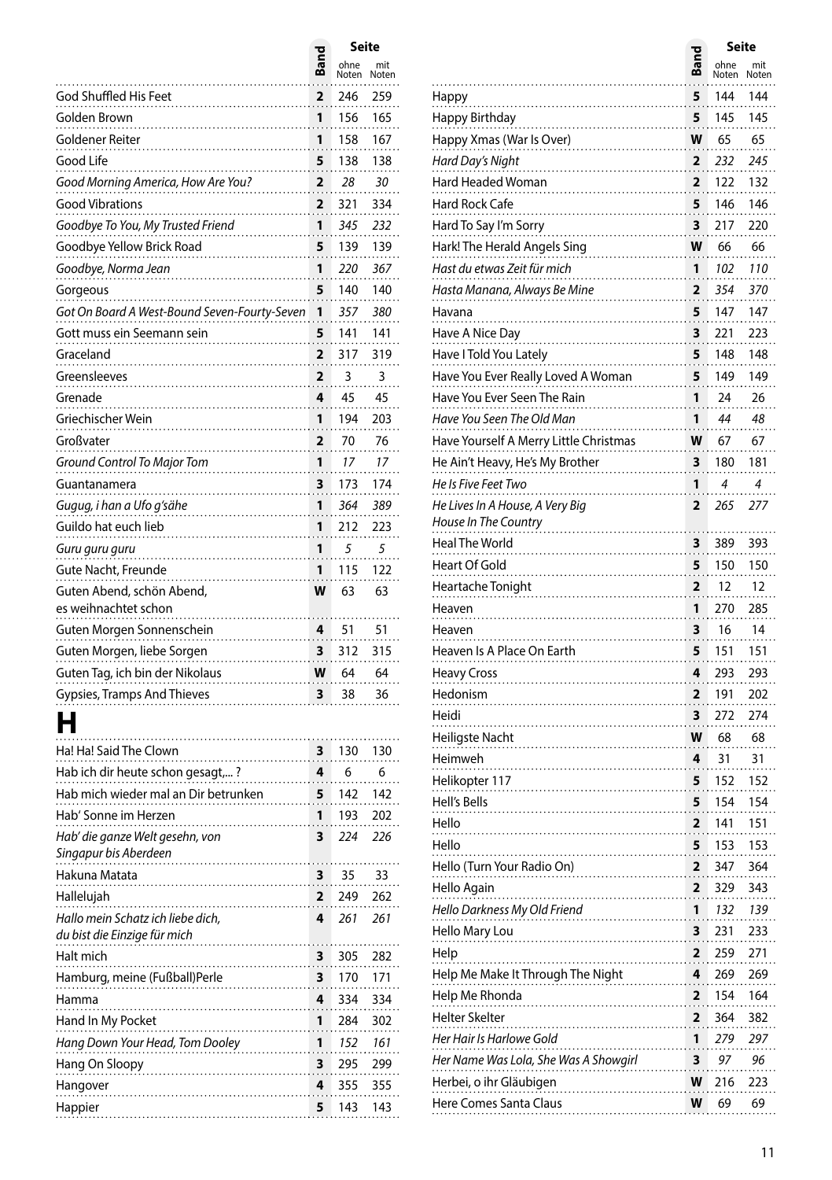| | Band | Seite ohne Noten | Seite mit Noten |
|---|---|---|---|
| God Shuffled His Feet | 2 | 246 | 259 |
| Golden Brown | 1 | 156 | 165 |
| Goldener Reiter | 1 | 158 | 167 |
| Good Life | 5 | 138 | 138 |
| *Good Morning America, How Are You?* | 2 | *28* | *30* |
| Good Vibrations | 2 | 321 | 334 |
| *Goodbye To You, My Trusted Friend* | 1 | *345* | *232* |
| Goodbye Yellow Brick Road | 5 | 139 | 139 |
| *Goodbye, Norma Jean* | 1 | *220* | *367* |
| Gorgeous | 5 | 140 | 140 |
| *Got On Board A West-Bound Seven-Fourty-Seven* | 1 | *357* | *380* |
| Gott muss ein Seemann sein | 5 | 141 | 141 |
| Graceland | 2 | 317 | 319 |
| Greensleeves | 2 | 3 | 3 |
| Grenade | 4 | 45 | 45 |
| Griechischer Wein | 1 | 194 | 203 |
| Großvater | 2 | 70 | 76 |
| *Ground Control To Major Tom* | 1 | *17* | *17* |
| Guantanamera | 3 | 173 | 174 |
| *Gugug, i han a Ufo g'sähe* | 1 | *364* | *389* |
| Guildo hat euch lieb | 1 | 212 | 223 |
| *Guru guru guru* | 1 | *5* | *5* |
| Gute Nacht, Freunde | 1 | 115 | 122 |
| Guten Abend, schön Abend, es weihnachtet schon | W | 63 | 63 |
| Guten Morgen Sonnenschein | 4 | 51 | 51 |
| Guten Morgen, liebe Sorgen | 3 | 312 | 315 |
| Guten Tag, ich bin der Nikolaus | W | 64 | 64 |
| Gypsies, Tramps And Thieves | 3 | 38 | 36 |

# H

| | Band | Seite ohne Noten | Seite mit Noten |
|---|---|---|---|
| Ha! Ha! Said The Clown | 3 | 130 | 130 |
| Hab ich dir heute schon gesagt,... ? | 4 | 6 | 6 |
| Hab mich wieder mal an Dir betrunken | 5 | 142 | 142 |
| Hab' Sonne im Herzen | 1 | 193 | 202 |
| *Hab' die ganze Welt gesehn, von Singapur bis Aberdeen* | 3 | *224* | *226* |
| Hakuna Matata | 3 | 35 | 33 |
| Hallelujah | 2 | 249 | 262 |
| *Hallo mein Schatz ich liebe dich, du bist die Einzige für mich* | 4 | *261* | *261* |
| Halt mich | 3 | 305 | 282 |
| Hamburg, meine (Fußball)Perle | 3 | 170 | 171 |
| Hamma | 4 | 334 | 334 |
| Hand In My Pocket | 1 | 284 | 302 |
| *Hang Down Your Head, Tom Dooley* | 1 | *152* | *161* |
| Hang On Sloopy | 3 | 295 | 299 |
| Hangover | 4 | 355 | 355 |
| Happier | 5 | 143 | 143 |
| Happy | 5 | 144 | 144 |
| Happy Birthday | 5 | 145 | 145 |
| Happy Xmas (War Is Over) | W | 65 | 65 |
| *Hard Day's Night* | 2 | *232* | *245* |
| Hard Headed Woman | 2 | 122 | 132 |
| Hard Rock Cafe | 5 | 146 | 146 |
| Hard To Say I'm Sorry | 3 | 217 | 220 |
| Hark! The Herald Angels Sing | W | 66 | 66 |
| *Hast du etwas Zeit für mich* | 1 | *102* | *110* |
| *Hasta Manana, Always Be Mine* | 2 | *354* | *370* |
| Havana | 5 | 147 | 147 |
| Have A Nice Day | 3 | 221 | 223 |
| Have I Told You Lately | 5 | 148 | 148 |
| Have You Ever Really Loved A Woman | 5 | 149 | 149 |
| Have You Ever Seen The Rain | 1 | 24 | 26 |
| *Have You Seen The Old Man* | 1 | *44* | *48* |
| Have Yourself A Merry Little Christmas | W | 67 | 67 |
| He Ain't Heavy, He's My Brother | 3 | 180 | 181 |
| *He Is Five Feet Two* | 1 | *4* | *4* |
| *He Lives In A House, A Very Big House In The Country* | 2 | *265* | *277* |
| Heal The World | 3 | 389 | 393 |
| Heart Of Gold | 5 | 150 | 150 |
| Heartache Tonight | 2 | 12 | 12 |
| Heaven | 1 | 270 | 285 |
| Heaven | 3 | 16 | 14 |
| Heaven Is A Place On Earth | 5 | 151 | 151 |
| Heavy Cross | 4 | 293 | 293 |
| Hedonism | 2 | 191 | 202 |
| Heidi | 3 | 272 | 274 |
| Heiligste Nacht | W | 68 | 68 |
| Heimweh | 4 | 31 | 31 |
| Helikopter 117 | 5 | 152 | 152 |
| Hell's Bells | 5 | 154 | 154 |
| Hello | 2 | 141 | 151 |
| Hello | 5 | 153 | 153 |
| Hello (Turn Your Radio On) | 2 | 347 | 364 |
| Hello Again | 2 | 329 | 343 |
| *Hello Darkness My Old Friend* | 1 | *132* | *139* |
| Hello Mary Lou | 3 | 231 | 233 |
| Help | 2 | 259 | 271 |
| Help Me Make It Through The Night | 4 | 269 | 269 |
| Help Me Rhonda | 2 | 154 | 164 |
| Helter Skelter | 2 | 364 | 382 |
| *Her Hair Is Harlowe Gold* | 1 | *279* | *297* |
| *Her Name Was Lola, She Was A Showgirl* | 3 | *97* | *96* |
| Herbei, o ihr Gläubigen | W | 216 | 223 |
| Here Comes Santa Claus | W | 69 | 69 |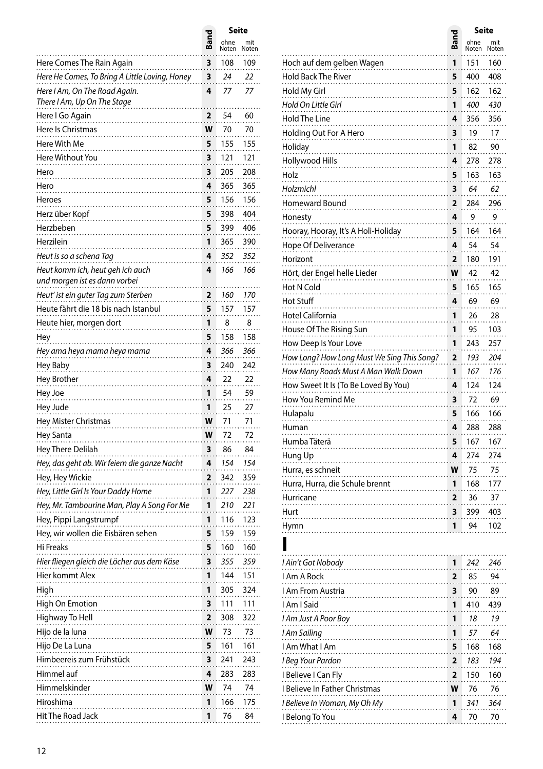| | Band | Seite ohne Noten | Seite mit Noten |
|---|---|---|---|
| Here Comes The Rain Again | 3 | 108 | 109 |
| *Here He Comes, To Bring A Little Loving, Honey* | 3 | *24* | *22* |
| *Here I Am, On The Road Again. There I Am, Up On The Stage* | 4 | *77* | *77* |
| Here I Go Again | 2 | 54 | 60 |
| Here Is Christmas | W | 70 | 70 |
| Here With Me | 5 | 155 | 155 |
| Here Without You | 3 | 121 | 121 |
| Hero | 3 | 205 | 208 |
| Hero | 4 | 365 | 365 |
| Heroes | 5 | 156 | 156 |
| Herz über Kopf | 5 | 398 | 404 |
| Herzbeben | 5 | 399 | 406 |
| Herzilein | 1 | 365 | 390 |
| *Heut is so a schena Tag* | 4 | *352* | *352* |
| *Heut komm ich, heut geh ich auch und morgen ist es dann vorbei* | 4 | *166* | *166* |
| *Heut' ist ein guter Tag zum Sterben* | 2 | *160* | *170* |
| Heute fährt die 18 bis nach Istanbul | 5 | 157 | 157 |
| Heute hier, morgen dort | 1 | 8 | 8 |
| Hey | 5 | 158 | 158 |
| *Hey ama heya mama heya mama* | 4 | *366* | *366* |
| Hey Baby | 3 | 240 | 242 |
| Hey Brother | 4 | 22 | 22 |
| Hey Joe | 1 | 54 | 59 |
| Hey Jude | 1 | 25 | 27 |
| Hey Mister Christmas | W | 71 | 71 |
| Hey Santa | W | 72 | 72 |
| Hey There Delilah | 3 | 86 | 84 |
| *Hey, das geht ab. Wir feiern die ganze Nacht* | 4 | *154* | *154* |
| Hey, Hey Wickie | 2 | 342 | 359 |
| *Hey, Little Girl Is Your Daddy Home* | 1 | *227* | *238* |
| *Hey, Mr. Tambourine Man, Play A Song For Me* | 1 | *210* | *221* |
| Hey, Pippi Langstrumpf | 1 | 116 | 123 |
| Hey, wir wollen die Eisbären sehen | 5 | 159 | 159 |
| Hi Freaks | 5 | 160 | 160 |
| *Hier fliegen gleich die Löcher aus dem Käse* | 3 | *355* | *359* |
| Hier kommt Alex | 1 | 144 | 151 |
| High | 1 | 305 | 324 |
| High On Emotion | 3 | 111 | 111 |
| Highway To Hell | 2 | 308 | 322 |
| Hijo de la luna | W | 73 | 73 |
| Hijo De La Luna | 5 | 161 | 161 |
| Himbeereis zum Frühstück | 3 | 241 | 243 |
| Himmel auf | 4 | 283 | 283 |
| Himmelskinder | W | 74 | 74 |
| Hiroshima | 1 | 166 | 175 |
| Hit The Road Jack | 1 | 76 | 84 |
| Hoch auf dem gelben Wagen | 1 | 151 | 160 |
| Hold Back The River | 5 | 400 | 408 |
| Hold My Girl | 5 | 162 | 162 |
| *Hold On Little Girl* | 1 | *400* | *430* |
| Hold The Line | 4 | 356 | 356 |
| Holding Out For A Hero | 3 | 19 | 17 |
| Holiday | 1 | 82 | 90 |
| Hollywood Hills | 4 | 278 | 278 |
| Holz | 5 | 163 | 163 |
| *Holzmichl* | 3 | *64* | *62* |
| Homeward Bound | 2 | 284 | 296 |
| Honesty | 4 | 9 | 9 |
| Hooray, Hooray, It's A Holi-Holiday | 5 | 164 | 164 |
| Hope Of Deliverance | 4 | 54 | 54 |
| Horizont | 2 | 180 | 191 |
| Hört, der Engel helle Lieder | W | 42 | 42 |
| Hot N Cold | 5 | 165 | 165 |
| Hot Stuff | 4 | 69 | 69 |
| Hotel California | 1 | 26 | 28 |
| House Of The Rising Sun | 1 | 95 | 103 |
| How Deep Is Your Love | 1 | 243 | 257 |
| *How Long? How Long Must We Sing This Song?* | 2 | *193* | *204* |
| *How Many Roads Must A Man Walk Down* | 1 | *167* | *176* |
| How Sweet It Is (To Be Loved By You) | 4 | 124 | 124 |
| How You Remind Me | 3 | 72 | 69 |
| Hulapalu | 5 | 166 | 166 |
| Human | 4 | 288 | 288 |
| Humba Täterä | 5 | 167 | 167 |
| Hung Up | 4 | 274 | 274 |
| Hurra, es schneit | W | 75 | 75 |
| Hurra, Hurra, die Schule brennt | 1 | 168 | 177 |
| Hurricane | 2 | 36 | 37 |
| Hurt | 3 | 399 | 403 |
| Hymn | 1 | 94 | 102 |

# I

| | Band | Seite ohne Noten | Seite mit Noten |
|---|---|---|---|
| *I Ain't Got Nobody* | 1 | *242* | *246* |
| I Am A Rock | 2 | 85 | 94 |
| I Am From Austria | 3 | 90 | 89 |
| I Am I Said | 1 | 410 | 439 |
| *I Am Just A Poor Boy* | 1 | *18* | *19* |
| *I Am Sailing* | 1 | *57* | *64* |
| I Am What I Am | 5 | 168 | 168 |
| *I Beg Your Pardon* | 2 | *183* | *194* |
| I Believe I Can Fly | 2 | 150 | 160 |
| I Believe In Father Christmas | W | 76 | 76 |
| *I Believe In Woman, My Oh My* | 1 | *341* | *364* |
| I Belong To You | 4 | 70 | 70 |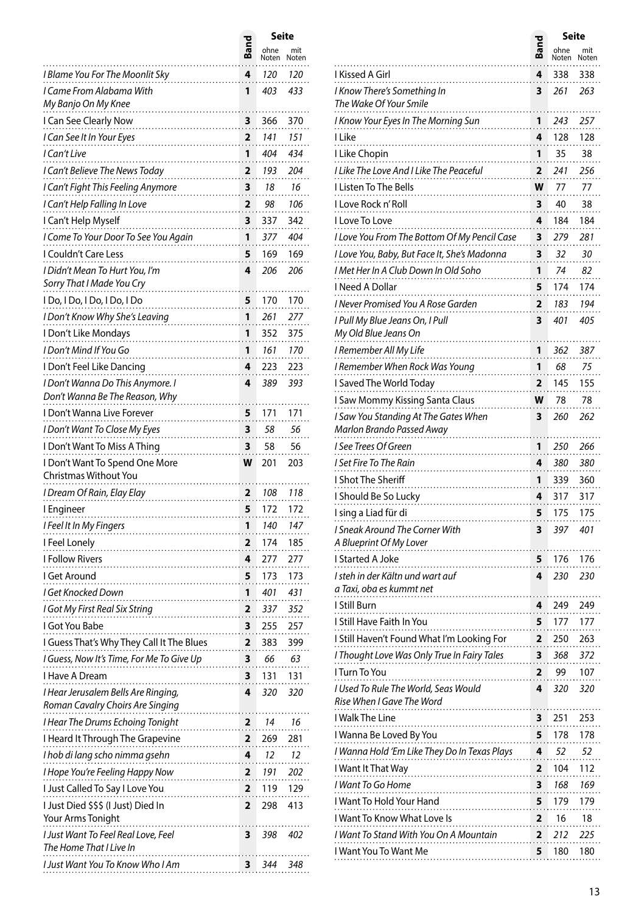| | Band | Seite ohne Noten | Seite mit Noten |
|---|---|---|---|
| *I Blame You For The Moonlit Sky* | 4 | *120* | *120* |
| *I Came From Alabama With My Banjo On My Knee* | 1 | *403* | *433* |
| I Can See Clearly Now | 3 | 366 | 370 |
| *I Can See It In Your Eyes* | 2 | *141* | *151* |
| *I Can't Live* | 1 | *404* | *434* |
| *I Can't Believe The News Today* | 2 | *193* | *204* |
| *I Can't Fight This Feeling Anymore* | 3 | *18* | *16* |
| *I Can't Help Falling In Love* | 2 | *98* | *106* |
| I Can't Help Myself | 3 | 337 | 342 |
| *I Come To Your Door To See You Again* | 1 | *377* | *404* |
| I Couldn't Care Less | 5 | 169 | 169 |
| *I Didn't Mean To Hurt You, I'm Sorry That I Made You Cry* | 4 | *206* | *206* |
| I Do, I Do, I Do, I Do, I Do | 5 | 170 | 170 |
| *I Don't Know Why She's Leaving* | 1 | *261* | *277* |
| I Don't Like Mondays | 1 | 352 | 375 |
| *I Don't Mind If You Go* | 1 | *161* | *170* |
| I Don't Feel Like Dancing | 4 | 223 | 223 |
| *I Don't Wanna Do This Anymore. I Don't Wanna Be The Reason, Why* | 4 | *389* | *393* |
| I Don't Wanna Live Forever | 5 | 171 | 171 |
| *I Don't Want To Close My Eyes* | 3 | *58* | *56* |
| I Don't Want To Miss A Thing | 3 | 58 | 56 |
| I Don't Want To Spend One More Christmas Without You | W | 201 | 203 |
| *I Dream Of Rain, Elay Elay* | 2 | *108* | *118* |
| I Engineer | 5 | 172 | 172 |
| *I Feel It In My Fingers* | 1 | *140* | *147* |
| I Feel Lonely | 2 | 174 | 185 |
| I Follow Rivers | 4 | 277 | 277 |
| I Get Around | 5 | 173 | 173 |
| *I Get Knocked Down* | 1 | *401* | *431* |
| *I Got My First Real Six String* | 2 | *337* | *352* |
| I Got You Babe | 3 | 255 | 257 |
| I Guess That's Why They Call It The Blues | 2 | 383 | 399 |
| *I Guess, Now It's Time, For Me To Give Up* | 3 | *66* | *63* |
| I Have A Dream | 3 | 131 | 131 |
| *I Hear Jerusalem Bells Are Ringing, Roman Cavalry Choirs Are Singing* | 4 | *320* | *320* |
| *I Hear The Drums Echoing Tonight* | 2 | *14* | *16* |
| I Heard It Through The Grapevine | 2 | 269 | 281 |
| *I hob di lang scho nimma gsehn* | 4 | *12* | *12* |
| *I Hope You're Feeling Happy Now* | 2 | *191* | *202* |
| I Just Called To Say I Love You | 2 | 119 | 129 |
| I Just Died $$$ (I Just) Died In Your Arms Tonight | 2 | 298 | 413 |
| *I Just Want To Feel Real Love, Feel The Home That I Live In* | 3 | *398* | *402* |
| *I Just Want You To Know Who I Am* | 3 | *344* | *348* |
| I Kissed A Girl | 4 | 338 | 338 |
| *I Know There's Something In The Wake Of Your Smile* | 3 | *261* | *263* |
| *I Know Your Eyes In The Morning Sun* | 1 | *243* | *257* |
| I Like | 4 | 128 | 128 |
| I Like Chopin | 1 | 35 | 38 |
| *I Like The Love And I Like The Peaceful* | 2 | *241* | *256* |
| I Listen To The Bells | W | 77 | 77 |
| I Love Rock n' Roll | 3 | 40 | 38 |
| I Love To Love | 4 | 184 | 184 |
| *I Love You From The Bottom Of My Pencil Case* | 3 | *279* | *281* |
| *I Love You, Baby, But Face It, She's Madonna* | 3 | *32* | *30* |
| *I Met Her In A Club Down In Old Soho* | 1 | *74* | *82* |
| I Need A Dollar | 5 | 174 | 174 |
| *I Never Promised You A Rose Garden* | 2 | *183* | *194* |
| *I Pull My Blue Jeans On, I Pull My Old Blue Jeans On* | 3 | *401* | *405* |
| *I Remember All My Life* | 1 | *362* | *387* |
| *I Remember When Rock Was Young* | 1 | *68* | *75* |
| I Saved The World Today | 2 | 145 | 155 |
| I Saw Mommy Kissing Santa Claus | W | 78 | 78 |
| *I Saw You Standing At The Gates When Marlon Brando Passed Away* | 3 | *260* | *262* |
| *I See Trees Of Green* | 1 | *250* | *266* |
| *I Set Fire To The Rain* | 4 | *380* | *380* |
| I Shot The Sheriff | 1 | 339 | 360 |
| I Should Be So Lucky | 4 | 317 | 317 |
| I sing a Liad für di | 5 | 175 | 175 |
| *I Sneak Around The Corner With A Blueprint Of My Lover* | 3 | *397* | *401* |
| I Started A Joke | 5 | 176 | 176 |
| *I steh in der Kältn und wart auf a Taxi, oba es kummt net* | 4 | *230* | *230* |
| I Still Burn | 4 | 249 | 249 |
| I Still Have Faith In You | 5 | 177 | 177 |
| I Still Haven't Found What I'm Looking For | 2 | 250 | 263 |
| *I Thought Love Was Only True In Fairy Tales* | 3 | *368* | *372* |
| I Turn To You | 2 | 99 | 107 |
| *I Used To Rule The World, Seas Would Rise When I Gave The Word* | 4 | *320* | *320* |
| I Walk The Line | 3 | 251 | 253 |
| I Wanna Be Loved By You | 5 | 178 | 178 |
| *I Wanna Hold 'Em Like They Do In Texas Plays* | 4 | *52* | *52* |
| I Want It That Way | 2 | 104 | 112 |
| *I Want To Go Home* | 3 | *168* | *169* |
| I Want To Hold Your Hand | 5 | 179 | 179 |
| I Want To Know What Love Is | 2 | 16 | 18 |
| *I Want To Stand With You On A Mountain* | 2 | *212* | *225* |
| I Want You To Want Me | 5 | 180 | 180 |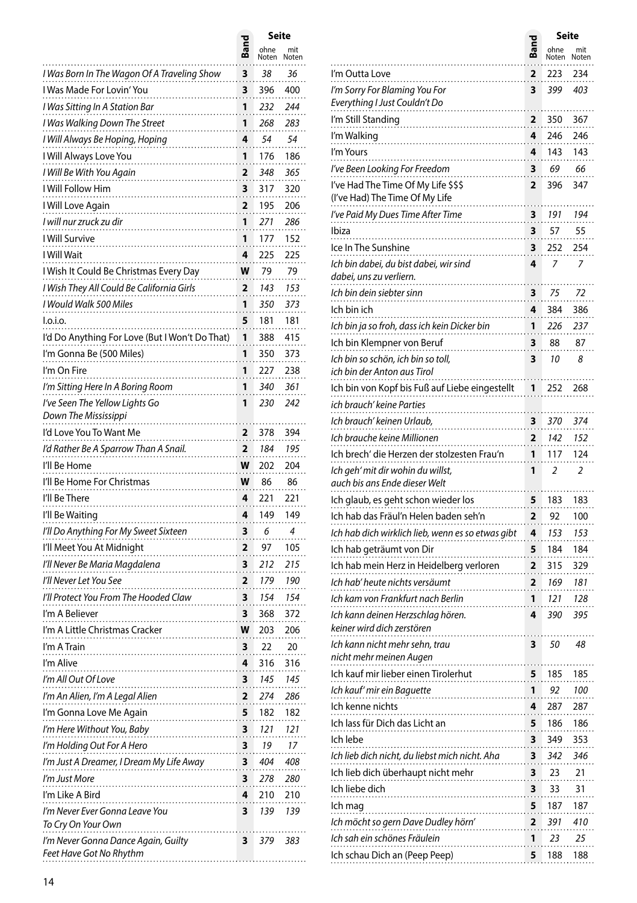| Titel | Band | Seite ohne Noten | Seite mit Noten |
|---|---|---|---|
| *I Was Born In The Wagon Of A Traveling Show* | 3 | *38* | *36* |
| I Was Made For Lovin' You | 3 | 396 | 400 |
| *I Was Sitting In A Station Bar* | 1 | *232* | *244* |
| *I Was Walking Down The Street* | 1 | *268* | *283* |
| *I Will Always Be Hoping, Hoping* | 4 | *54* | *54* |
| I Will Always Love You | 1 | 176 | 186 |
| *I Will Be With You Again* | 2 | *348* | *365* |
| I Will Follow Him | 3 | 317 | 320 |
| I Will Love Again | 2 | 195 | 206 |
| *I will nur zruck zu dir* | 1 | *271* | *286* |
| I Will Survive | 1 | 177 | 152 |
| I Will Wait | 4 | 225 | 225 |
| I Wish It Could Be Christmas Every Day | W | 79 | 79 |
| *I Wish They All Could Be California Girls* | 2 | *143* | *153* |
| *I Would Walk 500 Miles* | 1 | *350* | *373* |
| I.o.i.o. | 5 | 181 | 181 |
| I'd Do Anything For Love (But I Won't Do That) | 1 | 388 | 415 |
| I'm Gonna Be (500 Miles) | 1 | 350 | 373 |
| I'm On Fire | 1 | 227 | 238 |
| *I'm Sitting Here In A Boring Room* | 1 | *340* | *361* |
| *I've Seen The Yellow Lights Go Down The Mississippi* | 1 | *230* | *242* |
| I'd Love You To Want Me | 2 | 378 | 394 |
| *I'd Rather Be A Sparrow Than A Snail.* | 2 | *184* | *195* |
| I'll Be Home | W | 202 | 204 |
| I'll Be Home For Christmas | W | 86 | 86 |
| I'll Be There | 4 | 221 | 221 |
| I'll Be Waiting | 4 | 149 | 149 |
| *I'll Do Anything For My Sweet Sixteen* | 3 | *6* | *4* |
| I'll Meet You At Midnight | 2 | 97 | 105 |
| *I'll Never Be Maria Magdalena* | 3 | *212* | *215* |
| *I'll Never Let You See* | 2 | *179* | *190* |
| *I'll Protect You From The Hooded Claw* | 3 | *154* | *154* |
| I'm A Believer | 3 | 368 | 372 |
| I'm A Little Christmas Cracker | W | 203 | 206 |
| I'm A Train | 3 | 22 | 20 |
| I'm Alive | 4 | 316 | 316 |
| *I'm All Out Of Love* | 3 | *145* | *145* |
| *I'm An Alien, I'm A Legal Alien* | 2 | *274* | *286* |
| I'm Gonna Love Me Again | 5 | 182 | 182 |
| *I'm Here Without You, Baby* | 3 | *121* | *121* |
| *I'm Holding Out For A Hero* | 3 | *19* | *17* |
| *I'm Just A Dreamer, I Dream My Life Away* | 3 | *404* | *408* |
| *I'm Just More* | 3 | *278* | *280* |
| I'm Like A Bird | 4 | 210 | 210 |
| *I'm Never Ever Gonna Leave You To Cry On Your Own* | 3 | *139* | *139* |
| *I'm Never Gonna Dance Again, Guilty Feet Have Got No Rhythm* | 3 | *379* | *383* |
| I'm Outta Love | 2 | 223 | 234 |
| *I'm Sorry For Blaming You For Everything I Just Couldn't Do* | 3 | *399* | *403* |
| I'm Still Standing | 2 | 350 | 367 |
| I'm Walking | 4 | 246 | 246 |
| I'm Yours | 4 | 143 | 143 |
| *I've Been Looking For Freedom* | 3 | *69* | *66* |
| I've Had The Time Of My Life $$$ (I've Had) The Time Of My Life | 2 | 396 | 347 |
| *I've Paid My Dues Time After Time* | 3 | *191* | *194* |
| Ibiza | 3 | 57 | 55 |
| Ice In The Sunshine | 3 | 252 | 254 |
| *Ich bin dabei, du bist dabei, wir sind dabei, uns zu verliern.* | 4 | *7* | *7* |
| *Ich bin dein siebter sinn* | 3 | *75* | *72* |
| Ich bin ich | 4 | 384 | 386 |
| *Ich bin ja so froh, dass ich kein Dicker bin* | 1 | *226* | *237* |
| Ich bin Klempner von Beruf | 3 | 88 | 87 |
| *Ich bin so schön, ich bin so toll, ich bin der Anton aus Tirol* | 3 | *10* | *8* |
| Ich bin von Kopf bis Fuß auf Liebe eingestellt | 1 | 252 | 268 |
| *ich brauch' keine Parties* | | | |
| *Ich brauch' keinen Urlaub,* | 3 | *370* | *374* |
| *Ich brauche keine Millionen* | 2 | *142* | *152* |
| Ich brech' die Herzen der stolzesten Frau'n | 1 | 117 | 124 |
| *Ich geh' mit dir wohin du willst, auch bis ans Ende dieser Welt* | 1 | *2* | *2* |
| Ich glaub, es geht schon wieder los | 5 | 183 | 183 |
| Ich hab das Fräul'n Helen baden seh'n | 2 | 92 | 100 |
| *Ich hab dich wirklich lieb, wenn es so etwas gibt* | 4 | *153* | *153* |
| Ich hab geträumt von Dir | 5 | 184 | 184 |
| Ich hab mein Herz in Heidelberg verloren | 2 | 315 | 329 |
| *Ich hab' heute nichts versäumt* | 2 | *169* | *181* |
| *Ich kam von Frankfurt nach Berlin* | 1 | *121* | *128* |
| *Ich kann deinen Herzschlag hören. keiner wird dich zerstören* | 4 | *390* | *395* |
| *Ich kann nicht mehr sehn, trau nicht mehr meinen Augen* | 3 | *50* | *48* |
| Ich kauf mir lieber einen Tirolerhut | 5 | 185 | 185 |
| *Ich kauf' mir ein Baguette* | 1 | *92* | *100* |
| Ich kenne nichts | 4 | 287 | 287 |
| Ich lass für Dich das Licht an | 5 | 186 | 186 |
| Ich lebe | 3 | 349 | 353 |
| *Ich lieb dich nicht, du liebst mich nicht. Aha* | 3 | *342* | *346* |
| Ich lieb dich überhaupt nicht mehr | 3 | 23 | 21 |
| Ich liebe dich | 3 | 33 | 31 |
| Ich mag | 5 | 187 | 187 |
| *Ich möcht so gern Dave Dudley hörn'* | 2 | *391* | *410* |
| *Ich sah ein schönes Fräulein* | 1 | *23* | *25* |
| Ich schau Dich an (Peep Peep) | 5 | 188 | 188 |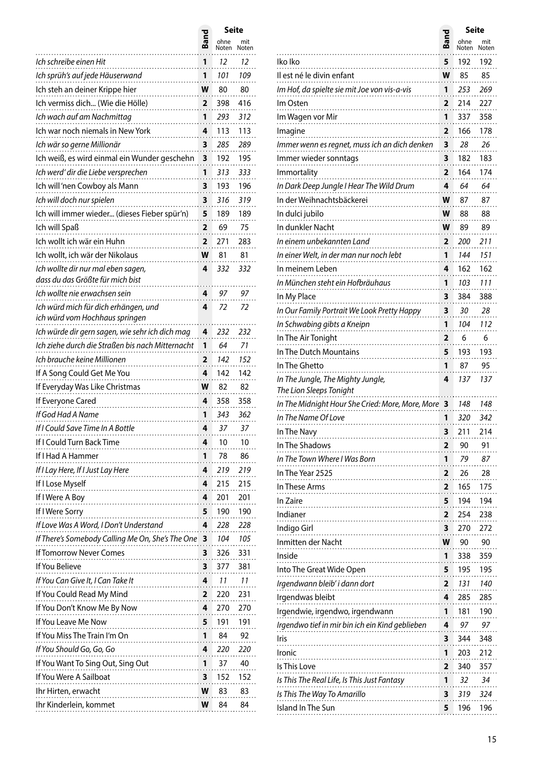| | Band | Seite ohne Noten | Seite mit Noten |
|---|---|---|---|
| *Ich schreibe einen Hit* | 1 | *12* | *12* |
| *Ich sprüh's auf jede Häuserwand* | 1 | *101* | *109* |
| Ich steh an deiner Krippe hier | W | 80 | 80 |
| Ich vermiss dich... (Wie die Hölle) | 2 | 398 | 416 |
| *Ich wach auf am Nachmittag* | 1 | *293* | *312* |
| Ich war noch niemals in New York | 4 | 113 | 113 |
| *Ich wär so gerne Millionär* | 3 | *285* | *289* |
| Ich weiß, es wird einmal ein Wunder geschehn | 3 | 192 | 195 |
| *Ich werd' dir die Liebe versprechen* | 1 | *313* | *333* |
| Ich will 'nen Cowboy als Mann | 3 | 193 | 196 |
| *Ich will doch nur spielen* | 3 | *316* | *319* |
| Ich will immer wieder... (dieses Fieber spür'n) | 5 | 189 | 189 |
| Ich will Spaß | 2 | 69 | 75 |
| Ich wollt ich wär ein Huhn | 2 | 271 | 283 |
| Ich wollt, ich wär der Nikolaus | W | 81 | 81 |
| *Ich wollte dir nur mal eben sagen, dass du das Größte für mich bist* | 4 | *332* | *332* |
| *Ich wollte nie erwachsen sein* | 4 | *97* | *97* |
| *Ich würd mich für dich erhängen, und ich würd vom Hochhaus springen* | 4 | *72* | *72* |
| *Ich würde dir gern sagen, wie sehr ich dich mag* | 4 | *232* | *232* |
| *Ich ziehe durch die Straßen bis nach Mitternacht* | 1 | *64* | *71* |
| *Ich brauche keine Millionen* | 2 | *142* | *152* |
| If A Song Could Get Me You | 4 | 142 | 142 |
| If Everyday Was Like Christmas | W | 82 | 82 |
| If Everyone Cared | 4 | 358 | 358 |
| *If God Had A Name* | 1 | *343* | *362* |
| *If I Could Save Time In A Bottle* | 4 | *37* | *37* |
| If I Could Turn Back Time | 4 | 10 | 10 |
| If I Had A Hammer | 1 | 78 | 86 |
| *If I Lay Here, If I Just Lay Here* | 4 | *219* | *219* |
| If I Lose Myself | 4 | 215 | 215 |
| If I Were A Boy | 4 | 201 | 201 |
| If I Were Sorry | 5 | 190 | 190 |
| *If Love Was A Word, I Don't Understand* | 4 | *228* | *228* |
| *If There's Somebody Calling Me On, She's The One* | 3 | *104* | *105* |
| If Tomorrow Never Comes | 3 | 326 | 331 |
| If You Believe | 3 | 377 | 381 |
| *If You Can Give It, I Can Take It* | 4 | *11* | *11* |
| If You Could Read My Mind | 2 | 220 | 231 |
| If You Don't Know Me By Now | 4 | 270 | 270 |
| If You Leave Me Now | 5 | 191 | 191 |
| If You Miss The Train I'm On | 1 | 84 | 92 |
| *If You Should Go, Go, Go* | 4 | *220* | *220* |
| If You Want To Sing Out, Sing Out | 1 | 37 | 40 |
| If You Were A Sailboat | 3 | 152 | 152 |
| Ihr Hirten, erwacht | W | 83 | 83 |
| Ihr Kinderlein, kommet | W | 84 | 84 |

| | Band | Seite ohne Noten | Seite mit Noten |
|---|---|---|---|
| Iko Iko | 5 | 192 | 192 |
| Il est né le divin enfant | W | 85 | 85 |
| *Im Hof, da spielte sie mit Joe von vis-a-vis* | 1 | *253* | *269* |
| Im Osten | 2 | 214 | 227 |
| Im Wagen vor Mir | 1 | 337 | 358 |
| Imagine | 2 | 166 | 178 |
| *Immer wenn es regnet, muss ich an dich denken* | 3 | *28* | *26* |
| Immer wieder sonntags | 3 | 182 | 183 |
| Immortality | 2 | 164 | 174 |
| *In Dark Deep Jungle I Hear The Wild Drum* | 4 | *64* | *64* |
| In der Weihnachtsbäckerei | W | 87 | 87 |
| In dulci jubilo | W | 88 | 88 |
| In dunkler Nacht | W | 89 | 89 |
| *In einem unbekannten Land* | 2 | *200* | *211* |
| *In einer Welt, in der man nur noch lebt* | 1 | *144* | *151* |
| In meinem Leben | 4 | 162 | 162 |
| *In München steht ein Hofbräuhaus* | 1 | *103* | *111* |
| In My Place | 3 | 384 | 388 |
| *In Our Family Portrait We Look Pretty Happy* | 3 | *30* | *28* |
| *In Schwabing gibts a Kneipn* | 1 | *104* | *112* |
| In The Air Tonight | 2 | 6 | 6 |
| In The Dutch Mountains | 5 | 193 | 193 |
| In The Ghetto | 1 | 87 | 95 |
| *In The Jungle, The Mighty Jungle, The Lion Sleeps Tonight* | 4 | *137* | *137* |
| *In The Midnight Hour She Cried: More, More, More* | 3 | *148* | *148* |
| *In The Name Of Love* | 1 | *320* | *342* |
| In The Navy | 3 | 211 | 214 |
| In The Shadows | 2 | 90 | 91 |
| *In The Town Where I Was Born* | 1 | *79* | *87* |
| In The Year 2525 | 2 | 26 | 28 |
| In These Arms | 2 | 165 | 175 |
| In Zaire | 5 | 194 | 194 |
| Indianer | 2 | 254 | 238 |
| Indigo Girl | 3 | 270 | 272 |
| Inmitten der Nacht | W | 90 | 90 |
| Inside | 1 | 338 | 359 |
| Into The Great Wide Open | 5 | 195 | 195 |
| *Irgendwann bleib' i dann dort* | 2 | *131* | *140* |
| Irgendwas bleibt | 4 | 285 | 285 |
| Irgendwie, irgendwo, irgendwann | 1 | 181 | 190 |
| *Irgendwo tief in mir bin ich ein Kind geblieben* | 4 | *97* | *97* |
| Iris | 3 | 344 | 348 |
| Ironic | 1 | 203 | 212 |
| Is This Love | 2 | 340 | 357 |
| *Is This The Real Life, Is This Just Fantasy* | 1 | *32* | *34* |
| *Is This The Way To Amarillo* | 3 | *319* | *324* |
| Island In The Sun | 5 | 196 | 196 |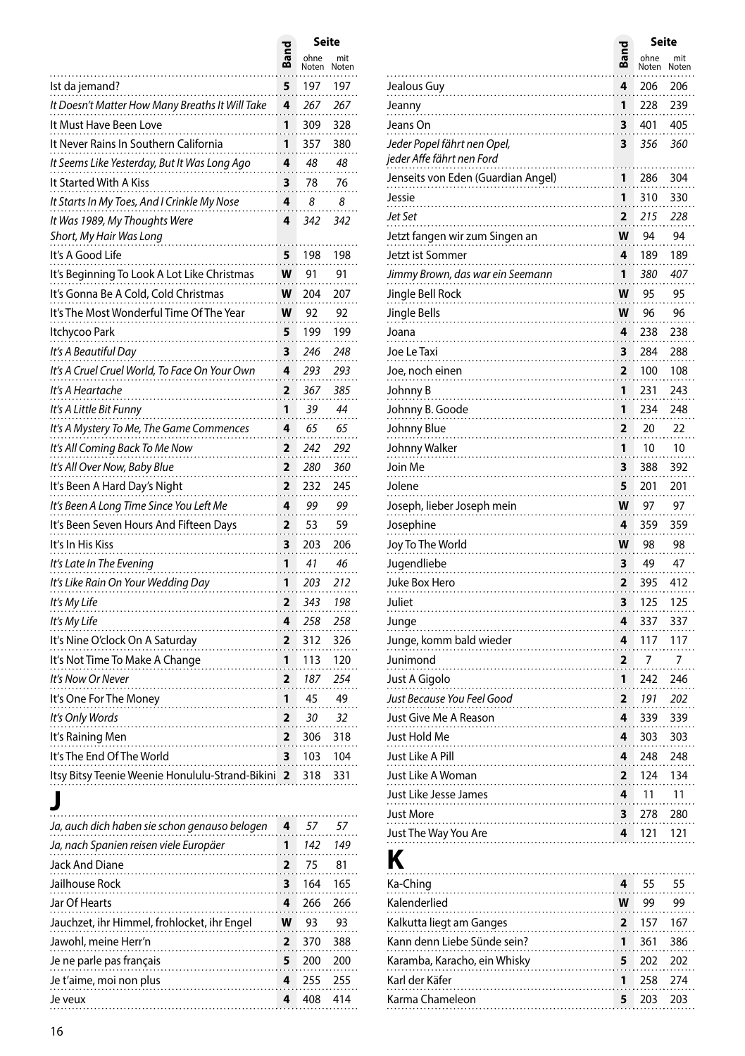| | Band | Seite ohne Noten | Seite mit Noten |
|---|---|---|---|
| Ist da jemand? | 5 | 197 | 197 |
| *It Doesn't Matter How Many Breaths It Will Take* | 4 | *267* | *267* |
| It Must Have Been Love | 1 | 309 | 328 |
| It Never Rains In Southern California | 1 | 357 | 380 |
| *It Seems Like Yesterday, But It Was Long Ago* | 4 | *48* | *48* |
| It Started With A Kiss | 3 | 78 | 76 |
| *It Starts In My Toes, And I Crinkle My Nose* | 4 | *8* | *8* |
| *It Was 1989, My Thoughts Were Short, My Hair Was Long* | 4 | *342* | *342* |
| It's A Good Life | 5 | 198 | 198 |
| It's Beginning To Look A Lot Like Christmas | W | 91 | 91 |
| It's Gonna Be A Cold, Cold Christmas | W | 204 | 207 |
| It's The Most Wonderful Time Of The Year | W | 92 | 92 |
| Itchycoo Park | 5 | 199 | 199 |
| *It's A Beautiful Day* | 3 | *246* | *248* |
| *It's A Cruel Cruel World, To Face On Your Own* | 4 | *293* | *293* |
| *It's A Heartache* | 2 | *367* | *385* |
| *It's A Little Bit Funny* | 1 | *39* | *44* |
| *It's A Mystery To Me, The Game Commences* | 4 | *65* | *65* |
| *It's All Coming Back To Me Now* | 2 | *242* | *292* |
| *It's All Over Now, Baby Blue* | 2 | *280* | *360* |
| It's Been A Hard Day's Night | 2 | 232 | 245 |
| *It's Been A Long Time Since You Left Me* | 4 | *99* | *99* |
| It's Been Seven Hours And Fifteen Days | 2 | 53 | 59 |
| It's In His Kiss | 3 | 203 | 206 |
| *It's Late In The Evening* | 1 | *41* | *46* |
| *It's Like Rain On Your Wedding Day* | 1 | *203* | *212* |
| *It's My Life* | 2 | *343* | *198* |
| *It's My Life* | 4 | *258* | *258* |
| It's Nine O'clock On A Saturday | 2 | 312 | 326 |
| It's Not Time To Make A Change | 1 | 113 | 120 |
| *It's Now Or Never* | 2 | *187* | *254* |
| It's One For The Money | 1 | 45 | 49 |
| *It's Only Words* | 2 | *30* | *32* |
| It's Raining Men | 2 | 306 | 318 |
| It's The End Of The World | 3 | 103 | 104 |
| Itsy Bitsy Teenie Weenie Honolulu-Strand-Bikini | 2 | 318 | 331 |

# J

| | Band | Seite ohne Noten | Seite mit Noten |
|---|---|---|---|
| *Ja, auch dich haben sie schon genauso belogen* | 4 | *57* | *57* |
| *Ja, nach Spanien reisen viele Europäer* | 1 | *142* | *149* |
| Jack And Diane | 2 | 75 | 81 |
| Jailhouse Rock | 3 | 164 | 165 |
| Jar Of Hearts | 4 | 266 | 266 |
| Jauchzet, ihr Himmel, frohlocket, ihr Engel | W | 93 | 93 |
| Jawohl, meine Herr'n | 2 | 370 | 388 |
| Je ne parle pas français | 5 | 200 | 200 |
| Je t'aime, moi non plus | 4 | 255 | 255 |
| Je veux | 4 | 408 | 414 |
| Jealous Guy | 4 | 206 | 206 |
| Jeanny | 1 | 228 | 239 |
| Jeans On | 3 | 401 | 405 |
| *Jeder Popel fährt nen Opel, jeder Affe fährt nen Ford* | 3 | *356* | *360* |
| Jenseits von Eden (Guardian Angel) | 1 | 286 | 304 |
| Jessie | 1 | 310 | 330 |
| *Jet Set* | 2 | *215* | *228* |
| Jetzt fangen wir zum Singen an | W | 94 | 94 |
| Jetzt ist Sommer | 4 | 189 | 189 |
| *Jimmy Brown, das war ein Seemann* | 1 | *380* | *407* |
| Jingle Bell Rock | W | 95 | 95 |
| Jingle Bells | W | 96 | 96 |
| Joana | 4 | 238 | 238 |
| Joe Le Taxi | 3 | 284 | 288 |
| Joe, noch einen | 2 | 100 | 108 |
| Johnny B | 1 | 231 | 243 |
| Johnny B. Goode | 1 | 234 | 248 |
| Johnny Blue | 2 | 20 | 22 |
| Johnny Walker | 1 | 10 | 10 |
| Join Me | 3 | 388 | 392 |
| Jolene | 5 | 201 | 201 |
| Joseph, lieber Joseph mein | W | 97 | 97 |
| Josephine | 4 | 359 | 359 |
| Joy To The World | W | 98 | 98 |
| Jugendliebe | 3 | 49 | 47 |
| Juke Box Hero | 2 | 395 | 412 |
| Juliet | 3 | 125 | 125 |
| Junge | 4 | 337 | 337 |
| Junge, komm bald wieder | 4 | 117 | 117 |
| Junimond | 2 | 7 | 7 |
| Just A Gigolo | 1 | 242 | 246 |
| *Just Because You Feel Good* | 2 | *191* | *202* |
| Just Give Me A Reason | 4 | 339 | 339 |
| Just Hold Me | 4 | 303 | 303 |
| Just Like A Pill | 4 | 248 | 248 |
| Just Like A Woman | 2 | 124 | 134 |
| Just Like Jesse James | 4 | 11 | 11 |
| Just More | 3 | 278 | 280 |
| Just The Way You Are | 4 | 121 | 121 |

# K

| | Band | Seite ohne Noten | Seite mit Noten |
|---|---|---|---|
| Ka-Ching | 4 | 55 | 55 |
| Kalenderlied | W | 99 | 99 |
| Kalkutta liegt am Ganges | 2 | 157 | 167 |
| Kann denn Liebe Sünde sein? | 1 | 361 | 386 |
| Karamba, Karacho, ein Whisky | 5 | 202 | 202 |
| Karl der Käfer | 1 | 258 | 274 |
| Karma Chameleon | 5 | 203 | 203 |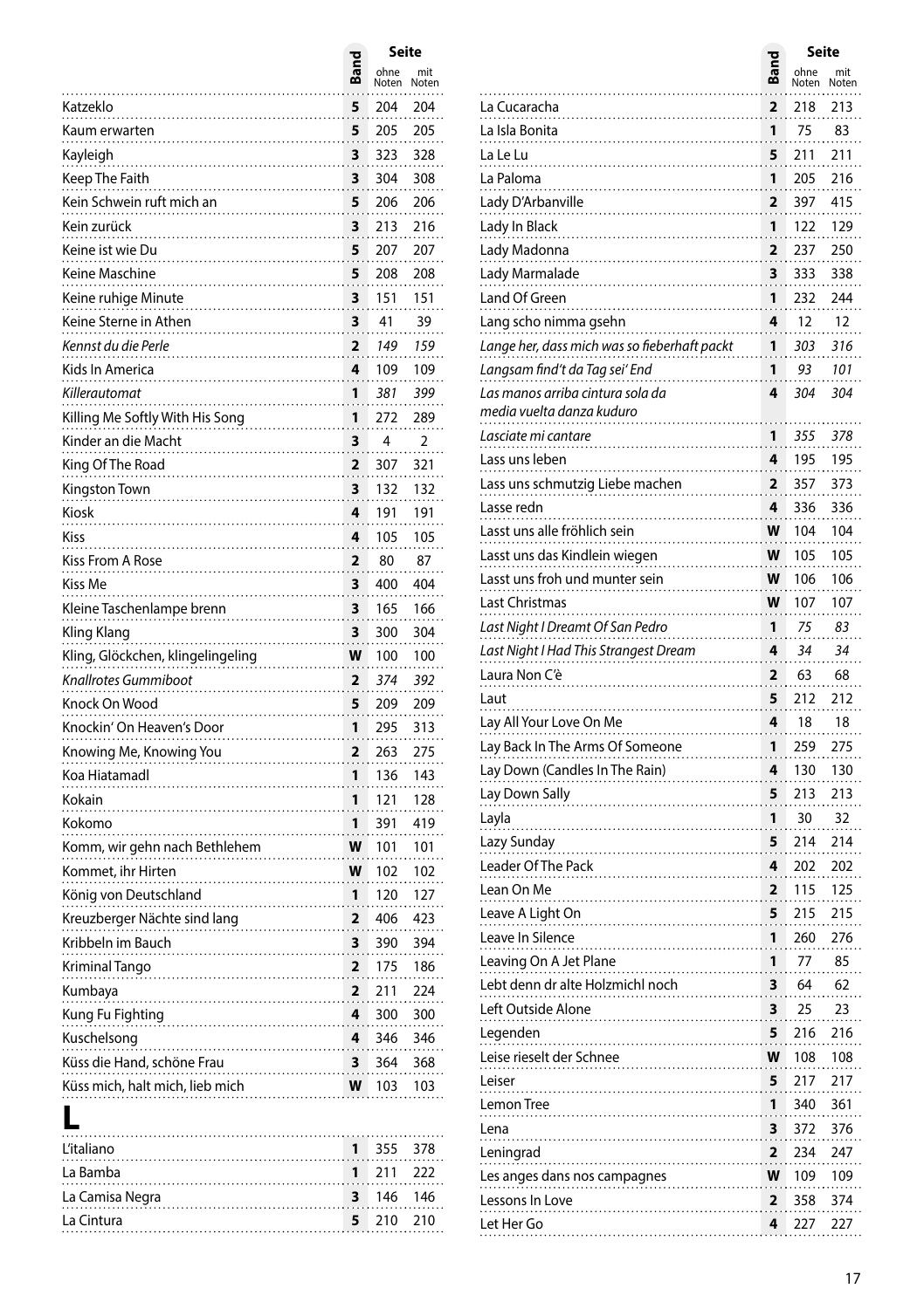| | Band | Seite ohne Noten | Seite mit Noten |
|---|---|---|---|
| Katzeklo | 5 | 204 | 204 |
| Kaum erwarten | 5 | 205 | 205 |
| Kayleigh | 3 | 323 | 328 |
| Keep The Faith | 3 | 304 | 308 |
| Kein Schwein ruft mich an | 5 | 206 | 206 |
| Kein zurück | 3 | 213 | 216 |
| Keine ist wie Du | 5 | 207 | 207 |
| Keine Maschine | 5 | 208 | 208 |
| Keine ruhige Minute | 3 | 151 | 151 |
| Keine Sterne in Athen | 3 | 41 | 39 |
| *Kennst du die Perle* | 2 | *149* | *159* |
| Kids In America | 4 | 109 | 109 |
| *Killerautomat* | 1 | *381* | *399* |
| Killing Me Softly With His Song | 1 | 272 | 289 |
| Kinder an die Macht | 3 | 4 | 2 |
| King Of The Road | 2 | 307 | 321 |
| Kingston Town | 3 | 132 | 132 |
| Kiosk | 4 | 191 | 191 |
| Kiss | 4 | 105 | 105 |
| Kiss From A Rose | 2 | 80 | 87 |
| Kiss Me | 3 | 400 | 404 |
| Kleine Taschenlampe brenn | 3 | 165 | 166 |
| Kling Klang | 3 | 300 | 304 |
| Kling, Glöckchen, klingelingeling | W | 100 | 100 |
| *Knallrotes Gummiboot* | 2 | *374* | *392* |
| Knock On Wood | 5 | 209 | 209 |
| Knockin' On Heaven's Door | 1 | 295 | 313 |
| Knowing Me, Knowing You | 2 | 263 | 275 |
| Koa Hiatamadl | 1 | 136 | 143 |
| Kokain | 1 | 121 | 128 |
| Kokomo | 1 | 391 | 419 |
| Komm, wir gehn nach Bethlehem | W | 101 | 101 |
| Kommet, ihr Hirten | W | 102 | 102 |
| König von Deutschland | 1 | 120 | 127 |
| Kreuzberger Nächte sind lang | 2 | 406 | 423 |
| Kribbeln im Bauch | 3 | 390 | 394 |
| Kriminal Tango | 2 | 175 | 186 |
| Kumbaya | 2 | 211 | 224 |
| Kung Fu Fighting | 4 | 300 | 300 |
| Kuschelsong | 4 | 346 | 346 |
| Küss die Hand, schöne Frau | 3 | 364 | 368 |
| Küss mich, halt mich, lieb mich | W | 103 | 103 |

# L

| | Band | Seite ohne Noten | Seite mit Noten |
|---|---|---|---|
| L'italiano | 1 | 355 | 378 |
| La Bamba | 1 | 211 | 222 |
| La Camisa Negra | 3 | 146 | 146 |
| La Cintura | 5 | 210 | 210 |
| La Cucaracha | 2 | 218 | 213 |
| La Isla Bonita | 1 | 75 | 83 |
| La Le Lu | 5 | 211 | 211 |
| La Paloma | 1 | 205 | 216 |
| Lady D'Arbanville | 2 | 397 | 415 |
| Lady In Black | 1 | 122 | 129 |
| Lady Madonna | 2 | 237 | 250 |
| Lady Marmalade | 3 | 333 | 338 |
| Land Of Green | 1 | 232 | 244 |
| Lang scho nimma gsehn | 4 | 12 | 12 |
| *Lange her, dass mich was so fieberhaft packt* | 1 | *303* | *316* |
| *Langsam find't da Tag sei' End* | 1 | *93* | *101* |
| *Las manos arriba cintura sola da media vuelta danza kuduro* | 4 | *304* | *304* |
| *Lasciate mi cantare* | 1 | *355* | *378* |
| Lass uns leben | 4 | 195 | 195 |
| Lass uns schmutzig Liebe machen | 2 | 357 | 373 |
| Lasse redn | 4 | 336 | 336 |
| Lasst uns alle fröhlich sein | W | 104 | 104 |
| Lasst uns das Kindlein wiegen | W | 105 | 105 |
| Lasst uns froh und munter sein | W | 106 | 106 |
| Last Christmas | W | 107 | 107 |
| *Last Night I Dreamt Of San Pedro* | 1 | *75* | *83* |
| *Last Night I Had This Strangest Dream* | 4 | *34* | *34* |
| Laura Non C'è | 2 | 63 | 68 |
| Laut | 5 | 212 | 212 |
| Lay All Your Love On Me | 4 | 18 | 18 |
| Lay Back In The Arms Of Someone | 1 | 259 | 275 |
| Lay Down (Candles In The Rain) | 4 | 130 | 130 |
| Lay Down Sally | 5 | 213 | 213 |
| Layla | 1 | 30 | 32 |
| Lazy Sunday | 5 | 214 | 214 |
| Leader Of The Pack | 4 | 202 | 202 |
| Lean On Me | 2 | 115 | 125 |
| Leave A Light On | 5 | 215 | 215 |
| Leave In Silence | 1 | 260 | 276 |
| Leaving On A Jet Plane | 1 | 77 | 85 |
| Lebt denn dr alte Holzmichl noch | 3 | 64 | 62 |
| Left Outside Alone | 3 | 25 | 23 |
| Legenden | 5 | 216 | 216 |
| Leise rieselt der Schnee | W | 108 | 108 |
| Leiser | 5 | 217 | 217 |
| Lemon Tree | 1 | 340 | 361 |
| Lena | 3 | 372 | 376 |
| Leningrad | 2 | 234 | 247 |
| Les anges dans nos campagnes | W | 109 | 109 |
| Lessons In Love | 2 | 358 | 374 |
| Let Her Go | 4 | 227 | 227 |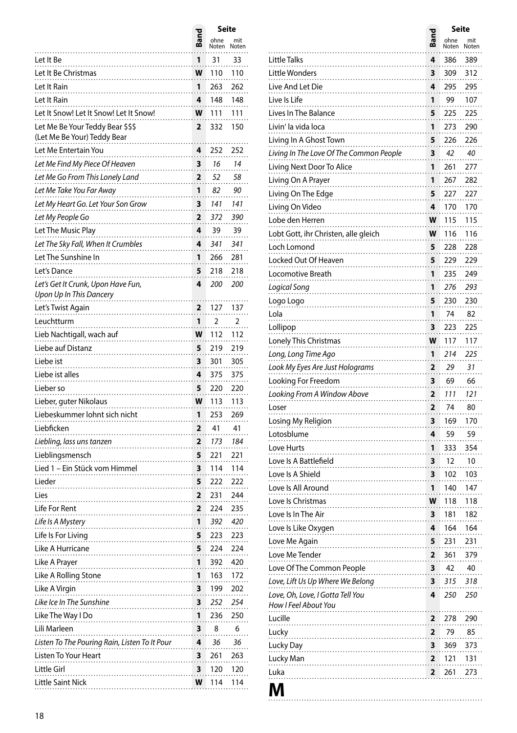| Titel | Band | Seite ohne Noten | Seite mit Noten |
|---|---|---|---|
| Let It Be | 1 | 31 | 33 |
| Let It Be Christmas | W | 110 | 110 |
| Let It Rain | 1 | 263 | 262 |
| Let It Rain | 4 | 148 | 148 |
| Let It Snow! Let It Snow! Let It Snow! | W | 111 | 111 |
| Let Me Be Your Teddy Bear $$$ (Let Me Be Your) Teddy Bear | 2 | 332 | 150 |
| Let Me Entertain You | 4 | 252 | 252 |
| *Let Me Find My Piece Of Heaven* | 3 | *16* | *14* |
| *Let Me Go From This Lonely Land* | 2 | *52* | *58* |
| *Let Me Take You Far Away* | 1 | *82* | *90* |
| *Let My Heart Go. Let Your Son Grow* | 3 | *141* | *141* |
| *Let My People Go* | 2 | *372* | *390* |
| Let The Music Play | 4 | 39 | 39 |
| *Let The Sky Fall, When It Crumbles* | 4 | *341* | *341* |
| Let The Sunshine In | 1 | 266 | 281 |
| Let's Dance | 5 | 218 | 218 |
| *Let's Get It Crunk, Upon Have Fun, Upon Up In This Dancery* | 4 | *200* | *200* |
| Let's Twist Again | 2 | 127 | 137 |
| Leuchtturm | 1 | 2 | 2 |
| Lieb Nachtigall, wach auf | W | 112 | 112 |
| Liebe auf Distanz | 5 | 219 | 219 |
| Liebe ist | 3 | 301 | 305 |
| Liebe ist alles | 4 | 375 | 375 |
| Lieber so | 5 | 220 | 220 |
| Lieber, guter Nikolaus | W | 113 | 113 |
| Liebeskummer lohnt sich nicht | 1 | 253 | 269 |
| Liebficken | 2 | 41 | 41 |
| *Liebling, lass uns tanzen* | 2 | *173* | *184* |
| Lieblingsmensch | 5 | 221 | 221 |
| Lied 1 – Ein Stück vom Himmel | 3 | 114 | 114 |
| Lieder | 5 | 222 | 222 |
| Lies | 2 | 231 | 244 |
| Life For Rent | 2 | 224 | 235 |
| *Life Is A Mystery* | 1 | *392* | *420* |
| Life Is For Living | 5 | 223 | 223 |
| Like A Hurricane | 5 | 224 | 224 |
| Like A Prayer | 1 | 392 | 420 |
| Like A Rolling Stone | 1 | 163 | 172 |
| Like A Virgin | 3 | 199 | 202 |
| *Like Ice In The Sunshine* | 3 | *252* | *254* |
| Like The Way I Do | 1 | 236 | 250 |
| Lili Marleen | 3 | 8 | 6 |
| *Listen To The Pouring Rain, Listen To It Pour* | 4 | *36* | *36* |
| Listen To Your Heart | 3 | 261 | 263 |
| Little Girl | 3 | 120 | 120 |
| Little Saint Nick | W | 114 | 114 |
| Little Talks | 4 | 386 | 389 |
| Little Wonders | 3 | 309 | 312 |
| Live And Let Die | 4 | 295 | 295 |
| Live Is Life | 1 | 99 | 107 |
| Lives In The Balance | 5 | 225 | 225 |
| Livin' la vida loca | 1 | 273 | 290 |
| Living In A Ghost Town | 5 | 226 | 226 |
| *Living In The Love Of The Common People* | 3 | *42* | *40* |
| Living Next Door To Alice | 1 | 261 | 277 |
| Living On A Prayer | 1 | 267 | 282 |
| Living On The Edge | 5 | 227 | 227 |
| Living On Video | 4 | 170 | 170 |
| Lobe den Herren | W | 115 | 115 |
| Lobt Gott, ihr Christen, alle gleich | W | 116 | 116 |
| Loch Lomond | 5 | 228 | 228 |
| Locked Out Of Heaven | 5 | 229 | 229 |
| Locomotive Breath | 1 | 235 | 249 |
| *Logical Song* | 1 | *276* | *293* |
| Logo Logo | 5 | 230 | 230 |
| Lola | 1 | 74 | 82 |
| Lollipop | 3 | 223 | 225 |
| Lonely This Christmas | W | 117 | 117 |
| *Long, Long Time Ago* | 1 | *214* | *225* |
| *Look My Eyes Are Just Holograms* | 2 | *29* | *31* |
| Looking For Freedom | 3 | 69 | 66 |
| *Looking From A Window Above* | 2 | *111* | *121* |
| Loser | 2 | 74 | 80 |
| Losing My Religion | 3 | 169 | 170 |
| Lotosblume | 4 | 59 | 59 |
| Love Hurts | 1 | 333 | 354 |
| Love Is A Battlefield | 3 | 12 | 10 |
| Love Is A Shield | 3 | 102 | 103 |
| Love Is All Around | 1 | 140 | 147 |
| Love Is Christmas | W | 118 | 118 |
| Love Is In The Air | 3 | 181 | 182 |
| Love Is Like Oxygen | 4 | 164 | 164 |
| Love Me Again | 5 | 231 | 231 |
| Love Me Tender | 2 | 361 | 379 |
| Love Of The Common People | 3 | 42 | 40 |
| *Love, Lift Us Up Where We Belong* | 3 | *315* | *318* |
| *Love, Oh, Love, I Gotta Tell You How I Feel About You* | 4 | *250* | *250* |
| Lucille | 2 | 278 | 290 |
| Lucky | 2 | 79 | 85 |
| Lucky Day | 3 | 369 | 373 |
| Lucky Man | 2 | 121 | 131 |
| Luka | 2 | 261 | 273 |

# M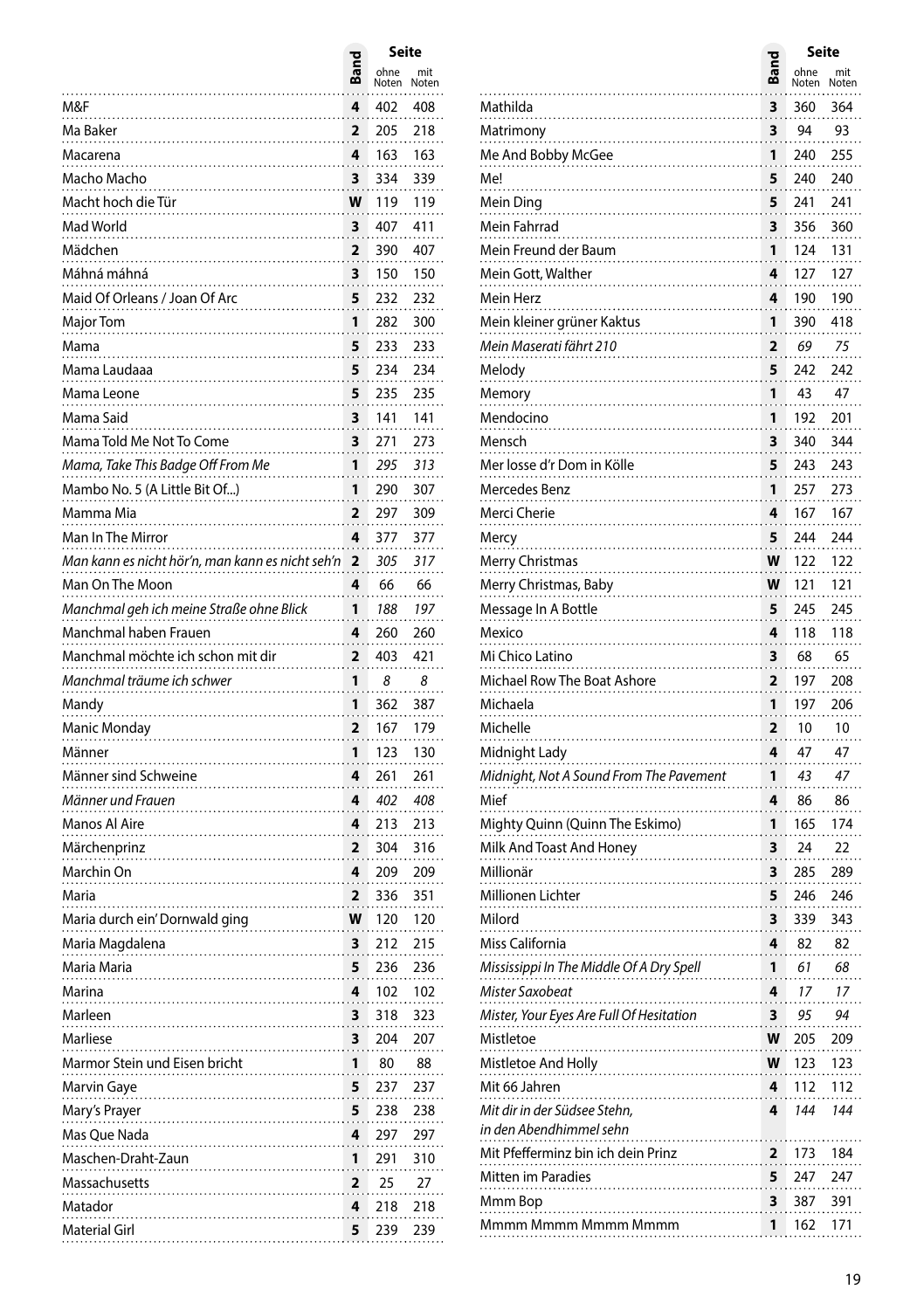| | Band | Seite | |
|---|---|---|---|
| | | ohne Noten | mit Noten |
| M&F | 4 | 402 | 408 |
| Ma Baker | 2 | 205 | 218 |
| Macarena | 4 | 163 | 163 |
| Macho Macho | 3 | 334 | 339 |
| Macht hoch die Tür | W | 119 | 119 |
| Mad World | 3 | 407 | 411 |
| Mädchen | 2 | 390 | 407 |
| Máhná máhná | 3 | 150 | 150 |
| Maid Of Orleans / Joan Of Arc | 5 | 232 | 232 |
| Major Tom | 1 | 282 | 300 |
| Mama | 5 | 233 | 233 |
| Mama Laudaaa | 5 | 234 | 234 |
| Mama Leone | 5 | 235 | 235 |
| Mama Said | 3 | 141 | 141 |
| Mama Told Me Not To Come | 3 | 271 | 273 |
| *Mama, Take This Badge Off From Me* | 1 | *295* | *313* |
| Mambo No. 5 (A Little Bit Of...) | 1 | 290 | 307 |
| Mamma Mia | 2 | 297 | 309 |
| Man In The Mirror | 4 | 377 | 377 |
| *Man kann es nicht hör'n, man kann es nicht seh'n* | 2 | *305* | *317* |
| Man On The Moon | 4 | 66 | 66 |
| *Manchmal geh ich meine Straße ohne Blick* | 1 | *188* | *197* |
| Manchmal haben Frauen | 4 | 260 | 260 |
| Manchmal möchte ich schon mit dir | 2 | 403 | 421 |
| *Manchmal träume ich schwer* | 1 | *8* | *8* |
| Mandy | 1 | 362 | 387 |
| Manic Monday | 2 | 167 | 179 |
| Männer | 1 | 123 | 130 |
| Männer sind Schweine | 4 | 261 | 261 |
| *Männer und Frauen* | 4 | *402* | *408* |
| Manos Al Aire | 4 | 213 | 213 |
| Märchenprinz | 2 | 304 | 316 |
| Marchin On | 4 | 209 | 209 |
| Maria | 2 | 336 | 351 |
| Maria durch ein' Dornwald ging | W | 120 | 120 |
| Maria Magdalena | 3 | 212 | 215 |
| Maria Maria | 5 | 236 | 236 |
| Marina | 4 | 102 | 102 |
| Marleen | 3 | 318 | 323 |
| Marliese | 3 | 204 | 207 |
| Marmor Stein und Eisen bricht | 1 | 80 | 88 |
| Marvin Gaye | 5 | 237 | 237 |
| Mary's Prayer | 5 | 238 | 238 |
| Mas Que Nada | 4 | 297 | 297 |
| Maschen-Draht-Zaun | 1 | 291 | 310 |
| Massachusetts | 2 | 25 | 27 |
| Matador | 4 | 218 | 218 |
| Material Girl | 5 | 239 | 239 |
| Mathilda | 3 | 360 | 364 |
| Matrimony | 3 | 94 | 93 |
| Me And Bobby McGee | 1 | 240 | 255 |
| Me! | 5 | 240 | 240 |
| Mein Ding | 5 | 241 | 241 |
| Mein Fahrrad | 3 | 356 | 360 |
| Mein Freund der Baum | 1 | 124 | 131 |
| Mein Gott, Walther | 4 | 127 | 127 |
| Mein Herz | 4 | 190 | 190 |
| Mein kleiner grüner Kaktus | 1 | 390 | 418 |
| *Mein Maserati fährt 210* | 2 | *69* | *75* |
| Melody | 5 | 242 | 242 |
| Memory | 1 | 43 | 47 |
| Mendocino | 1 | 192 | 201 |
| Mensch | 3 | 340 | 344 |
| Mer losse d'r Dom in Kölle | 5 | 243 | 243 |
| Mercedes Benz | 1 | 257 | 273 |
| Merci Cherie | 4 | 167 | 167 |
| Mercy | 5 | 244 | 244 |
| Merry Christmas | W | 122 | 122 |
| Merry Christmas, Baby | W | 121 | 121 |
| Message In A Bottle | 5 | 245 | 245 |
| Mexico | 4 | 118 | 118 |
| Mi Chico Latino | 3 | 68 | 65 |
| Michael Row The Boat Ashore | 2 | 197 | 208 |
| Michaela | 1 | 197 | 206 |
| Michelle | 2 | 10 | 10 |
| Midnight Lady | 4 | 47 | 47 |
| *Midnight, Not A Sound From The Pavement* | 1 | *43* | *47* |
| Mief | 4 | 86 | 86 |
| Mighty Quinn (Quinn The Eskimo) | 1 | 165 | 174 |
| Milk And Toast And Honey | 3 | 24 | 22 |
| Millionär | 3 | 285 | 289 |
| Millionen Lichter | 5 | 246 | 246 |
| Milord | 3 | 339 | 343 |
| Miss California | 4 | 82 | 82 |
| *Mississippi In The Middle Of A Dry Spell* | 1 | *61* | *68* |
| *Mister Saxobeat* | 4 | *17* | *17* |
| *Mister, Your Eyes Are Full Of Hesitation* | 3 | *95* | *94* |
| Mistletoe | W | 205 | 209 |
| Mistletoe And Holly | W | 123 | 123 |
| Mit 66 Jahren | 4 | 112 | 112 |
| *Mit dir in der Südsee Stehn, in den Abendhimmel sehn* | 4 | *144* | *144* |
| Mit Pfefferminz bin ich dein Prinz | 2 | 173 | 184 |
| Mitten im Paradies | 5 | 247 | 247 |
| Mmm Bop | 3 | 387 | 391 |
| Mmmm Mmmm Mmmm Mmmm | 1 | 162 | 171 |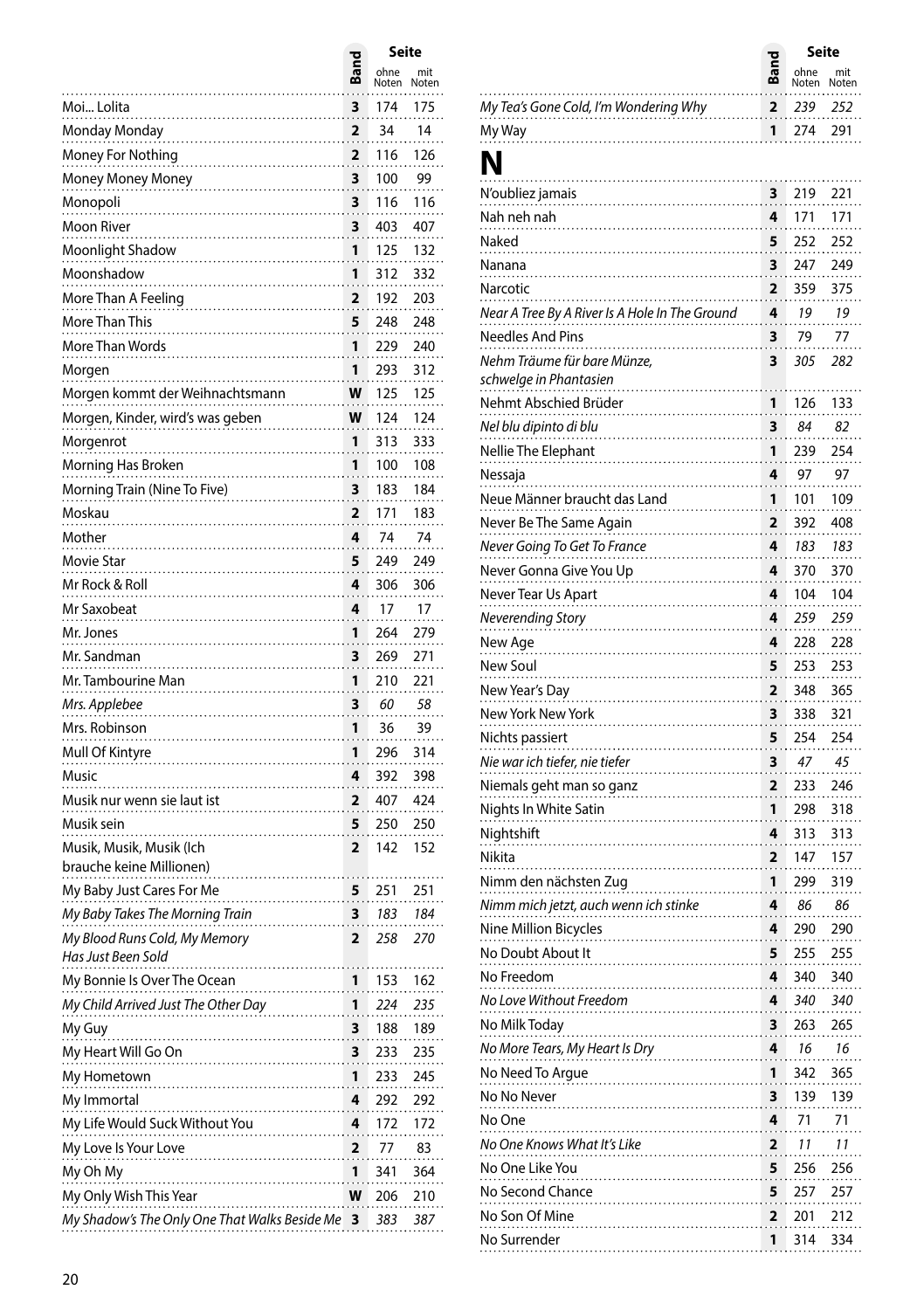| | Band | Seite ohne Noten | Seite mit Noten |
|---|---|---|---|
| Moi... Lolita | 3 | 174 | 175 |
| Monday Monday | 2 | 34 | 14 |
| Money For Nothing | 2 | 116 | 126 |
| Money Money Money | 3 | 100 | 99 |
| Monopoli | 3 | 116 | 116 |
| Moon River | 3 | 403 | 407 |
| Moonlight Shadow | 1 | 125 | 132 |
| Moonshadow | 1 | 312 | 332 |
| More Than A Feeling | 2 | 192 | 203 |
| More Than This | 5 | 248 | 248 |
| More Than Words | 1 | 229 | 240 |
| Morgen | 1 | 293 | 312 |
| Morgen kommt der Weihnachtsmann | W | 125 | 125 |
| Morgen, Kinder, wird's was geben | W | 124 | 124 |
| Morgenrot | 1 | 313 | 333 |
| Morning Has Broken | 1 | 100 | 108 |
| Morning Train (Nine To Five) | 3 | 183 | 184 |
| Moskau | 2 | 171 | 183 |
| Mother | 4 | 74 | 74 |
| Movie Star | 5 | 249 | 249 |
| Mr Rock & Roll | 4 | 306 | 306 |
| Mr Saxobeat | 4 | 17 | 17 |
| Mr. Jones | 1 | 264 | 279 |
| Mr. Sandman | 3 | 269 | 271 |
| Mr. Tambourine Man | 1 | 210 | 221 |
| *Mrs. Applebee* | 3 | *60* | *58* |
| Mrs. Robinson | 1 | 36 | 39 |
| Mull Of Kintyre | 1 | 296 | 314 |
| Music | 4 | 392 | 398 |
| Musik nur wenn sie laut ist | 2 | 407 | 424 |
| Musik sein | 5 | 250 | 250 |
| Musik, Musik, Musik (Ich brauche keine Millionen) | 2 | 142 | 152 |
| My Baby Just Cares For Me | 5 | 251 | 251 |
| *My Baby Takes The Morning Train* | 3 | *183* | *184* |
| *My Blood Runs Cold, My Memory Has Just Been Sold* | 2 | *258* | *270* |
| My Bonnie Is Over The Ocean | 1 | 153 | 162 |
| *My Child Arrived Just The Other Day* | 1 | *224* | *235* |
| My Guy | 3 | 188 | 189 |
| My Heart Will Go On | 3 | 233 | 235 |
| My Hometown | 1 | 233 | 245 |
| My Immortal | 4 | 292 | 292 |
| My Life Would Suck Without You | 4 | 172 | 172 |
| My Love Is Your Love | 2 | 77 | 83 |
| My Oh My | 1 | 341 | 364 |
| My Only Wish This Year | W | 206 | 210 |
| *My Shadow's The Only One That Walks Beside Me* | 3 | *383* | *387* |
| *My Tea's Gone Cold, I'm Wondering Why* | 2 | *239* | *252* |
| My Way | 1 | 274 | 291 |

# N

| | Band | Seite ohne Noten | Seite mit Noten |
|---|---|---|---|
| N'oubliez jamais | 3 | 219 | 221 |
| Nah neh nah | 4 | 171 | 171 |
| Naked | 5 | 252 | 252 |
| Nanana | 3 | 247 | 249 |
| Narcotic | 2 | 359 | 375 |
| *Near A Tree By A River Is A Hole In The Ground* | 4 | *19* | *19* |
| Needles And Pins | 3 | 79 | 77 |
| *Nehm Träume für bare Münze, schwelge in Phantasien* | 3 | *305* | *282* |
| Nehmt Abschied Brüder | 1 | 126 | 133 |
| *Nel blu dipinto di blu* | 3 | *84* | *82* |
| Nellie The Elephant | 1 | 239 | 254 |
| Nessaja | 4 | 97 | 97 |
| Neue Männer braucht das Land | 1 | 101 | 109 |
| Never Be The Same Again | 2 | 392 | 408 |
| *Never Going To Get To France* | 4 | *183* | *183* |
| Never Gonna Give You Up | 4 | 370 | 370 |
| Never Tear Us Apart | 4 | 104 | 104 |
| *Neverending Story* | 4 | *259* | *259* |
| New Age | 4 | 228 | 228 |
| New Soul | 5 | 253 | 253 |
| New Year's Day | 2 | 348 | 365 |
| New York New York | 3 | 338 | 321 |
| Nichts passiert | 5 | 254 | 254 |
| *Nie war ich tiefer, nie tiefer* | 3 | *47* | *45* |
| Niemals geht man so ganz | 2 | 233 | 246 |
| Nights In White Satin | 1 | 298 | 318 |
| Nightshift | 4 | 313 | 313 |
| Nikita | 2 | 147 | 157 |
| Nimm den nächsten Zug | 1 | 299 | 319 |
| *Nimm mich jetzt, auch wenn ich stinke* | 4 | *86* | *86* |
| Nine Million Bicycles | 4 | 290 | 290 |
| No Doubt About It | 5 | 255 | 255 |
| No Freedom | 4 | 340 | 340 |
| *No Love Without Freedom* | 4 | *340* | *340* |
| No Milk Today | 3 | 263 | 265 |
| *No More Tears, My Heart Is Dry* | 4 | *16* | *16* |
| No Need To Argue | 1 | 342 | 365 |
| No No Never | 3 | 139 | 139 |
| No One | 4 | 71 | 71 |
| *No One Knows What It's Like* | 2 | *11* | *11* |
| No One Like You | 5 | 256 | 256 |
| No Second Chance | 5 | 257 | 257 |
| No Son Of Mine | 2 | 201 | 212 |
| No Surrender | 1 | 314 | 334 |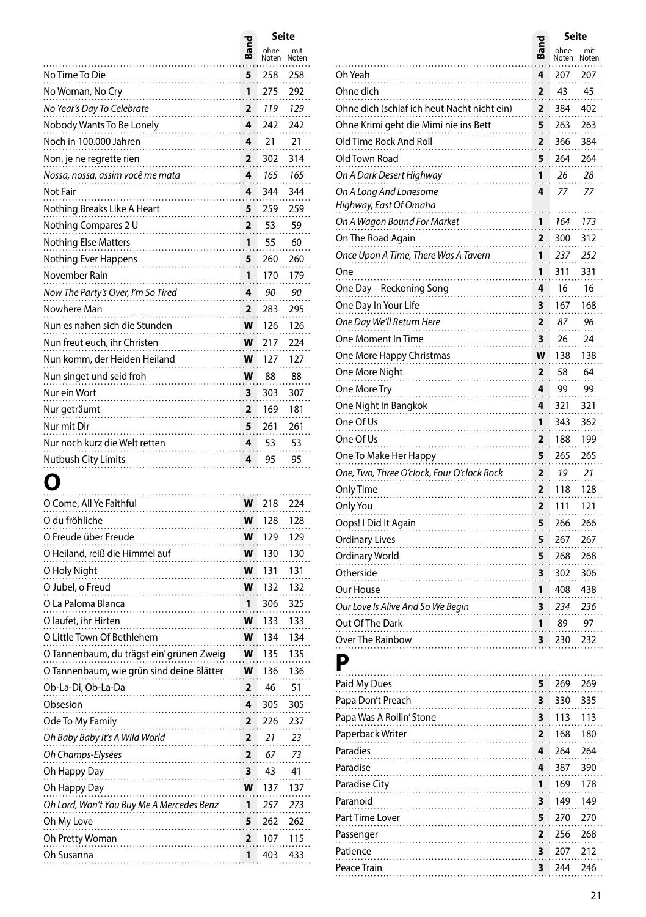| | Band | Seite ohne Noten | Seite mit Noten |
|---|---|---|---|
| No Time To Die | 5 | 258 | 258 |
| No Woman, No Cry | 1 | 275 | 292 |
| *No Year's Day To Celebrate* | 2 | *119* | *129* |
| Nobody Wants To Be Lonely | 4 | 242 | 242 |
| Noch in 100.000 Jahren | 4 | 21 | 21 |
| Non, je ne regrette rien | 2 | 302 | 314 |
| *Nossa, nossa, assim você me mata* | 4 | *165* | *165* |
| Not Fair | 4 | 344 | 344 |
| Nothing Breaks Like A Heart | 5 | 259 | 259 |
| Nothing Compares 2 U | 2 | 53 | 59 |
| Nothing Else Matters | 1 | 55 | 60 |
| Nothing Ever Happens | 5 | 260 | 260 |
| November Rain | 1 | 170 | 179 |
| *Now The Party's Over, I'm So Tired* | 4 | *90* | *90* |
| Nowhere Man | 2 | 283 | 295 |
| Nun es nahen sich die Stunden | W | 126 | 126 |
| Nun freut euch, ihr Christen | W | 217 | 224 |
| Nun komm, der Heiden Heiland | W | 127 | 127 |
| Nun singet und seid froh | W | 88 | 88 |
| Nur ein Wort | 3 | 303 | 307 |
| Nur geträumt | 2 | 169 | 181 |
| Nur mit Dir | 5 | 261 | 261 |
| Nur noch kurz die Welt retten | 4 | 53 | 53 |
| Nutbush City Limits | 4 | 95 | 95 |

# O

| | Band | Seite ohne Noten | Seite mit Noten |
|---|---|---|---|
| O Come, All Ye Faithful | W | 218 | 224 |
| O du fröhliche | W | 128 | 128 |
| O Freude über Freude | W | 129 | 129 |
| O Heiland, reiß die Himmel auf | W | 130 | 130 |
| O Holy Night | W | 131 | 131 |
| O Jubel, o Freud | W | 132 | 132 |
| O La Paloma Blanca | 1 | 306 | 325 |
| O laufet, ihr Hirten | W | 133 | 133 |
| O Little Town Of Bethlehem | W | 134 | 134 |
| O Tannenbaum, du trägst ein' grünen Zweig | W | 135 | 135 |
| O Tannenbaum, wie grün sind deine Blätter | W | 136 | 136 |
| Ob-La-Di, Ob-La-Da | 2 | 46 | 51 |
| Obsesion | 4 | 305 | 305 |
| Ode To My Family | 2 | 226 | 237 |
| *Oh Baby Baby It's A Wild World* | 2 | *21* | *23* |
| *Oh Champs-Elysées* | 2 | *67* | *73* |
| Oh Happy Day | 3 | 43 | 41 |
| Oh Happy Day | W | 137 | 137 |
| *Oh Lord, Won't You Buy Me A Mercedes Benz* | 1 | *257* | *273* |
| Oh My Love | 5 | 262 | 262 |
| Oh Pretty Woman | 2 | 107 | 115 |
| Oh Susanna | 1 | 403 | 433 |
| Oh Yeah | 4 | 207 | 207 |
| Ohne dich | 2 | 43 | 45 |
| Ohne dich (schlaf ich heut Nacht nicht ein) | 2 | 384 | 402 |
| Ohne Krimi geht die Mimi nie ins Bett | 5 | 263 | 263 |
| Old Time Rock And Roll | 2 | 366 | 384 |
| Old Town Road | 5 | 264 | 264 |
| *On A Dark Desert Highway* | 1 | *26* | *28* |
| *On A Long And Lonesome Highway, East Of Omaha* | 4 | *77* | *77* |
| *On A Wagon Bound For Market* | 1 | *164* | *173* |
| On The Road Again | 2 | 300 | 312 |
| *Once Upon A Time, There Was A Tavern* | 1 | *237* | *252* |
| One | 1 | 311 | 331 |
| One Day – Reckoning Song | 4 | 16 | 16 |
| One Day In Your Life | 3 | 167 | 168 |
| *One Day We'll Return Here* | 2 | *87* | *96* |
| One Moment In Time | 3 | 26 | 24 |
| One More Happy Christmas | W | 138 | 138 |
| One More Night | 2 | 58 | 64 |
| One More Try | 4 | 99 | 99 |
| One Night In Bangkok | 4 | 321 | 321 |
| One Of Us | 1 | 343 | 362 |
| One Of Us | 2 | 188 | 199 |
| One To Make Her Happy | 5 | 265 | 265 |
| *One, Two, Three O'clock, Four O'clock Rock* | 2 | *19* | *21* |
| Only Time | 2 | 118 | 128 |
| Only You | 2 | 111 | 121 |
| Oops! I Did It Again | 5 | 266 | 266 |
| Ordinary Lives | 5 | 267 | 267 |
| Ordinary World | 5 | 268 | 268 |
| Otherside | 3 | 302 | 306 |
| Our House | 1 | 408 | 438 |
| *Our Love Is Alive And So We Begin* | 3 | *234* | *236* |
| Out Of The Dark | 1 | 89 | 97 |
| Over The Rainbow | 3 | 230 | 232 |

# P

| | Band | Seite ohne Noten | Seite mit Noten |
|---|---|---|---|
| Paid My Dues | 5 | 269 | 269 |
| Papa Don't Preach | 3 | 330 | 335 |
| Papa Was A Rollin' Stone | 3 | 113 | 113 |
| Paperback Writer | 2 | 168 | 180 |
| Paradies | 4 | 264 | 264 |
| Paradise | 4 | 387 | 390 |
| Paradise City | 1 | 169 | 178 |
| Paranoid | 3 | 149 | 149 |
| Part Time Lover | 5 | 270 | 270 |
| Passenger | 2 | 256 | 268 |
| Patience | 3 | 207 | 212 |
| Peace Train | 3 | 244 | 246 |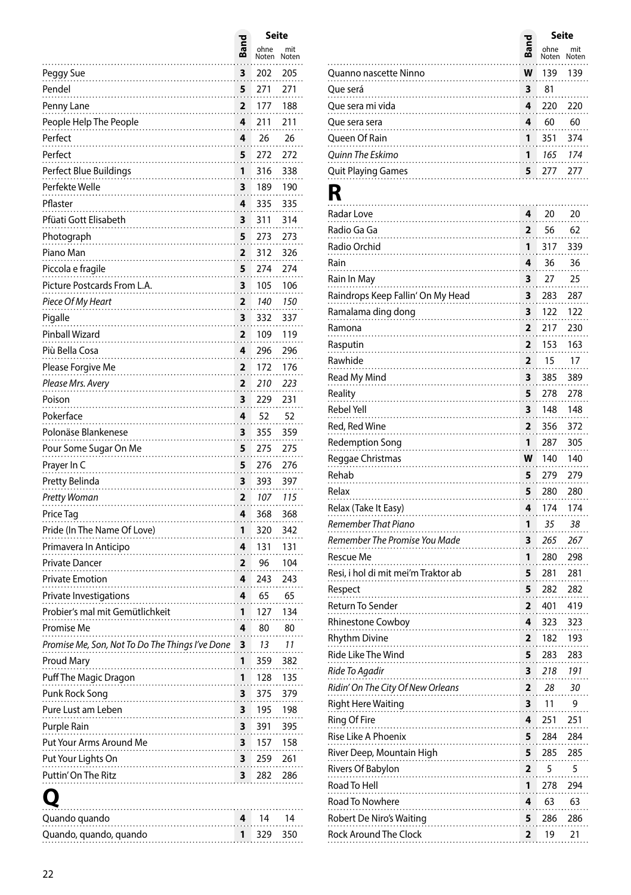| | Band | Seite ohne Noten | Seite mit Noten |
|---|---|---|---|
| Peggy Sue | 3 | 202 | 205 |
| Pendel | 5 | 271 | 271 |
| Penny Lane | 2 | 177 | 188 |
| People Help The People | 4 | 211 | 211 |
| Perfect | 4 | 26 | 26 |
| Perfect | 5 | 272 | 272 |
| Perfect Blue Buildings | 1 | 316 | 338 |
| Perfekte Welle | 3 | 189 | 190 |
| Pflaster | 4 | 335 | 335 |
| Pfüati Gott Elisabeth | 3 | 311 | 314 |
| Photograph | 5 | 273 | 273 |
| Piano Man | 2 | 312 | 326 |
| Piccola e fragile | 5 | 274 | 274 |
| Picture Postcards From L.A. | 3 | 105 | 106 |
| *Piece Of My Heart* | 2 | *140* | *150* |
| Pigalle | 3 | 332 | 337 |
| Pinball Wizard | 2 | 109 | 119 |
| Più Bella Cosa | 4 | 296 | 296 |
| Please Forgive Me | 2 | 172 | 176 |
| *Please Mrs. Avery* | 2 | *210* | *223* |
| Poison | 3 | 229 | 231 |
| Pokerface | 4 | 52 | 52 |
| Polonäse Blankenese | 3 | 355 | 359 |
| Pour Some Sugar On Me | 5 | 275 | 275 |
| Prayer In C | 5 | 276 | 276 |
| Pretty Belinda | 3 | 393 | 397 |
| *Pretty Woman* | 2 | *107* | *115* |
| Price Tag | 4 | 368 | 368 |
| Pride (In The Name Of Love) | 1 | 320 | 342 |
| Primavera In Anticipo | 4 | 131 | 131 |
| Private Dancer | 2 | 96 | 104 |
| Private Emotion | 4 | 243 | 243 |
| Private Investigations | 4 | 65 | 65 |
| Probier's mal mit Gemütlichkeit | 1 | 127 | 134 |
| Promise Me | 4 | 80 | 80 |
| *Promise Me, Son, Not To Do The Things I've Done* | 3 | *13* | *11* |
| Proud Mary | 1 | 359 | 382 |
| Puff The Magic Dragon | 1 | 128 | 135 |
| Punk Rock Song | 3 | 375 | 379 |
| Pure Lust am Leben | 3 | 195 | 198 |
| Purple Rain | 3 | 391 | 395 |
| Put Your Arms Around Me | 3 | 157 | 158 |
| Put Your Lights On | 3 | 259 | 261 |
| Puttin' On The Ritz | 3 | 282 | 286 |

# Q

| | Band | Seite ohne Noten | Seite mit Noten |
|---|---|---|---|
| Quando quando | 4 | 14 | 14 |
| Quando, quando, quando | 1 | 329 | 350 |
| Quanno nascette Ninno | W | 139 | 139 |
| Que será | 3 | 81 | |
| Que sera mi vida | 4 | 220 | 220 |
| Que sera sera | 4 | 60 | 60 |
| Queen Of Rain | 1 | 351 | 374 |
| *Quinn The Eskimo* | 1 | *165* | *174* |
| Quit Playing Games | 5 | 277 | 277 |

# R

| | Band | Seite ohne Noten | Seite mit Noten |
|---|---|---|---|
| Radar Love | 4 | 20 | 20 |
| Radio Ga Ga | 2 | 56 | 62 |
| Radio Orchid | 1 | 317 | 339 |
| Rain | 4 | 36 | 36 |
| Rain In May | 3 | 27 | 25 |
| Raindrops Keep Fallin' On My Head | 3 | 283 | 287 |
| Ramalama ding dong | 3 | 122 | 122 |
| Ramona | 2 | 217 | 230 |
| Rasputin | 2 | 153 | 163 |
| Rawhide | 2 | 15 | 17 |
| Read My Mind | 3 | 385 | 389 |
| Reality | 5 | 278 | 278 |
| Rebel Yell | 3 | 148 | 148 |
| Red, Red Wine | 2 | 356 | 372 |
| Redemption Song | 1 | 287 | 305 |
| Reggae Christmas | W | 140 | 140 |
| Rehab | 5 | 279 | 279 |
| Relax | 5 | 280 | 280 |
| Relax (Take It Easy) | 4 | 174 | 174 |
| *Remember That Piano* | 1 | *35* | *38* |
| *Remember The Promise You Made* | 3 | *265* | *267* |
| Rescue Me | 1 | 280 | 298 |
| Resi, i hol di mit mei'm Traktor ab | 5 | 281 | 281 |
| Respect | 5 | 282 | 282 |
| Return To Sender | 2 | 401 | 419 |
| Rhinestone Cowboy | 4 | 323 | 323 |
| Rhythm Divine | 2 | 182 | 193 |
| Ride Like The Wind | 5 | 283 | 283 |
| *Ride To Agadir* | 3 | *218* | *191* |
| *Ridin' On The City Of New Orleans* | 2 | *28* | *30* |
| Right Here Waiting | 3 | 11 | 9 |
| Ring Of Fire | 4 | 251 | 251 |
| Rise Like A Phoenix | 5 | 284 | 284 |
| River Deep, Mountain High | 5 | 285 | 285 |
| Rivers Of Babylon | 2 | 5 | 5 |
| Road To Hell | 1 | 278 | 294 |
| Road To Nowhere | 4 | 63 | 63 |
| Robert De Niro's Waiting | 5 | 286 | 286 |
| Rock Around The Clock | 2 | 19 | 21 |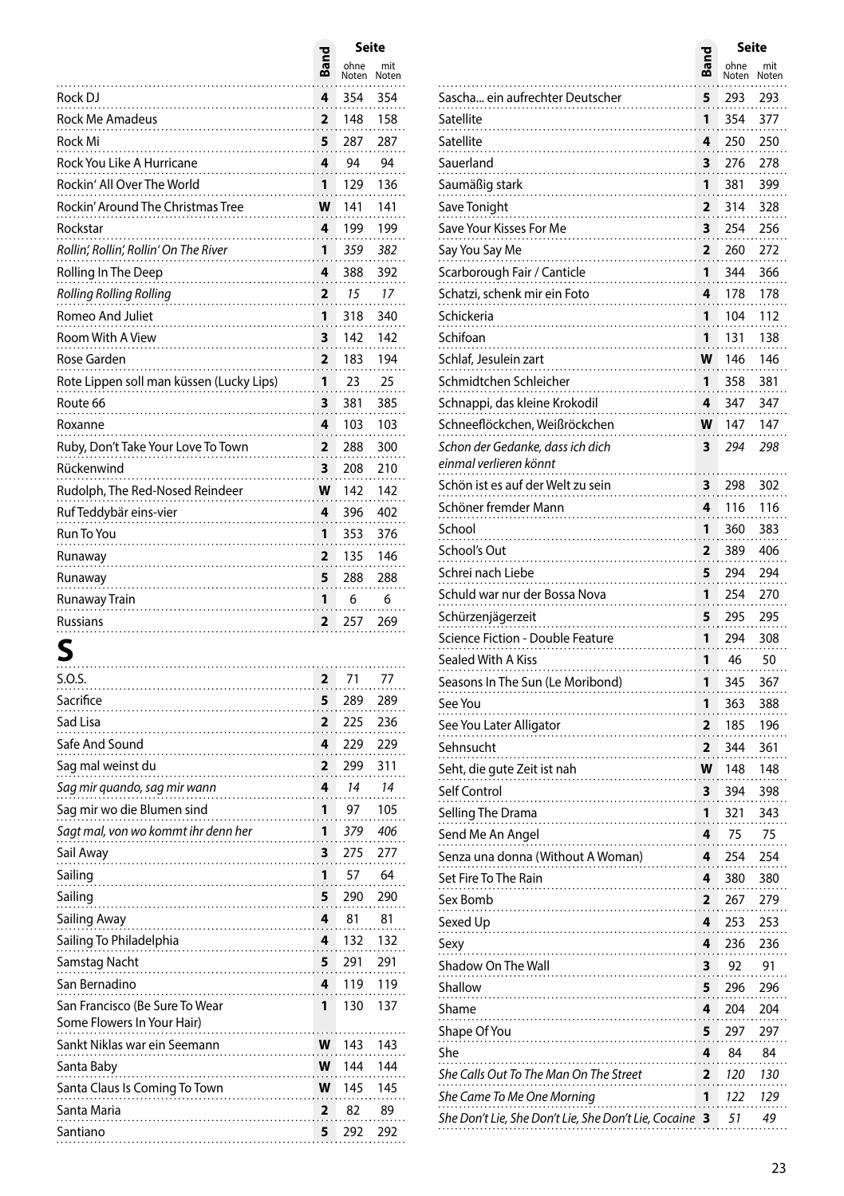| | Band | Seite ohne Noten | Seite mit Noten |
|---|---|---|---|
| Rock DJ | 4 | 354 | 354 |
| Rock Me Amadeus | 2 | 148 | 158 |
| Rock Mi | 5 | 287 | 287 |
| Rock You Like A Hurricane | 4 | 94 | 94 |
| Rockin' All Over The World | 1 | 129 | 136 |
| Rockin' Around The Christmas Tree | W | 141 | 141 |
| Rockstar | 4 | 199 | 199 |
| *Rollin', Rollin', Rollin' On The River* | 1 | *359* | *382* |
| Rolling In The Deep | 4 | 388 | 392 |
| *Rolling Rolling Rolling* | 2 | *15* | *17* |
| Romeo And Juliet | 1 | 318 | 340 |
| Room With A View | 3 | 142 | 142 |
| Rose Garden | 2 | 183 | 194 |
| Rote Lippen soll man küssen (Lucky Lips) | 1 | 23 | 25 |
| Route 66 | 3 | 381 | 385 |
| Roxanne | 4 | 103 | 103 |
| Ruby, Don't Take Your Love To Town | 2 | 288 | 300 |
| Rückenwind | 3 | 208 | 210 |
| Rudolph, The Red-Nosed Reindeer | W | 142 | 142 |
| Ruf Teddybär eins-vier | 4 | 396 | 402 |
| Run To You | 1 | 353 | 376 |
| Runaway | 2 | 135 | 146 |
| Runaway | 5 | 288 | 288 |
| Runaway Train | 1 | 6 | 6 |
| Russians | 2 | 257 | 269 |

# S

| | Band | Seite ohne Noten | Seite mit Noten |
|---|---|---|---|
| S.O.S. | 2 | 71 | 77 |
| Sacrifice | 5 | 289 | 289 |
| Sad Lisa | 2 | 225 | 236 |
| Safe And Sound | 4 | 229 | 229 |
| Sag mal weinst du | 2 | 299 | 311 |
| *Sag mir quando, sag mir wann* | 4 | *14* | *14* |
| Sag mir wo die Blumen sind | 1 | 97 | 105 |
| *Sagt mal, von wo kommt ihr denn her* | 1 | *379* | *406* |
| Sail Away | 3 | 275 | 277 |
| Sailing | 1 | 57 | 64 |
| Sailing | 5 | 290 | 290 |
| Sailing Away | 4 | 81 | 81 |
| Sailing To Philadelphia | 4 | 132 | 132 |
| Samstag Nacht | 5 | 291 | 291 |
| San Bernadino | 4 | 119 | 119 |
| San Francisco (Be Sure To Wear Some Flowers In Your Hair) | 1 | 130 | 137 |
| Sankt Niklas war ein Seemann | W | 143 | 143 |
| Santa Baby | W | 144 | 144 |
| Santa Claus Is Coming To Town | W | 145 | 145 |
| Santa Maria | 2 | 82 | 89 |
| Santiano | 5 | 292 | 292 |
| Sascha... ein aufrechter Deutscher | 5 | 293 | 293 |
| Satellite | 1 | 354 | 377 |
| Satellite | 4 | 250 | 250 |
| Sauerland | 3 | 276 | 278 |
| Saumäßig stark | 1 | 381 | 399 |
| Save Tonight | 2 | 314 | 328 |
| Save Your Kisses For Me | 3 | 254 | 256 |
| Say You Say Me | 2 | 260 | 272 |
| Scarborough Fair / Canticle | 1 | 344 | 366 |
| Schatzi, schenk mir ein Foto | 4 | 178 | 178 |
| Schickeria | 1 | 104 | 112 |
| Schifoan | 1 | 131 | 138 |
| Schlaf, Jesulein zart | W | 146 | 146 |
| Schmidtchen Schleicher | 1 | 358 | 381 |
| Schnappi, das kleine Krokodil | 4 | 347 | 347 |
| Schneeflöckchen, Weißröckchen | W | 147 | 147 |
| *Schon der Gedanke, dass ich dich einmal verlieren könnt* | 3 | *294* | *298* |
| Schön ist es auf der Welt zu sein | 3 | 298 | 302 |
| Schöner fremder Mann | 4 | 116 | 116 |
| School | 1 | 360 | 383 |
| School's Out | 2 | 389 | 406 |
| Schrei nach Liebe | 5 | 294 | 294 |
| Schuld war nur der Bossa Nova | 1 | 254 | 270 |
| Schürzenjägerzeit | 5 | 295 | 295 |
| Science Fiction - Double Feature | 1 | 294 | 308 |
| Sealed With A Kiss | 1 | 46 | 50 |
| Seasons In The Sun (Le Moribond) | 1 | 345 | 367 |
| See You | 1 | 363 | 388 |
| See You Later Alligator | 2 | 185 | 196 |
| Sehnsucht | 2 | 344 | 361 |
| Seht, die gute Zeit ist nah | W | 148 | 148 |
| Self Control | 3 | 394 | 398 |
| Selling The Drama | 1 | 321 | 343 |
| Send Me An Angel | 4 | 75 | 75 |
| Senza una donna (Without A Woman) | 4 | 254 | 254 |
| Set Fire To The Rain | 4 | 380 | 380 |
| Sex Bomb | 2 | 267 | 279 |
| Sexed Up | 4 | 253 | 253 |
| Sexy | 4 | 236 | 236 |
| Shadow On The Wall | 3 | 92 | 91 |
| Shallow | 5 | 296 | 296 |
| Shame | 4 | 204 | 204 |
| Shape Of You | 5 | 297 | 297 |
| She | 4 | 84 | 84 |
| *She Calls Out To The Man On The Street* | 2 | *120* | *130* |
| *She Came To Me One Morning* | 1 | *122* | *129* |
| *She Don't Lie, She Don't Lie, She Don't Lie, Cocaine* | 3 | *51* | *49* |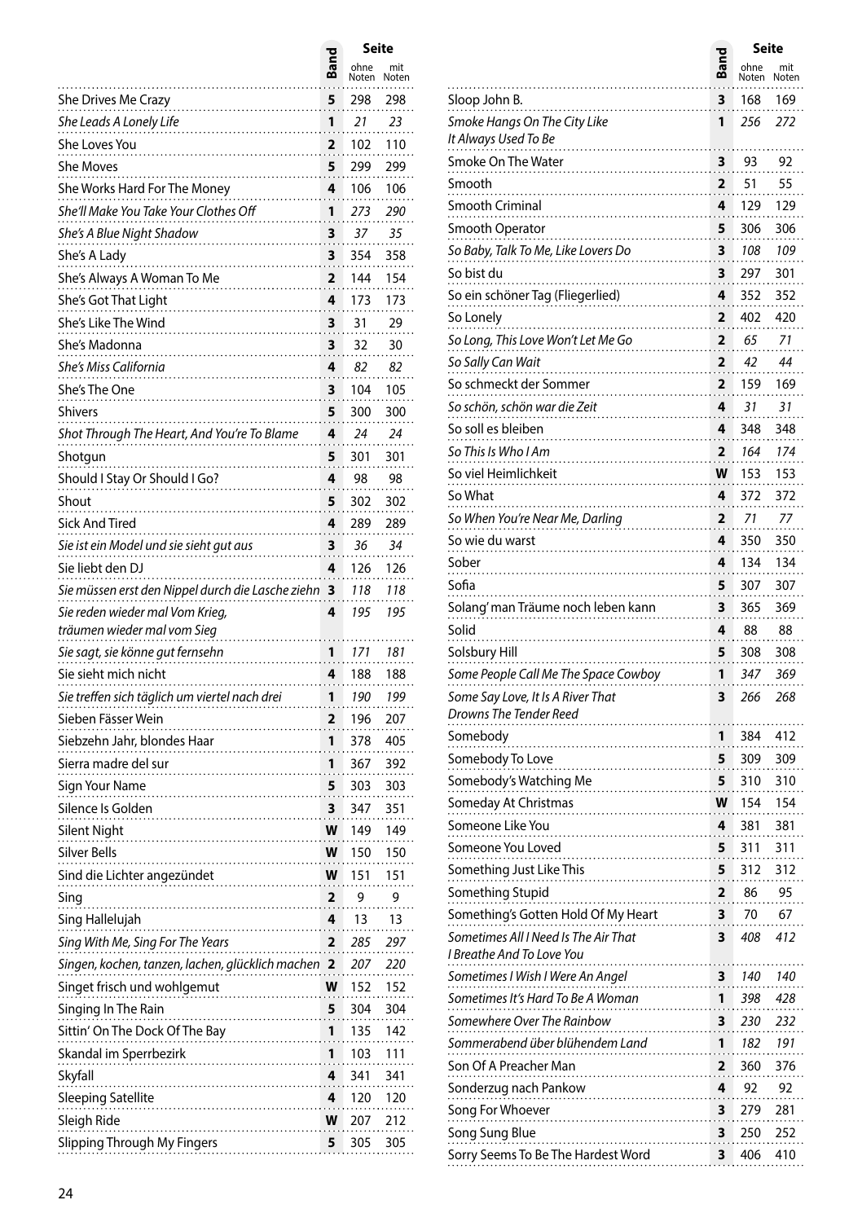| | Band | Seite ohne Noten | Seite mit Noten |
|---|---|---|---|
| She Drives Me Crazy | 5 | 298 | 298 |
| *She Leads A Lonely Life* | 1 | *21* | *23* |
| She Loves You | 2 | 102 | 110 |
| She Moves | 5 | 299 | 299 |
| She Works Hard For The Money | 4 | 106 | 106 |
| *She'll Make You Take Your Clothes Off* | 1 | *273* | *290* |
| *She's A Blue Night Shadow* | 3 | *37* | *35* |
| She's A Lady | 3 | 354 | 358 |
| She's Always A Woman To Me | 2 | 144 | 154 |
| She's Got That Light | 4 | 173 | 173 |
| She's Like The Wind | 3 | 31 | 29 |
| She's Madonna | 3 | 32 | 30 |
| *She's Miss California* | 4 | *82* | *82* |
| She's The One | 3 | 104 | 105 |
| Shivers | 5 | 300 | 300 |
| *Shot Through The Heart, And You're To Blame* | 4 | *24* | *24* |
| Shotgun | 5 | 301 | 301 |
| Should I Stay Or Should I Go? | 4 | 98 | 98 |
| Shout | 5 | 302 | 302 |
| Sick And Tired | 4 | 289 | 289 |
| *Sie ist ein Model und sie sieht gut aus* | 3 | *36* | *34* |
| Sie liebt den DJ | 4 | 126 | 126 |
| *Sie müssen erst den Nippel durch die Lasche ziehn* | 3 | *118* | *118* |
| *Sie reden wieder mal Vom Krieg, träumen wieder mal vom Sieg* | 4 | *195* | *195* |
| *Sie sagt, sie könne gut fernsehn* | 1 | *171* | *181* |
| Sie sieht mich nicht | 4 | 188 | 188 |
| *Sie treffen sich täglich um viertel nach drei* | 1 | *190* | *199* |
| Sieben Fässer Wein | 2 | 196 | 207 |
| Siebzehn Jahr, blondes Haar | 1 | 378 | 405 |
| Sierra madre del sur | 1 | 367 | 392 |
| Sign Your Name | 5 | 303 | 303 |
| Silence Is Golden | 3 | 347 | 351 |
| Silent Night | W | 149 | 149 |
| Silver Bells | W | 150 | 150 |
| Sind die Lichter angezündet | W | 151 | 151 |
| Sing | 2 | 9 | 9 |
| Sing Hallelujah | 4 | 13 | 13 |
| *Sing With Me, Sing For The Years* | 2 | *285* | *297* |
| *Singen, kochen, tanzen, lachen, glücklich machen* | 2 | *207* | *220* |
| Singet frisch und wohlgemut | W | 152 | 152 |
| Singing In The Rain | 5 | 304 | 304 |
| Sittin' On The Dock Of The Bay | 1 | 135 | 142 |
| Skandal im Sperrbezirk | 1 | 103 | 111 |
| Skyfall | 4 | 341 | 341 |
| Sleeping Satellite | 4 | 120 | 120 |
| Sleigh Ride | W | 207 | 212 |
| Slipping Through My Fingers | 5 | 305 | 305 |
| Sloop John B. | 3 | 168 | 169 |
| *Smoke Hangs On The City Like It Always Used To Be* | 1 | *256* | *272* |
| Smoke On The Water | 3 | 93 | 92 |
| Smooth | 2 | 51 | 55 |
| Smooth Criminal | 4 | 129 | 129 |
| Smooth Operator | 5 | 306 | 306 |
| *So Baby, Talk To Me, Like Lovers Do* | 3 | *108* | *109* |
| So bist du | 3 | 297 | 301 |
| So ein schöner Tag (Fliegerlied) | 4 | 352 | 352 |
| So Lonely | 2 | 402 | 420 |
| *So Long, This Love Won't Let Me Go* | 2 | *65* | *71* |
| *So Sally Can Wait* | 2 | *42* | *44* |
| So schmeckt der Sommer | 2 | 159 | 169 |
| *So schön, schön war die Zeit* | 4 | *31* | *31* |
| So soll es bleiben | 4 | 348 | 348 |
| *So This Is Who I Am* | 2 | *164* | *174* |
| So viel Heimlichkeit | W | 153 | 153 |
| So What | 4 | 372 | 372 |
| *So When You're Near Me, Darling* | 2 | *71* | *77* |
| So wie du warst | 4 | 350 | 350 |
| Sober | 4 | 134 | 134 |
| Sofia | 5 | 307 | 307 |
| Solang' man Träume noch leben kann | 3 | 365 | 369 |
| Solid | 4 | 88 | 88 |
| Solsbury Hill | 5 | 308 | 308 |
| *Some People Call Me The Space Cowboy* | 1 | *347* | *369* |
| *Some Say Love, It Is A River That Drowns The Tender Reed* | 3 | *266* | *268* |
| Somebody | 1 | 384 | 412 |
| Somebody To Love | 5 | 309 | 309 |
| Somebody's Watching Me | 5 | 310 | 310 |
| Someday At Christmas | W | 154 | 154 |
| Someone Like You | 4 | 381 | 381 |
| Someone You Loved | 5 | 311 | 311 |
| Something Just Like This | 5 | 312 | 312 |
| Something Stupid | 2 | 86 | 95 |
| Something's Gotten Hold Of My Heart | 3 | 70 | 67 |
| *Sometimes All I Need Is The Air That I Breathe And To Love You* | 3 | *408* | *412* |
| *Sometimes I Wish I Were An Angel* | 3 | *140* | *140* |
| *Sometimes It's Hard To Be A Woman* | 1 | *398* | *428* |
| *Somewhere Over The Rainbow* | 3 | *230* | *232* |
| *Sommerabend über blühendem Land* | 1 | *182* | *191* |
| Son Of A Preacher Man | 2 | 360 | 376 |
| Sonderzug nach Pankow | 4 | 92 | 92 |
| Song For Whoever | 3 | 279 | 281 |
| Song Sung Blue | 3 | 250 | 252 |
| Sorry Seems To Be The Hardest Word | 3 | 406 | 410 |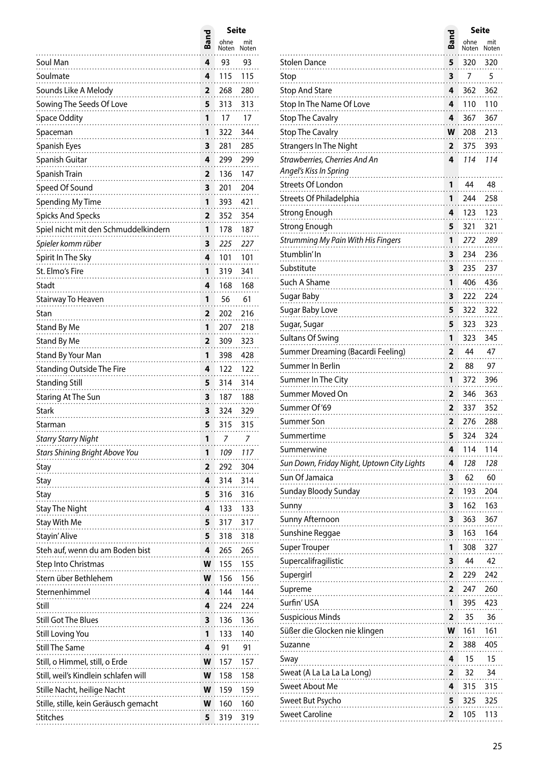| | Band | Seite ohne Noten | Seite mit Noten |
|---|---|---|---|
| Soul Man | 4 | 93 | 93 |
| Soulmate | 4 | 115 | 115 |
| Sounds Like A Melody | 2 | 268 | 280 |
| Sowing The Seeds Of Love | 5 | 313 | 313 |
| Space Oddity | 1 | 17 | 17 |
| Spaceman | 1 | 322 | 344 |
| Spanish Eyes | 3 | 281 | 285 |
| Spanish Guitar | 4 | 299 | 299 |
| Spanish Train | 2 | 136 | 147 |
| Speed Of Sound | 3 | 201 | 204 |
| Spending My Time | 1 | 393 | 421 |
| Spicks And Specks | 2 | 352 | 354 |
| Spiel nicht mit den Schmuddelkindern | 1 | 178 | 187 |
| *Spieler komm rüber* | 3 | *225* | *227* |
| Spirit In The Sky | 4 | 101 | 101 |
| St. Elmo's Fire | 1 | 319 | 341 |
| Stadt | 4 | 168 | 168 |
| Stairway To Heaven | 1 | 56 | 61 |
| Stan | 2 | 202 | 216 |
| Stand By Me | 1 | 207 | 218 |
| Stand By Me | 2 | 309 | 323 |
| Stand By Your Man | 1 | 398 | 428 |
| Standing Outside The Fire | 4 | 122 | 122 |
| Standing Still | 5 | 314 | 314 |
| Staring At The Sun | 3 | 187 | 188 |
| Stark | 3 | 324 | 329 |
| Starman | 5 | 315 | 315 |
| *Starry Starry Night* | 1 | *7* | *7* |
| *Stars Shining Bright Above You* | 1 | *109* | *117* |
| Stay | 2 | 292 | 304 |
| Stay | 4 | 314 | 314 |
| Stay | 5 | 316 | 316 |
| Stay The Night | 4 | 133 | 133 |
| Stay With Me | 5 | 317 | 317 |
| Stayin' Alive | 5 | 318 | 318 |
| Steh auf, wenn du am Boden bist | 4 | 265 | 265 |
| Step Into Christmas | W | 155 | 155 |
| Stern über Bethlehem | W | 156 | 156 |
| Sternenhimmel | 4 | 144 | 144 |
| Still | 4 | 224 | 224 |
| Still Got The Blues | 3 | 136 | 136 |
| Still Loving You | 1 | 133 | 140 |
| Still The Same | 4 | 91 | 91 |
| Still, o Himmel, still, o Erde | W | 157 | 157 |
| Still, weil's Kindlein schlafen will | W | 158 | 158 |
| Stille Nacht, heilige Nacht | W | 159 | 159 |
| Stille, stille, kein Geräusch gemacht | W | 160 | 160 |
| Stitches | 5 | 319 | 319 |
| Stolen Dance | 5 | 320 | 320 |
| Stop | 3 | 7 | 5 |
| Stop And Stare | 4 | 362 | 362 |
| Stop In The Name Of Love | 4 | 110 | 110 |
| Stop The Cavalry | 4 | 367 | 367 |
| Stop The Cavalry | W | 208 | 213 |
| Strangers In The Night | 2 | 375 | 393 |
| *Strawberries, Cherries And An Angel's Kiss In Spring* | 4 | *114* | *114* |
| Streets Of London | 1 | 44 | 48 |
| Streets Of Philadelphia | 1 | 244 | 258 |
| Strong Enough | 4 | 123 | 123 |
| Strong Enough | 5 | 321 | 321 |
| *Strumming My Pain With His Fingers* | 1 | *272* | *289* |
| Stumblin' In | 3 | 234 | 236 |
| Substitute | 3 | 235 | 237 |
| Such A Shame | 1 | 406 | 436 |
| Sugar Baby | 3 | 222 | 224 |
| Sugar Baby Love | 5 | 322 | 322 |
| Sugar, Sugar | 5 | 323 | 323 |
| Sultans Of Swing | 1 | 323 | 345 |
| Summer Dreaming (Bacardi Feeling) | 2 | 44 | 47 |
| Summer In Berlin | 2 | 88 | 97 |
| Summer In The City | 1 | 372 | 396 |
| Summer Moved On | 2 | 346 | 363 |
| Summer Of '69 | 2 | 337 | 352 |
| Summer Son | 2 | 276 | 288 |
| Summertime | 5 | 324 | 324 |
| Summerwine | 4 | 114 | 114 |
| *Sun Down, Friday Night, Uptown City Lights* | 4 | *128* | *128* |
| Sun Of Jamaica | 3 | 62 | 60 |
| Sunday Bloody Sunday | 2 | 193 | 204 |
| Sunny | 3 | 162 | 163 |
| Sunny Afternoon | 3 | 363 | 367 |
| Sunshine Reggae | 3 | 163 | 164 |
| Super Trouper | 1 | 308 | 327 |
| Supercalifragilistic | 3 | 44 | 42 |
| Supergirl | 2 | 229 | 242 |
| Supreme | 2 | 247 | 260 |
| Surfin' USA | 1 | 395 | 423 |
| Suspicious Minds | 2 | 35 | 36 |
| Süßer die Glocken nie klingen | W | 161 | 161 |
| Suzanne | 2 | 388 | 405 |
| Sway | 4 | 15 | 15 |
| Sweat (A La La La La Long) | 2 | 32 | 34 |
| Sweet About Me | 4 | 315 | 315 |
| Sweet But Psycho | 5 | 325 | 325 |
| Sweet Caroline | 2 | 105 | 113 |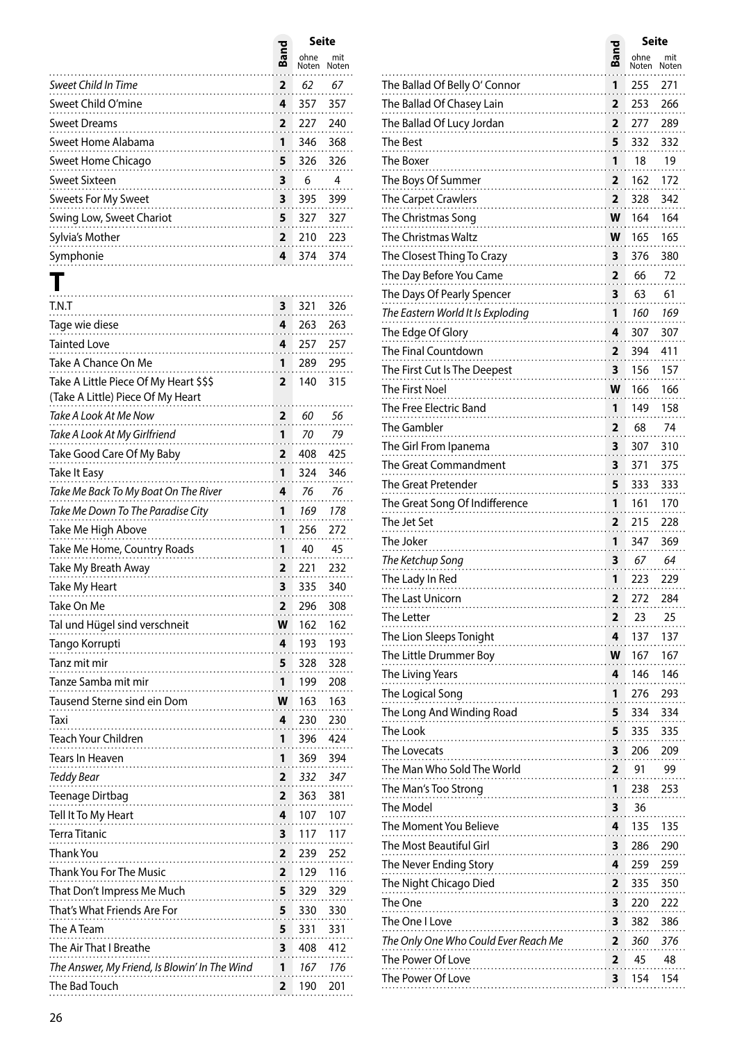| | Band | Seite ohne Noten | Seite mit Noten |
|---|---|---|---|
| *Sweet Child In Time* | 2 | *62* | *67* |
| Sweet Child O'mine | 4 | 357 | 357 |
| Sweet Dreams | 2 | 227 | 240 |
| Sweet Home Alabama | 1 | 346 | 368 |
| Sweet Home Chicago | 5 | 326 | 326 |
| Sweet Sixteen | 3 | 6 | 4 |
| Sweets For My Sweet | 3 | 395 | 399 |
| Swing Low, Sweet Chariot | 5 | 327 | 327 |
| Sylvia's Mother | 2 | 210 | 223 |
| Symphonie | 4 | 374 | 374 |

# T

| | Band | Seite ohne Noten | Seite mit Noten |
|---|---|---|---|
| T.N.T | 3 | 321 | 326 |
| Tage wie diese | 4 | 263 | 263 |
| Tainted Love | 4 | 257 | 257 |
| Take A Chance On Me | 1 | 289 | 295 |
| Take A Little Piece Of My Heart $$$ (Take A Little) Piece Of My Heart | 2 | 140 | 315 |
| *Take A Look At Me Now* | 2 | *60* | *56* |
| *Take A Look At My Girlfriend* | 1 | *70* | *79* |
| Take Good Care Of My Baby | 2 | 408 | 425 |
| Take It Easy | 1 | 324 | 346 |
| *Take Me Back To My Boat On The River* | 4 | *76* | *76* |
| *Take Me Down To The Paradise City* | 1 | *169* | *178* |
| Take Me High Above | 1 | 256 | 272 |
| Take Me Home, Country Roads | 1 | 40 | 45 |
| Take My Breath Away | 2 | 221 | 232 |
| Take My Heart | 3 | 335 | 340 |
| Take On Me | 2 | 296 | 308 |
| Tal und Hügel sind verschneit | W | 162 | 162 |
| Tango Korrupti | 4 | 193 | 193 |
| Tanz mit mir | 5 | 328 | 328 |
| Tanze Samba mit mir | 1 | 199 | 208 |
| Tausend Sterne sind ein Dom | W | 163 | 163 |
| Taxi | 4 | 230 | 230 |
| Teach Your Children | 1 | 396 | 424 |
| Tears In Heaven | 1 | 369 | 394 |
| *Teddy Bear* | 2 | *332* | *347* |
| Teenage Dirtbag | 2 | 363 | 381 |
| Tell It To My Heart | 4 | 107 | 107 |
| Terra Titanic | 3 | 117 | 117 |
| Thank You | 2 | 239 | 252 |
| Thank You For The Music | 2 | 129 | 116 |
| That Don't Impress Me Much | 5 | 329 | 329 |
| That's What Friends Are For | 5 | 330 | 330 |
| The A Team | 5 | 331 | 331 |
| The Air That I Breathe | 3 | 408 | 412 |
| *The Answer, My Friend, Is Blowin' In The Wind* | 1 | *167* | *176* |
| The Bad Touch | 2 | 190 | 201 |
| The Ballad Of Belly O' Connor | 1 | 255 | 271 |
| The Ballad Of Chasey Lain | 2 | 253 | 266 |
| The Ballad Of Lucy Jordan | 2 | 277 | 289 |
| The Best | 5 | 332 | 332 |
| The Boxer | 1 | 18 | 19 |
| The Boys Of Summer | 2 | 162 | 172 |
| The Carpet Crawlers | 2 | 328 | 342 |
| The Christmas Song | W | 164 | 164 |
| The Christmas Waltz | W | 165 | 165 |
| The Closest Thing To Crazy | 3 | 376 | 380 |
| The Day Before You Came | 2 | 66 | 72 |
| The Days Of Pearly Spencer | 3 | 63 | 61 |
| *The Eastern World It Is Exploding* | 1 | *160* | *169* |
| The Edge Of Glory | 4 | 307 | 307 |
| The Final Countdown | 2 | 394 | 411 |
| The First Cut Is The Deepest | 3 | 156 | 157 |
| The First Noel | W | 166 | 166 |
| The Free Electric Band | 1 | 149 | 158 |
| The Gambler | 2 | 68 | 74 |
| The Girl From Ipanema | 3 | 307 | 310 |
| The Great Commandment | 3 | 371 | 375 |
| The Great Pretender | 5 | 333 | 333 |
| The Great Song Of Indifference | 1 | 161 | 170 |
| The Jet Set | 2 | 215 | 228 |
| The Joker | 1 | 347 | 369 |
| *The Ketchup Song* | 3 | *67* | *64* |
| The Lady In Red | 1 | 223 | 229 |
| The Last Unicorn | 2 | 272 | 284 |
| The Letter | 2 | 23 | 25 |
| The Lion Sleeps Tonight | 4 | 137 | 137 |
| The Little Drummer Boy | W | 167 | 167 |
| The Living Years | 4 | 146 | 146 |
| The Logical Song | 1 | 276 | 293 |
| The Long And Winding Road | 5 | 334 | 334 |
| The Look | 5 | 335 | 335 |
| The Lovecats | 3 | 206 | 209 |
| The Man Who Sold The World | 2 | 91 | 99 |
| The Man's Too Strong | 1 | 238 | 253 |
| The Model | 3 | 36 | |
| The Moment You Believe | 4 | 135 | 135 |
| The Most Beautiful Girl | 3 | 286 | 290 |
| The Never Ending Story | 4 | 259 | 259 |
| The Night Chicago Died | 2 | 335 | 350 |
| The One | 3 | 220 | 222 |
| The One I Love | 3 | 382 | 386 |
| *The Only One Who Could Ever Reach Me* | 2 | *360* | *376* |
| The Power Of Love | 2 | 45 | 48 |
| The Power Of Love | 3 | 154 | 154 |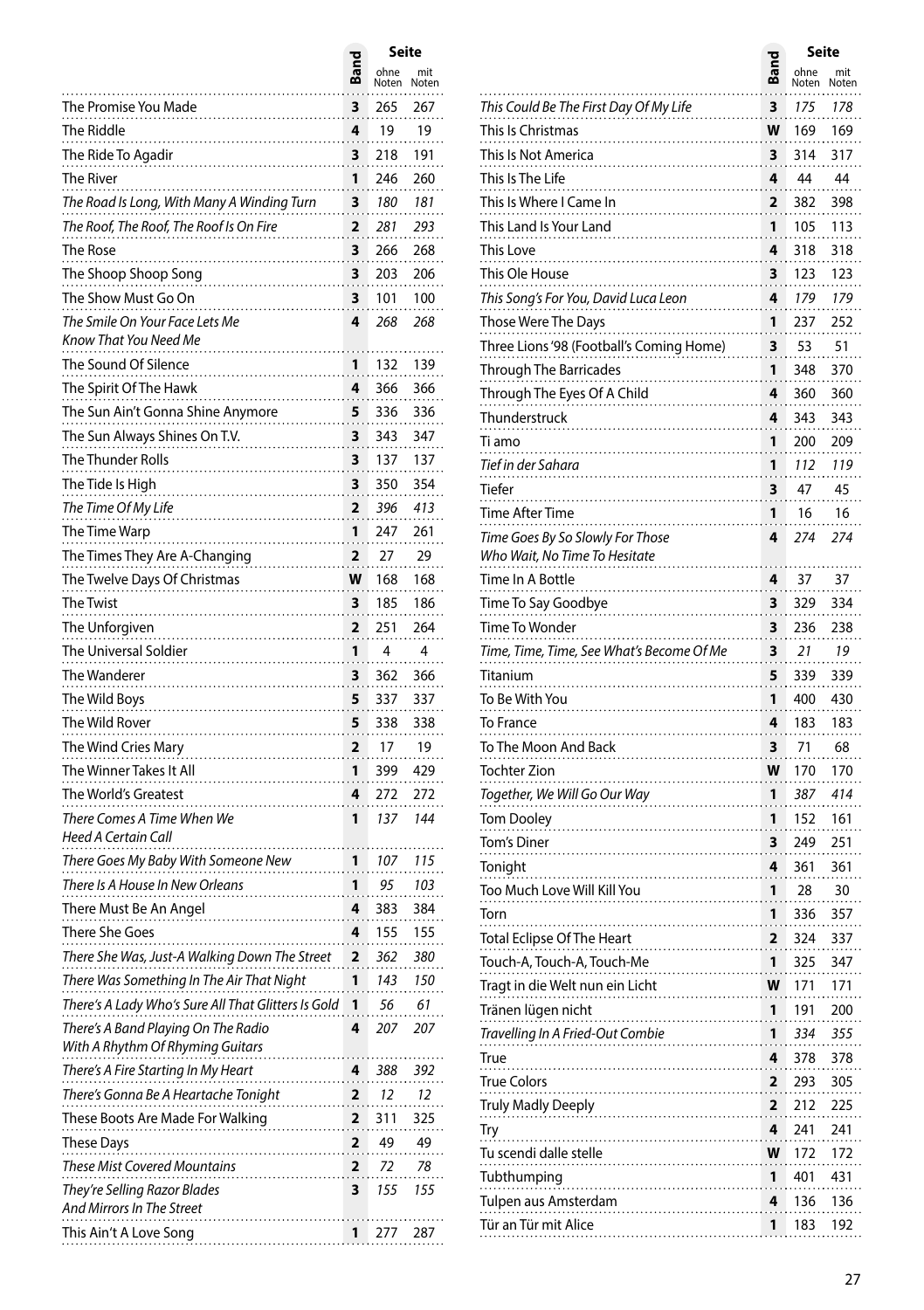| | Band | Seite ohne Noten | Seite mit Noten |
|---|---|---|---|
| The Promise You Made | 3 | 265 | 267 |
| The Riddle | 4 | 19 | 19 |
| The Ride To Agadir | 3 | 218 | 191 |
| The River | 1 | 246 | 260 |
| *The Road Is Long, With Many A Winding Turn* | 3 | *180* | *181* |
| *The Roof, The Roof, The Roof Is On Fire* | 2 | *281* | *293* |
| The Rose | 3 | 266 | 268 |
| The Shoop Shoop Song | 3 | 203 | 206 |
| The Show Must Go On | 3 | 101 | 100 |
| *The Smile On Your Face Lets Me Know That You Need Me* | 4 | *268* | *268* |
| The Sound Of Silence | 1 | 132 | 139 |
| The Spirit Of The Hawk | 4 | 366 | 366 |
| The Sun Ain't Gonna Shine Anymore | 5 | 336 | 336 |
| The Sun Always Shines On T.V. | 3 | 343 | 347 |
| The Thunder Rolls | 3 | 137 | 137 |
| The Tide Is High | 3 | 350 | 354 |
| *The Time Of My Life* | 2 | *396* | *413* |
| The Time Warp | 1 | 247 | 261 |
| The Times They Are A-Changing | 2 | 27 | 29 |
| The Twelve Days Of Christmas | W | 168 | 168 |
| The Twist | 3 | 185 | 186 |
| The Unforgiven | 2 | 251 | 264 |
| The Universal Soldier | 1 | 4 | 4 |
| The Wanderer | 3 | 362 | 366 |
| The Wild Boys | 5 | 337 | 337 |
| The Wild Rover | 5 | 338 | 338 |
| The Wind Cries Mary | 2 | 17 | 19 |
| The Winner Takes It All | 1 | 399 | 429 |
| The World's Greatest | 4 | 272 | 272 |
| *There Comes A Time When We Heed A Certain Call* | 1 | *137* | *144* |
| *There Goes My Baby With Someone New* | 1 | *107* | *115* |
| *There Is A House In New Orleans* | 1 | *95* | *103* |
| There Must Be An Angel | 4 | 383 | 384 |
| There She Goes | 4 | 155 | 155 |
| *There She Was, Just-A Walking Down The Street* | 2 | *362* | *380* |
| *There Was Something In The Air That Night* | 1 | *143* | *150* |
| *There's A Lady Who's Sure All That Glitters Is Gold* | 1 | *56* | *61* |
| *There's A Band Playing On The Radio With A Rhythm Of Rhyming Guitars* | 4 | *207* | *207* |
| *There's A Fire Starting In My Heart* | 4 | *388* | *392* |
| *There's Gonna Be A Heartache Tonight* | 2 | *12* | *12* |
| These Boots Are Made For Walking | 2 | 311 | 325 |
| These Days | 2 | 49 | 49 |
| *These Mist Covered Mountains* | 2 | *72* | *78* |
| *They're Selling Razor Blades And Mirrors In The Street* | 3 | *155* | *155* |
| This Ain't A Love Song | 1 | 277 | 287 |
| *This Could Be The First Day Of My Life* | 3 | *175* | *178* |
| This Is Christmas | W | 169 | 169 |
| This Is Not America | 3 | 314 | 317 |
| This Is The Life | 4 | 44 | 44 |
| This Is Where I Came In | 2 | 382 | 398 |
| This Land Is Your Land | 1 | 105 | 113 |
| This Love | 4 | 318 | 318 |
| This Ole House | 3 | 123 | 123 |
| *This Song's For You, David Luca Leon* | 4 | *179* | *179* |
| Those Were The Days | 1 | 237 | 252 |
| Three Lions '98 (Football's Coming Home) | 3 | 53 | 51 |
| Through The Barricades | 1 | 348 | 370 |
| Through The Eyes Of A Child | 4 | 360 | 360 |
| Thunderstruck | 4 | 343 | 343 |
| Ti amo | 1 | 200 | 209 |
| *Tief in der Sahara* | 1 | *112* | *119* |
| Tiefer | 3 | 47 | 45 |
| Time After Time | 1 | 16 | 16 |
| *Time Goes By So Slowly For Those Who Wait, No Time To Hesitate* | 4 | *274* | *274* |
| Time In A Bottle | 4 | 37 | 37 |
| Time To Say Goodbye | 3 | 329 | 334 |
| Time To Wonder | 3 | 236 | 238 |
| *Time, Time, Time, See What's Become Of Me* | 3 | *21* | *19* |
| Titanium | 5 | 339 | 339 |
| To Be With You | 1 | 400 | 430 |
| To France | 4 | 183 | 183 |
| To The Moon And Back | 3 | 71 | 68 |
| Tochter Zion | W | 170 | 170 |
| *Together, We Will Go Our Way* | 1 | *387* | *414* |
| Tom Dooley | 1 | 152 | 161 |
| Tom's Diner | 3 | 249 | 251 |
| Tonight | 4 | 361 | 361 |
| Too Much Love Will Kill You | 1 | 28 | 30 |
| Torn | 1 | 336 | 357 |
| Total Eclipse Of The Heart | 2 | 324 | 337 |
| Touch-A, Touch-A, Touch-Me | 1 | 325 | 347 |
| Tragt in die Welt nun ein Licht | W | 171 | 171 |
| Tränen lügen nicht | 1 | 191 | 200 |
| *Travelling In A Fried-Out Combie* | 1 | *334* | *355* |
| True | 4 | 378 | 378 |
| True Colors | 2 | 293 | 305 |
| Truly Madly Deeply | 2 | 212 | 225 |
| Try | 4 | 241 | 241 |
| Tu scendi dalle stelle | W | 172 | 172 |
| Tubthumping | 1 | 401 | 431 |
| Tulpen aus Amsterdam | 4 | 136 | 136 |
| Tür an Tür mit Alice | 1 | 183 | 192 |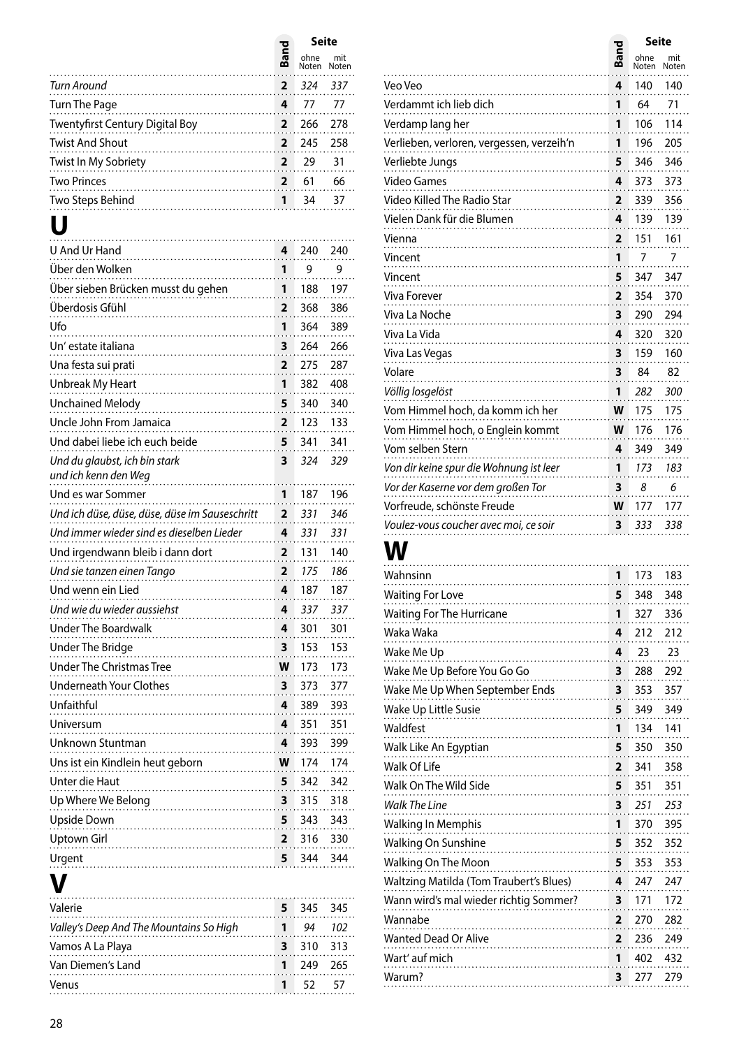| | Band | Seite ohne Noten | Seite mit Noten |
|---|---|---|---|
| *Turn Around* | 2 | *324* | *337* |
| Turn The Page | 4 | 77 | 77 |
| Twentyfirst Century Digital Boy | 2 | 266 | 278 |
| Twist And Shout | 2 | 245 | 258 |
| Twist In My Sobriety | 2 | 29 | 31 |
| Two Princes | 2 | 61 | 66 |
| Two Steps Behind | 1 | 34 | 37 |

# U

| | Band | Seite ohne Noten | Seite mit Noten |
|---|---|---|---|
| U And Ur Hand | 4 | 240 | 240 |
| Über den Wolken | 1 | 9 | 9 |
| Über sieben Brücken musst du gehen | 1 | 188 | 197 |
| Überdosis Gfühl | 2 | 368 | 386 |
| Ufo | 1 | 364 | 389 |
| Un' estate italiana | 3 | 264 | 266 |
| Una festa sui prati | 2 | 275 | 287 |
| Unbreak My Heart | 1 | 382 | 408 |
| Unchained Melody | 5 | 340 | 340 |
| Uncle John From Jamaica | 2 | 123 | 133 |
| Und dabei liebe ich euch beide | 5 | 341 | 341 |
| *Und du glaubst, ich bin stark und ich kenn den Weg* | 3 | *324* | *329* |
| Und es war Sommer | 1 | 187 | 196 |
| *Und ich düse, düse, düse im Sauseschritt* | 2 | *331* | *346* |
| *Und immer wieder sind es dieselben Lieder* | 4 | *331* | *331* |
| Und irgendwann bleib i dann dort | 2 | 131 | 140 |
| *Und sie tanzen einen Tango* | 2 | *175* | *186* |
| Und wenn ein Lied | 4 | 187 | 187 |
| *Und wie du wieder aussiehst* | 4 | *337* | *337* |
| Under The Boardwalk | 4 | 301 | 301 |
| Under The Bridge | 3 | 153 | 153 |
| Under The Christmas Tree | W | 173 | 173 |
| Underneath Your Clothes | 3 | 373 | 377 |
| Unfaithful | 4 | 389 | 393 |
| Universum | 4 | 351 | 351 |
| Unknown Stuntman | 4 | 393 | 399 |
| Uns ist ein Kindlein heut geborn | W | 174 | 174 |
| Unter die Haut | 5 | 342 | 342 |
| Up Where We Belong | 3 | 315 | 318 |
| Upside Down | 5 | 343 | 343 |
| Uptown Girl | 2 | 316 | 330 |
| Urgent | 5 | 344 | 344 |

# V

| | Band | Seite ohne Noten | Seite mit Noten |
|---|---|---|---|
| Valerie | 5 | 345 | 345 |
| *Valley's Deep And The Mountains So High* | 1 | *94* | *102* |
| Vamos A La Playa | 3 | 310 | 313 |
| Van Diemen's Land | 1 | 249 | 265 |
| Venus | 1 | 52 | 57 |
| Veo Veo | 4 | 140 | 140 |
| Verdammt ich lieb dich | 1 | 64 | 71 |
| Verdamp lang her | 1 | 106 | 114 |
| Verlieben, verloren, vergessen, verzeih'n | 1 | 196 | 205 |
| Verliebte Jungs | 5 | 346 | 346 |
| Video Games | 4 | 373 | 373 |
| Video Killed The Radio Star | 2 | 339 | 356 |
| Vielen Dank für die Blumen | 4 | 139 | 139 |
| Vienna | 2 | 151 | 161 |
| Vincent | 1 | 7 | 7 |
| Vincent | 5 | 347 | 347 |
| Viva Forever | 2 | 354 | 370 |
| Viva La Noche | 3 | 290 | 294 |
| Viva La Vida | 4 | 320 | 320 |
| Viva Las Vegas | 3 | 159 | 160 |
| Volare | 3 | 84 | 82 |
| *Völlig losgelöst* | 1 | *282* | *300* |
| Vom Himmel hoch, da komm ich her | W | 175 | 175 |
| Vom Himmel hoch, o Englein kommt | W | 176 | 176 |
| Vom selben Stern | 4 | 349 | 349 |
| *Von dir keine spur die Wohnung ist leer* | 1 | *173* | *183* |
| *Vor der Kaserne vor dem großen Tor* | 3 | *8* | *6* |
| Vorfreude, schönste Freude | W | 177 | 177 |
| *Voulez-vous coucher avec moi, ce soir* | 3 | *333* | *338* |

# W

| | Band | Seite ohne Noten | Seite mit Noten |
|---|---|---|---|
| Wahnsinn | 1 | 173 | 183 |
| Waiting For Love | 5 | 348 | 348 |
| Waiting For The Hurricane | 1 | 327 | 336 |
| Waka Waka | 4 | 212 | 212 |
| Wake Me Up | 4 | 23 | 23 |
| Wake Me Up Before You Go Go | 3 | 288 | 292 |
| Wake Me Up When September Ends | 3 | 353 | 357 |
| Wake Up Little Susie | 5 | 349 | 349 |
| Waldfest | 1 | 134 | 141 |
| Walk Like An Egyptian | 5 | 350 | 350 |
| Walk Of Life | 2 | 341 | 358 |
| Walk On The Wild Side | 5 | 351 | 351 |
| *Walk The Line* | 3 | *251* | *253* |
| Walking In Memphis | 1 | 370 | 395 |
| Walking On Sunshine | 5 | 352 | 352 |
| Walking On The Moon | 5 | 353 | 353 |
| Waltzing Matilda (Tom Traubert's Blues) | 4 | 247 | 247 |
| Wann wird's mal wieder richtig Sommer? | 3 | 171 | 172 |
| Wannabe | 2 | 270 | 282 |
| Wanted Dead Or Alive | 2 | 236 | 249 |
| Wart' auf mich | 1 | 402 | 432 |
| Warum? | 3 | 277 | 279 |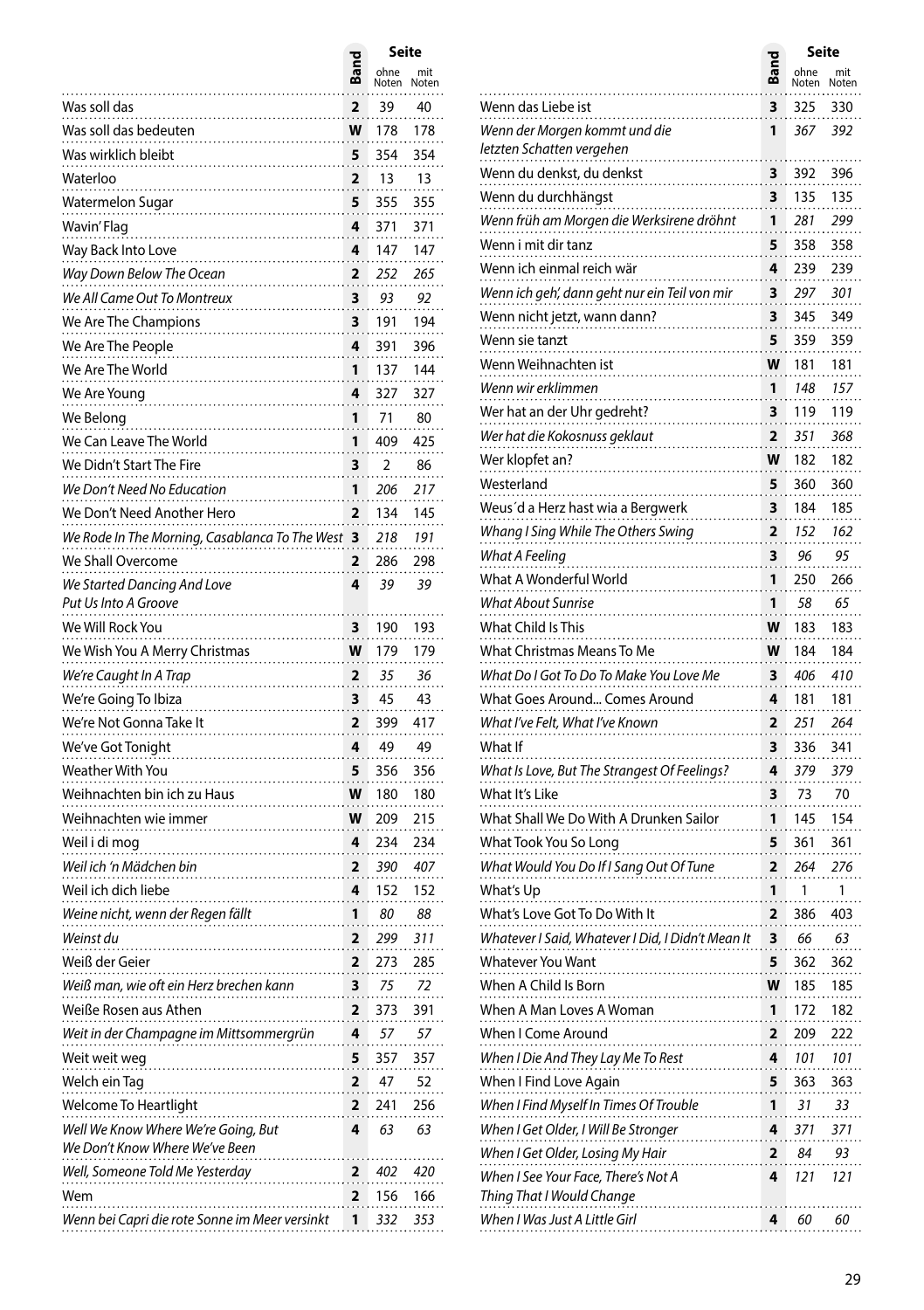| | Band | Seite ohne Noten | Seite mit Noten |
|---|---|---|---|
| Was soll das | 2 | 39 | 40 |
| Was soll das bedeuten | W | 178 | 178 |
| Was wirklich bleibt | 5 | 354 | 354 |
| Waterloo | 2 | 13 | 13 |
| Watermelon Sugar | 5 | 355 | 355 |
| Wavin' Flag | 4 | 371 | 371 |
| Way Back Into Love | 4 | 147 | 147 |
| *Way Down Below The Ocean* | 2 | *252* | *265* |
| *We All Came Out To Montreux* | 3 | *93* | *92* |
| We Are The Champions | 3 | 191 | 194 |
| We Are The People | 4 | 391 | 396 |
| We Are The World | 1 | 137 | 144 |
| We Are Young | 4 | 327 | 327 |
| We Belong | 1 | 71 | 80 |
| We Can Leave The World | 1 | 409 | 425 |
| We Didn't Start The Fire | 3 | 2 | 86 |
| *We Don't Need No Education* | 1 | *206* | *217* |
| We Don't Need Another Hero | 2 | 134 | 145 |
| *We Rode In The Morning, Casablanca To The West* | 3 | *218* | *191* |
| We Shall Overcome | 2 | 286 | 298 |
| *We Started Dancing And Love Put Us Into A Groove* | 4 | *39* | *39* |
| We Will Rock You | 3 | 190 | 193 |
| We Wish You A Merry Christmas | W | 179 | 179 |
| *We're Caught In A Trap* | 2 | *35* | *36* |
| We're Going To Ibiza | 3 | 45 | 43 |
| We're Not Gonna Take It | 2 | 399 | 417 |
| We've Got Tonight | 4 | 49 | 49 |
| Weather With You | 5 | 356 | 356 |
| Weihnachten bin ich zu Haus | W | 180 | 180 |
| Weihnachten wie immer | W | 209 | 215 |
| Weil i di mog | 4 | 234 | 234 |
| *Weil ich 'n Mädchen bin* | 2 | *390* | *407* |
| Weil ich dich liebe | 4 | 152 | 152 |
| *Weine nicht, wenn der Regen fällt* | 1 | *80* | *88* |
| *Weinst du* | 2 | *299* | *311* |
| Weiß der Geier | 2 | 273 | 285 |
| *Weiß man, wie oft ein Herz brechen kann* | 3 | *75* | *72* |
| Weiße Rosen aus Athen | 2 | 373 | 391 |
| *Weit in der Champagne im Mittsommergrün* | 4 | *57* | *57* |
| Weit weit weg | 5 | 357 | 357 |
| Welch ein Tag | 2 | 47 | 52 |
| Welcome To Heartlight | 2 | 241 | 256 |
| *Well We Know Where We're Going, But We Don't Know Where We've Been* | 4 | *63* | *63* |
| *Well, Someone Told Me Yesterday* | 2 | *402* | *420* |
| Wem | 2 | 156 | 166 |
| *Wenn bei Capri die rote Sonne im Meer versinkt* | 1 | *332* | *353* |
| Wenn das Liebe ist | 3 | 325 | 330 |
| *Wenn der Morgen kommt und die letzten Schatten vergehen* | 1 | *367* | *392* |
| Wenn du denkst, du denkst | 3 | 392 | 396 |
| Wenn du durchhängst | 3 | 135 | 135 |
| *Wenn früh am Morgen die Werksirene dröhnt* | 1 | *281* | *299* |
| Wenn i mit dir tanz | 5 | 358 | 358 |
| Wenn ich einmal reich wär | 4 | 239 | 239 |
| *Wenn ich geh', dann geht nur ein Teil von mir* | 3 | *297* | *301* |
| Wenn nicht jetzt, wann dann? | 3 | 345 | 349 |
| Wenn sie tanzt | 5 | 359 | 359 |
| Wenn Weihnachten ist | W | 181 | 181 |
| *Wenn wir erklimmen* | 1 | *148* | *157* |
| Wer hat an der Uhr gedreht? | 3 | 119 | 119 |
| *Wer hat die Kokosnuss geklaut* | 2 | *351* | *368* |
| Wer klopfet an? | W | 182 | 182 |
| Westerland | 5 | 360 | 360 |
| Weus´d a Herz hast wia a Bergwerk | 3 | 184 | 185 |
| *Whang I Sing While The Others Swing* | 2 | *152* | *162* |
| *What A Feeling* | 3 | *96* | *95* |
| What A Wonderful World | 1 | 250 | 266 |
| *What About Sunrise* | 1 | *58* | *65* |
| What Child Is This | W | 183 | 183 |
| What Christmas Means To Me | W | 184 | 184 |
| *What Do I Got To Do To Make You Love Me* | 3 | *406* | *410* |
| What Goes Around... Comes Around | 4 | 181 | 181 |
| *What I've Felt, What I've Known* | 2 | *251* | *264* |
| What If | 3 | 336 | 341 |
| *What Is Love, But The Strangest Of Feelings?* | 4 | *379* | *379* |
| What It's Like | 3 | 73 | 70 |
| What Shall We Do With A Drunken Sailor | 1 | 145 | 154 |
| What Took You So Long | 5 | 361 | 361 |
| *What Would You Do If I Sang Out Of Tune* | 2 | *264* | *276* |
| What's Up | 1 | 1 | 1 |
| What's Love Got To Do With It | 2 | 386 | 403 |
| *Whatever I Said, Whatever I Did, I Didn't Mean It* | 3 | *66* | *63* |
| Whatever You Want | 5 | 362 | 362 |
| When A Child Is Born | W | 185 | 185 |
| When A Man Loves A Woman | 1 | 172 | 182 |
| When I Come Around | 2 | 209 | 222 |
| *When I Die And They Lay Me To Rest* | 4 | *101* | *101* |
| When I Find Love Again | 5 | 363 | 363 |
| *When I Find Myself In Times Of Trouble* | 1 | *31* | *33* |
| *When I Get Older, I Will Be Stronger* | 4 | *371* | *371* |
| *When I Get Older, Losing My Hair* | 2 | *84* | *93* |
| *When I See Your Face, There's Not A Thing That I Would Change* | 4 | *121* | *121* |
| *When I Was Just A Little Girl* | 4 | *60* | *60* |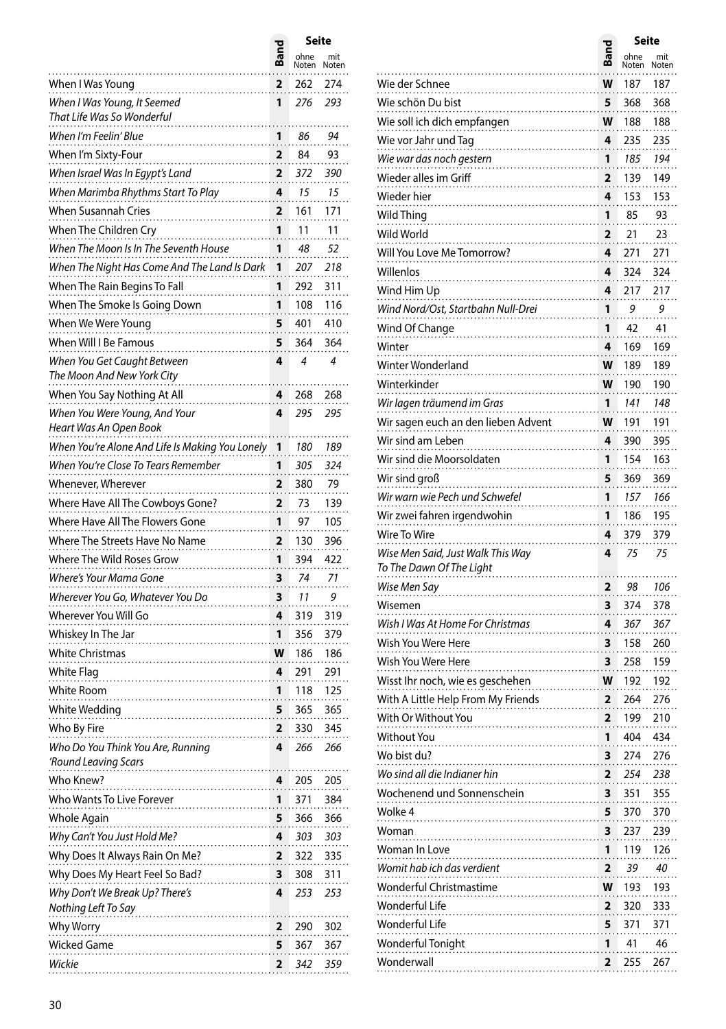| | Band | Seite ohne Noten | Seite mit Noten |
|---|---|---|---|
| When I Was Young | 2 | 262 | 274 |
| *When I Was Young, It Seemed That Life Was So Wonderful* | 1 | *276* | *293* |
| *When I'm Feelin' Blue* | 1 | *86* | *94* |
| When I'm Sixty-Four | 2 | 84 | 93 |
| *When Israel Was In Egypt's Land* | 2 | *372* | *390* |
| *When Marimba Rhythms Start To Play* | 4 | *15* | *15* |
| When Susannah Cries | 2 | 161 | 171 |
| When The Children Cry | 1 | 11 | 11 |
| *When The Moon Is In The Seventh House* | 1 | *48* | *52* |
| *When The Night Has Come And The Land Is Dark* | 1 | *207* | *218* |
| When The Rain Begins To Fall | 1 | 292 | 311 |
| When The Smoke Is Going Down | 1 | 108 | 116 |
| When We Were Young | 5 | 401 | 410 |
| When Will I Be Famous | 5 | 364 | 364 |
| *When You Get Caught Between The Moon And New York City* | 4 | *4* | *4* |
| When You Say Nothing At All | 4 | 268 | 268 |
| *When You Were Young, And Your Heart Was An Open Book* | 4 | *295* | *295* |
| *When You're Alone And Life Is Making You Lonely* | 1 | *180* | *189* |
| *When You're Close To Tears Remember* | 1 | *305* | *324* |
| Whenever, Wherever | 2 | 380 | 79 |
| Where Have All The Cowboys Gone? | 2 | 73 | 139 |
| Where Have All The Flowers Gone | 1 | 97 | 105 |
| Where The Streets Have No Name | 2 | 130 | 396 |
| Where The Wild Roses Grow | 1 | 394 | 422 |
| *Where's Your Mama Gone* | 3 | *74* | *71* |
| *Wherever You Go, Whatever You Do* | 3 | *11* | *9* |
| Wherever You Will Go | 4 | 319 | 319 |
| Whiskey In The Jar | 1 | 356 | 379 |
| White Christmas | W | 186 | 186 |
| White Flag | 4 | 291 | 291 |
| White Room | 1 | 118 | 125 |
| White Wedding | 5 | 365 | 365 |
| Who By Fire | 2 | 330 | 345 |
| *Who Do You Think You Are, Running 'Round Leaving Scars* | 4 | *266* | *266* |
| Who Knew? | 4 | 205 | 205 |
| Who Wants To Live Forever | 1 | 371 | 384 |
| Whole Again | 5 | 366 | 366 |
| *Why Can't You Just Hold Me?* | 4 | *303* | *303* |
| Why Does It Always Rain On Me? | 2 | 322 | 335 |
| Why Does My Heart Feel So Bad? | 3 | 308 | 311 |
| *Why Don't We Break Up? There's Nothing Left To Say* | 4 | *253* | *253* |
| Why Worry | 2 | 290 | 302 |
| Wicked Game | 5 | 367 | 367 |
| *Wickie* | 2 | *342* | *359* |
| Wie der Schnee | W | 187 | 187 |
| Wie schön Du bist | 5 | 368 | 368 |
| Wie soll ich dich empfangen | W | 188 | 188 |
| Wie vor Jahr und Tag | 4 | 235 | 235 |
| *Wie war das noch gestern* | 1 | *185* | *194* |
| Wieder alles im Griff | 2 | 139 | 149 |
| Wieder hier | 4 | 153 | 153 |
| Wild Thing | 1 | 85 | 93 |
| Wild World | 2 | 21 | 23 |
| Will You Love Me Tomorrow? | 4 | 271 | 271 |
| Willenlos | 4 | 324 | 324 |
| Wind Him Up | 4 | 217 | 217 |
| *Wind Nord/Ost, Startbahn Null-Drei* | 1 | *9* | *9* |
| Wind Of Change | 1 | 42 | 41 |
| Winter | 4 | 169 | 169 |
| Winter Wonderland | W | 189 | 189 |
| Winterkinder | W | 190 | 190 |
| *Wir lagen träumend im Gras* | 1 | *141* | *148* |
| Wir sagen euch an den lieben Advent | W | 191 | 191 |
| Wir sind am Leben | 4 | 390 | 395 |
| Wir sind die Moorsoldaten | 1 | 154 | 163 |
| Wir sind groß | 5 | 369 | 369 |
| *Wir warn wie Pech und Schwefel* | 1 | *157* | *166* |
| Wir zwei fahren irgendwohin | 1 | 186 | 195 |
| Wire To Wire | 4 | 379 | 379 |
| *Wise Men Said, Just Walk This Way To The Dawn Of The Light* | 4 | *75* | *75* |
| *Wise Men Say* | 2 | *98* | *106* |
| Wisemen | 3 | 374 | 378 |
| *Wish I Was At Home For Christmas* | 4 | *367* | *367* |
| Wish You Were Here | 3 | 158 | 260 |
| Wish You Were Here | 3 | 258 | 159 |
| Wisst Ihr noch, wie es geschehen | W | 192 | 192 |
| With A Little Help From My Friends | 2 | 264 | 276 |
| With Or Without You | 2 | 199 | 210 |
| Without You | 1 | 404 | 434 |
| Wo bist du? | 3 | 274 | 276 |
| *Wo sind all die Indianer hin* | 2 | *254* | *238* |
| Wochenend und Sonnenschein | 3 | 351 | 355 |
| Wolke 4 | 5 | 370 | 370 |
| Woman | 3 | 237 | 239 |
| Woman In Love | 1 | 119 | 126 |
| *Womit hab ich das verdient* | 2 | *39* | *40* |
| Wonderful Christmastime | W | 193 | 193 |
| Wonderful Life | 2 | 320 | 333 |
| Wonderful Life | 5 | 371 | 371 |
| Wonderful Tonight | 1 | 41 | 46 |
| Wonderwall | 2 | 255 | 267 |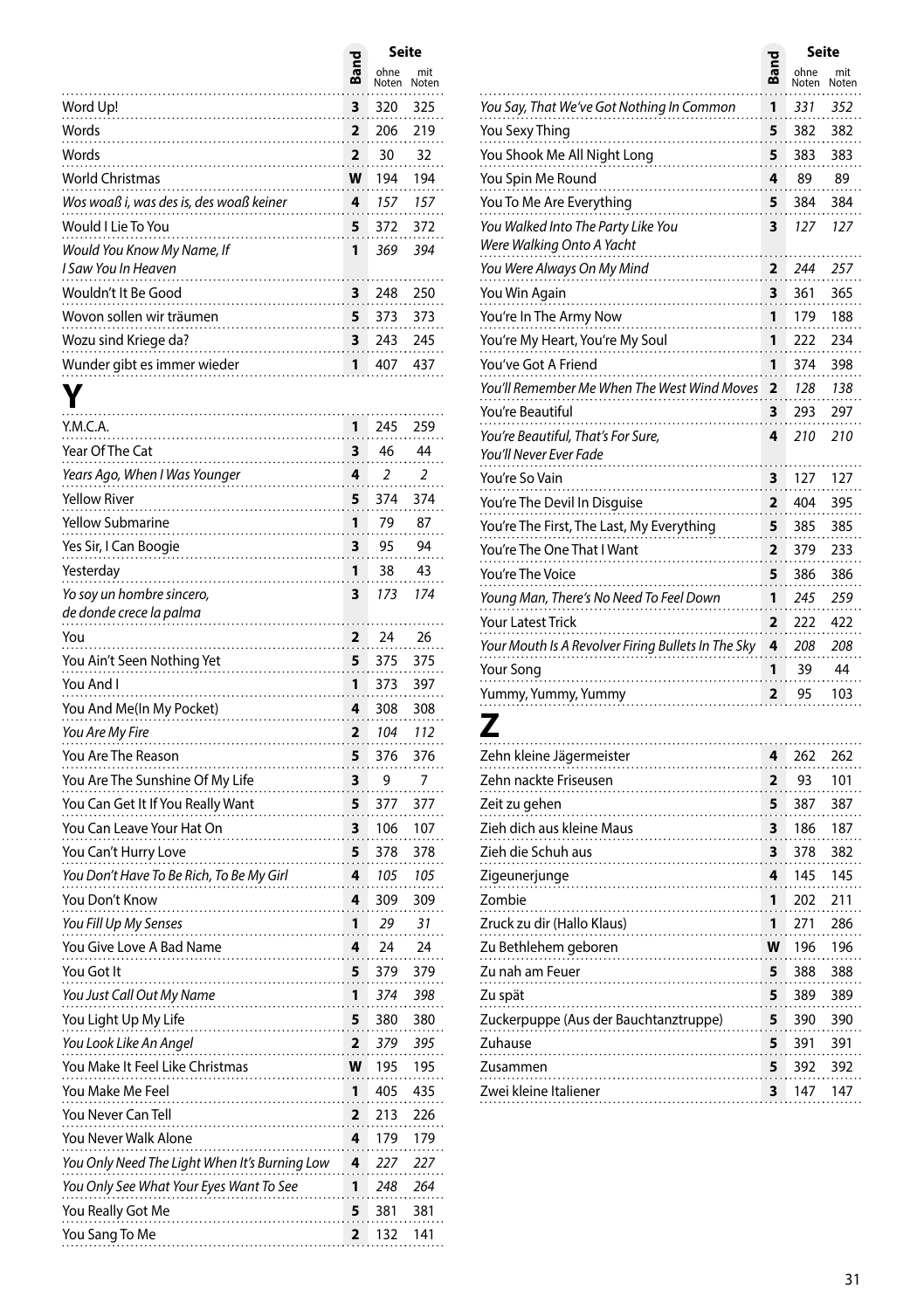| Titel | Band | Seite ohne Noten | Seite mit Noten |
|---|---|---|---|
| Word Up! | 3 | 320 | 325 |
| Words | 2 | 206 | 219 |
| Words | 2 | 30 | 32 |
| World Christmas | W | 194 | 194 |
| *Wos woaß i, was des is, des woaß keiner* | 4 | *157* | *157* |
| Would I Lie To You | 5 | 372 | 372 |
| *Would You Know My Name, If I Saw You In Heaven* | 1 | *369* | *394* |
| Wouldn't It Be Good | 3 | 248 | 250 |
| Wovon sollen wir träumen | 5 | 373 | 373 |
| Wozu sind Kriege da? | 3 | 243 | 245 |
| Wunder gibt es immer wieder | 1 | 407 | 437 |

# Y

| Titel | Band | Seite ohne Noten | Seite mit Noten |
|---|---|---|---|
| Y.M.C.A. | 1 | 245 | 259 |
| Year Of The Cat | 3 | 46 | 44 |
| *Years Ago, When I Was Younger* | 4 | *2* | *2* |
| Yellow River | 5 | 374 | 374 |
| Yellow Submarine | 1 | 79 | 87 |
| Yes Sir, I Can Boogie | 3 | 95 | 94 |
| Yesterday | 1 | 38 | 43 |
| *Yo soy un hombre sincero, de donde crece la palma* | 3 | *173* | *174* |
| You | 2 | 24 | 26 |
| You Ain't Seen Nothing Yet | 5 | 375 | 375 |
| You And I | 1 | 373 | 397 |
| You And Me(In My Pocket) | 4 | 308 | 308 |
| *You Are My Fire* | 2 | *104* | *112* |
| You Are The Reason | 5 | 376 | 376 |
| You Are The Sunshine Of My Life | 3 | 9 | 7 |
| You Can Get It If You Really Want | 5 | 377 | 377 |
| You Can Leave Your Hat On | 3 | 106 | 107 |
| You Can't Hurry Love | 5 | 378 | 378 |
| *You Don't Have To Be Rich, To Be My Girl* | 4 | *105* | *105* |
| You Don't Know | 4 | 309 | 309 |
| *You Fill Up My Senses* | 1 | *29* | *31* |
| You Give Love A Bad Name | 4 | 24 | 24 |
| You Got It | 5 | 379 | 379 |
| *You Just Call Out My Name* | 1 | *374* | *398* |
| You Light Up My Life | 5 | 380 | 380 |
| *You Look Like An Angel* | 2 | *379* | *395* |
| You Make It Feel Like Christmas | W | 195 | 195 |
| You Make Me Feel | 1 | 405 | 435 |
| You Never Can Tell | 2 | 213 | 226 |
| You Never Walk Alone | 4 | 179 | 179 |
| *You Only Need The Light When It's Burning Low* | 4 | *227* | *227* |
| *You Only See What Your Eyes Want To See* | 1 | *248* | *264* |
| You Really Got Me | 5 | 381 | 381 |
| You Sang To Me | 2 | 132 | 141 |
| *You Say, That We've Got Nothing In Common* | 1 | *331* | *352* |
| You Sexy Thing | 5 | 382 | 382 |
| You Shook Me All Night Long | 5 | 383 | 383 |
| You Spin Me Round | 4 | 89 | 89 |
| You To Me Are Everything | 5 | 384 | 384 |
| *You Walked Into The Party Like You Were Walking Onto A Yacht* | 3 | *127* | *127* |
| *You Were Always On My Mind* | 2 | *244* | *257* |
| You Win Again | 3 | 361 | 365 |
| You're In The Army Now | 1 | 179 | 188 |
| You're My Heart, You're My Soul | 1 | 222 | 234 |
| You've Got A Friend | 1 | 374 | 398 |
| *You'll Remember Me When The West Wind Moves* | 2 | *128* | *138* |
| You're Beautiful | 3 | 293 | 297 |
| *You're Beautiful, That's For Sure, You'll Never Ever Fade* | 4 | *210* | *210* |
| You're So Vain | 3 | 127 | 127 |
| You're The Devil In Disguise | 2 | 404 | 395 |
| You're The First, The Last, My Everything | 5 | 385 | 385 |
| You're The One That I Want | 2 | 379 | 233 |
| You're The Voice | 5 | 386 | 386 |
| *Young Man, There's No Need To Feel Down* | 1 | *245* | *259* |
| Your Latest Trick | 2 | 222 | 422 |
| *Your Mouth Is A Revolver Firing Bullets In The Sky* | 4 | *208* | *208* |
| Your Song | 1 | 39 | 44 |
| Yummy, Yummy, Yummy | 2 | 95 | 103 |

# Z

| Titel | Band | Seite ohne Noten | Seite mit Noten |
|---|---|---|---|
| Zehn kleine Jägermeister | 4 | 262 | 262 |
| Zehn nackte Friseusen | 2 | 93 | 101 |
| Zeit zu gehen | 5 | 387 | 387 |
| Zieh dich aus kleine Maus | 3 | 186 | 187 |
| Zieh die Schuh aus | 3 | 378 | 382 |
| Zigeunerjunge | 4 | 145 | 145 |
| Zombie | 1 | 202 | 211 |
| Zruck zu dir (Hallo Klaus) | 1 | 271 | 286 |
| Zu Bethlehem geboren | W | 196 | 196 |
| Zu nah am Feuer | 5 | 388 | 388 |
| Zu spät | 5 | 389 | 389 |
| Zuckerpuppe (Aus der Bauchtanztruppe) | 5 | 390 | 390 |
| Zuhause | 5 | 391 | 391 |
| Zusammen | 5 | 392 | 392 |
| Zwei kleine Italiener | 3 | 147 | 147 |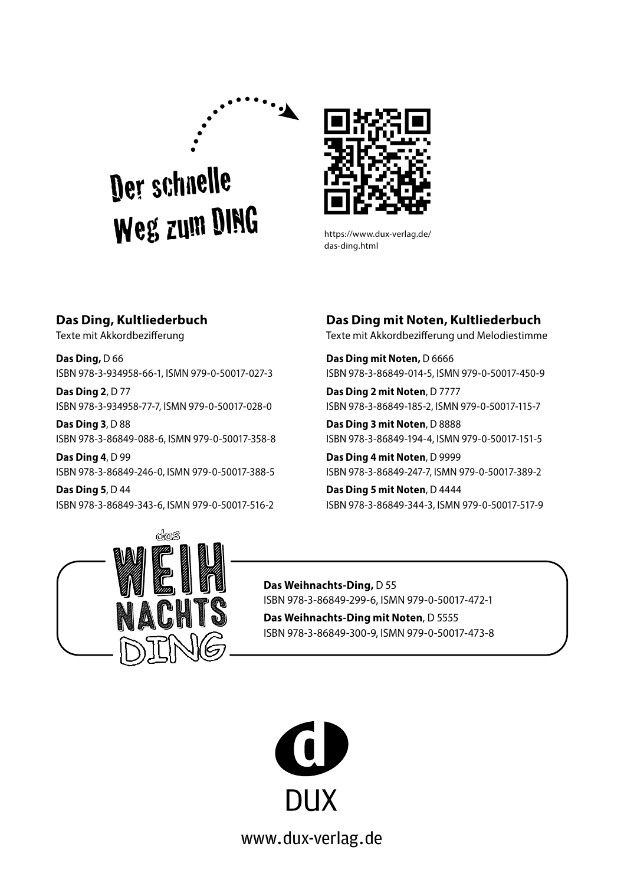Der schnelle Weg zum DING

https://www.dux-verlag.de/das-ding.html

## Das Ding, Kultliederbuch

Texte mit Akkordbezifferung

**Das Ding,** D 66
ISBN 978-3-934958-66-1, ISMN 979-0-50017-027-3

**Das Ding 2**, D 77
ISBN 978-3-934958-77-7, ISMN 979-0-50017-028-0

**Das Ding 3**, D 88
ISBN 978-3-86849-088-6, ISMN 979-0-50017-358-8

**Das Ding 4**, D 99
ISBN 978-3-86849-246-0, ISMN 979-0-50017-388-5

**Das Ding 5**, D 44
ISBN 978-3-86849-343-6, ISMN 979-0-50017-516-2

## Das Ding mit Noten, Kultliederbuch

Texte mit Akkordbezifferung und Melodiestimme

**Das Ding mit Noten,** D 6666
ISBN 978-3-86849-014-5, ISMN 979-0-50017-450-9

**Das Ding 2 mit Noten**, D 7777
ISBN 978-3-86849-185-2, ISMN 979-0-50017-115-7

**Das Ding 3 mit Noten**, D 8888
ISBN 978-3-86849-194-4, ISMN 979-0-50017-151-5

**Das Ding 4 mit Noten**, D 9999
ISBN 978-3-86849-247-7, ISMN 979-0-50017-389-2

**Das Ding 5 mit Noten**, D 4444
ISBN 978-3-86849-344-3, ISMN 979-0-50017-517-9

das WEIHNACHTS DING

**Das Weihnachts-Ding,** D 55
ISBN 978-3-86849-299-6, ISMN 979-0-50017-472-1

**Das Weihnachts-Ding mit Noten**, D 5555
ISBN 978-3-86849-300-9, ISMN 979-0-50017-473-8

DUX

www.dux-verlag.de